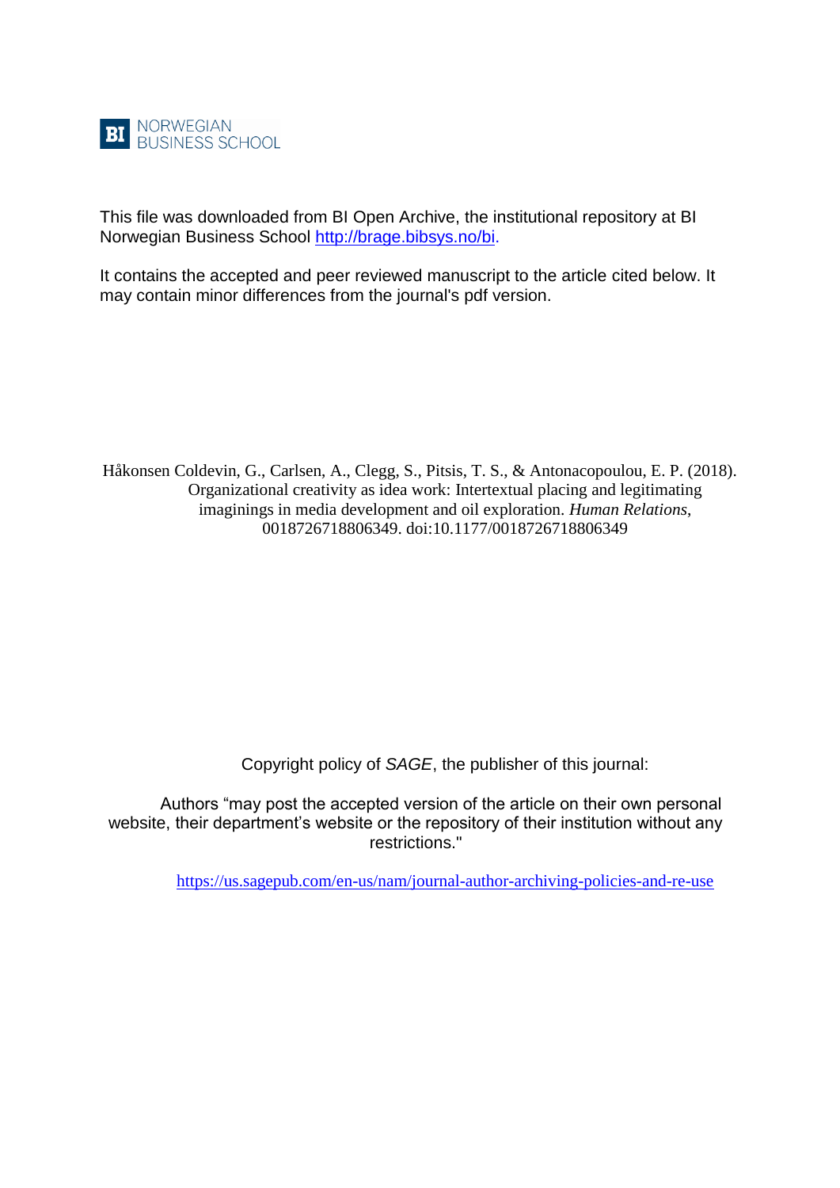BI NORWEGIAN BUSINESS SCHOOL

This file was downloaded from BI Open Archive, the institutional repository at BI Norwegian Business School http://brage.bibsys.no/bi.

It contains the accepted and peer reviewed manuscript to the article cited below. It may contain minor differences from the journal's pdf version.

Håkonsen Coldevin, G., Carlsen, A., Clegg, S., Pitsis, T. S., & Antonacopoulou, E. P. (2018). Organizational creativity as idea work: Intertextual placing and legitimating imaginings in media development and oil exploration. *Human Relations*, 0018726718806349. doi:10.1177/0018726718806349

Copyright policy of *SAGE*, the publisher of this journal:

Authors "may post the accepted version of the article on their own personal website, their department's website or the repository of their institution without any restrictions."

https://us.sagepub.com/en-us/nam/journal-author-archiving-policies-and-re-use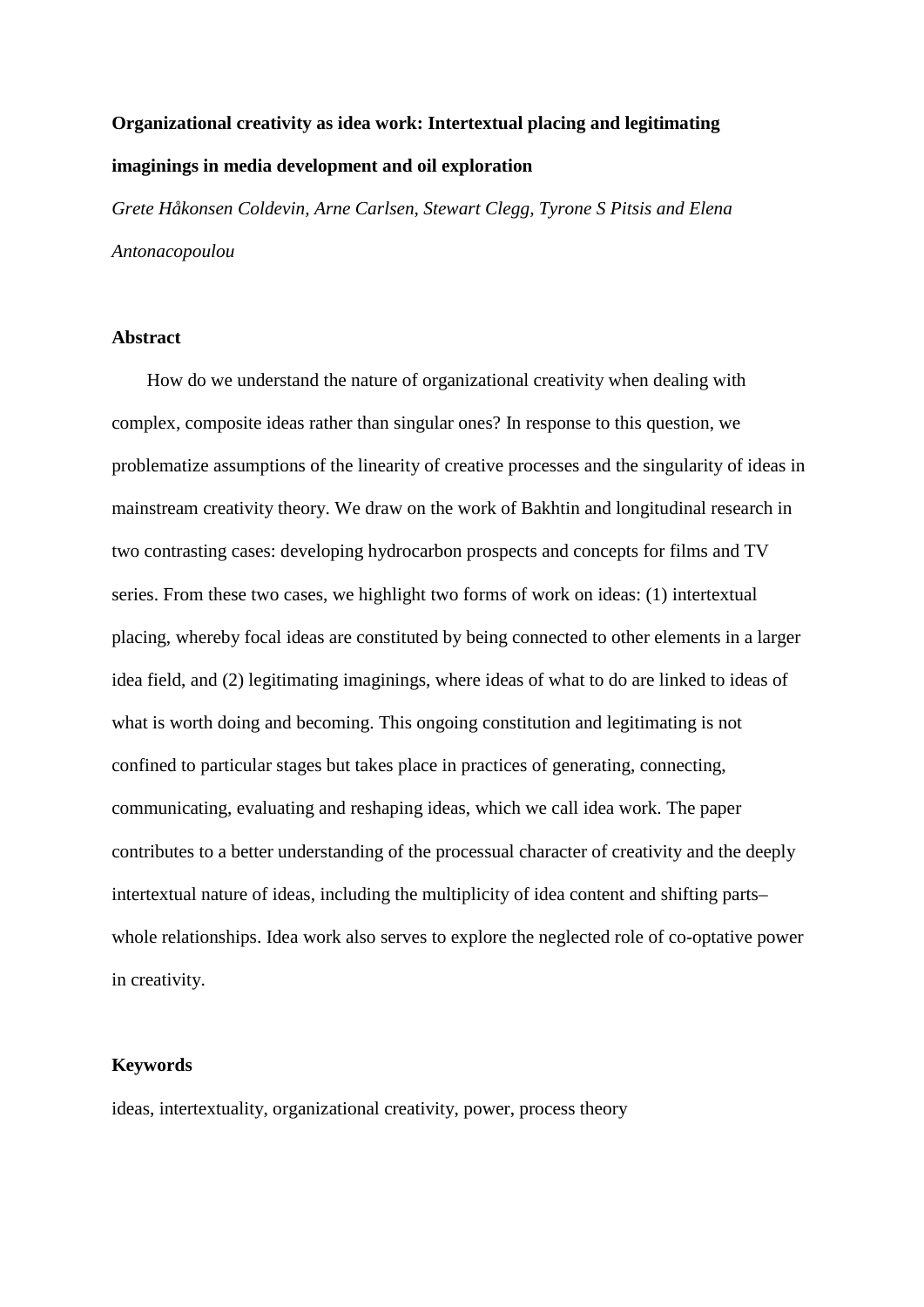**Organizational creativity as idea work: Intertextual placing and legitimating imaginings in media development and oil exploration**

*Grete Håkonsen Coldevin, Arne Carlsen, Stewart Clegg, Tyrone S Pitsis and Elena Antonacopoulou*

## Abstract

How do we understand the nature of organizational creativity when dealing with complex, composite ideas rather than singular ones? In response to this question, we problematize assumptions of the linearity of creative processes and the singularity of ideas in mainstream creativity theory. We draw on the work of Bakhtin and longitudinal research in two contrasting cases: developing hydrocarbon prospects and concepts for films and TV series. From these two cases, we highlight two forms of work on ideas: (1) intertextual placing, whereby focal ideas are constituted by being connected to other elements in a larger idea field, and (2) legitimating imaginings, where ideas of what to do are linked to ideas of what is worth doing and becoming. This ongoing constitution and legitimating is not confined to particular stages but takes place in practices of generating, connecting, communicating, evaluating and reshaping ideas, which we call idea work. The paper contributes to a better understanding of the processual character of creativity and the deeply intertextual nature of ideas, including the multiplicity of idea content and shifting parts–whole relationships. Idea work also serves to explore the neglected role of co-optative power in creativity.

## Keywords

ideas, intertextuality, organizational creativity, power, process theory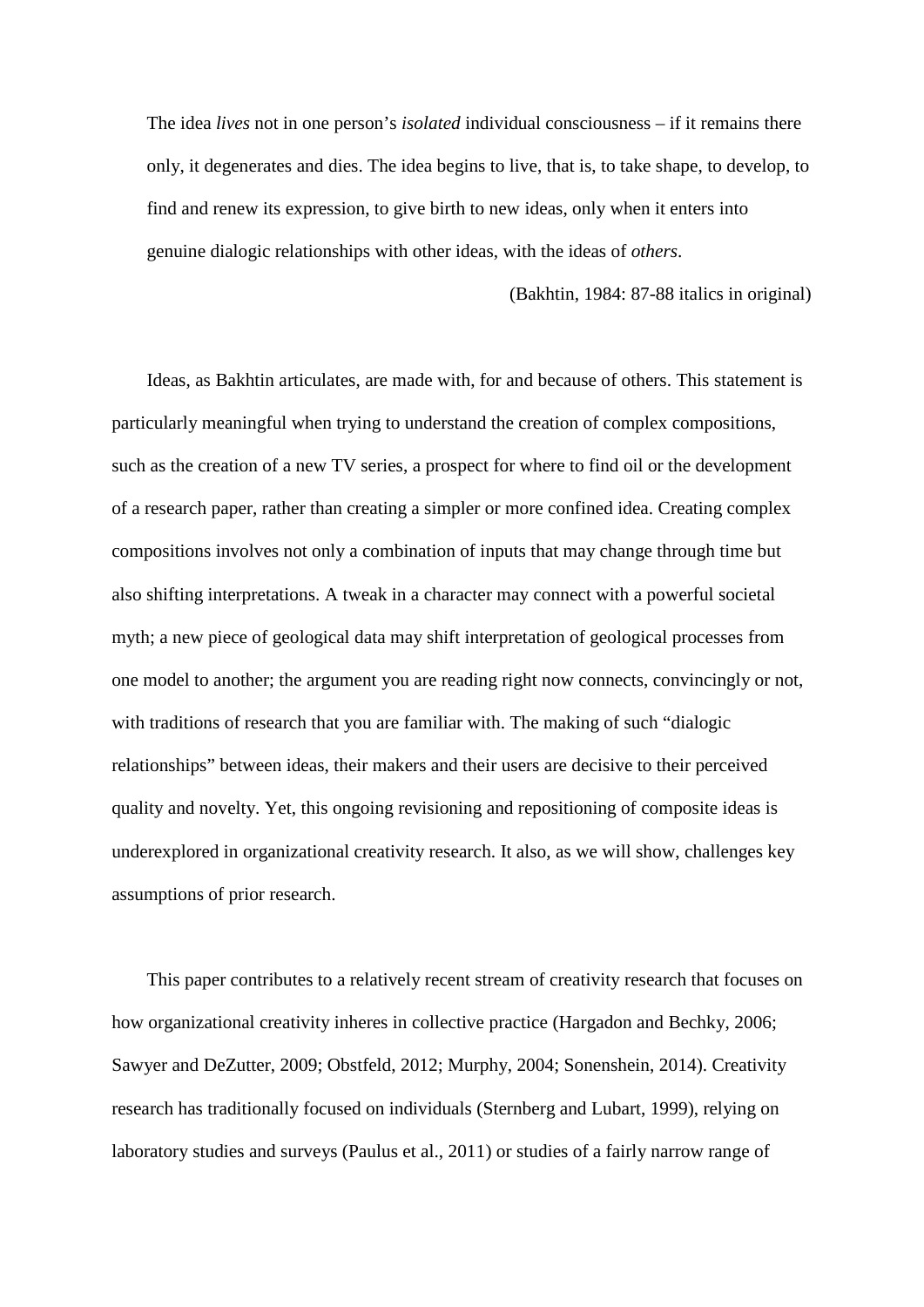> The idea *lives* not in one person's *isolated* individual consciousness – if it remains there only, it degenerates and dies. The idea begins to live, that is, to take shape, to develop, to find and renew its expression, to give birth to new ideas, only when it enters into genuine dialogic relationships with other ideas, with the ideas of *others*.
>
> (Bakhtin, 1984: 87-88 italics in original)

Ideas, as Bakhtin articulates, are made with, for and because of others. This statement is particularly meaningful when trying to understand the creation of complex compositions, such as the creation of a new TV series, a prospect for where to find oil or the development of a research paper, rather than creating a simpler or more confined idea. Creating complex compositions involves not only a combination of inputs that may change through time but also shifting interpretations. A tweak in a character may connect with a powerful societal myth; a new piece of geological data may shift interpretation of geological processes from one model to another; the argument you are reading right now connects, convincingly or not, with traditions of research that you are familiar with. The making of such "dialogic relationships" between ideas, their makers and their users are decisive to their perceived quality and novelty. Yet, this ongoing revisioning and repositioning of composite ideas is underexplored in organizational creativity research. It also, as we will show, challenges key assumptions of prior research.

This paper contributes to a relatively recent stream of creativity research that focuses on how organizational creativity inheres in collective practice (Hargadon and Bechky, 2006; Sawyer and DeZutter, 2009; Obstfeld, 2012; Murphy, 2004; Sonenshein, 2014). Creativity research has traditionally focused on individuals (Sternberg and Lubart, 1999), relying on laboratory studies and surveys (Paulus et al., 2011) or studies of a fairly narrow range of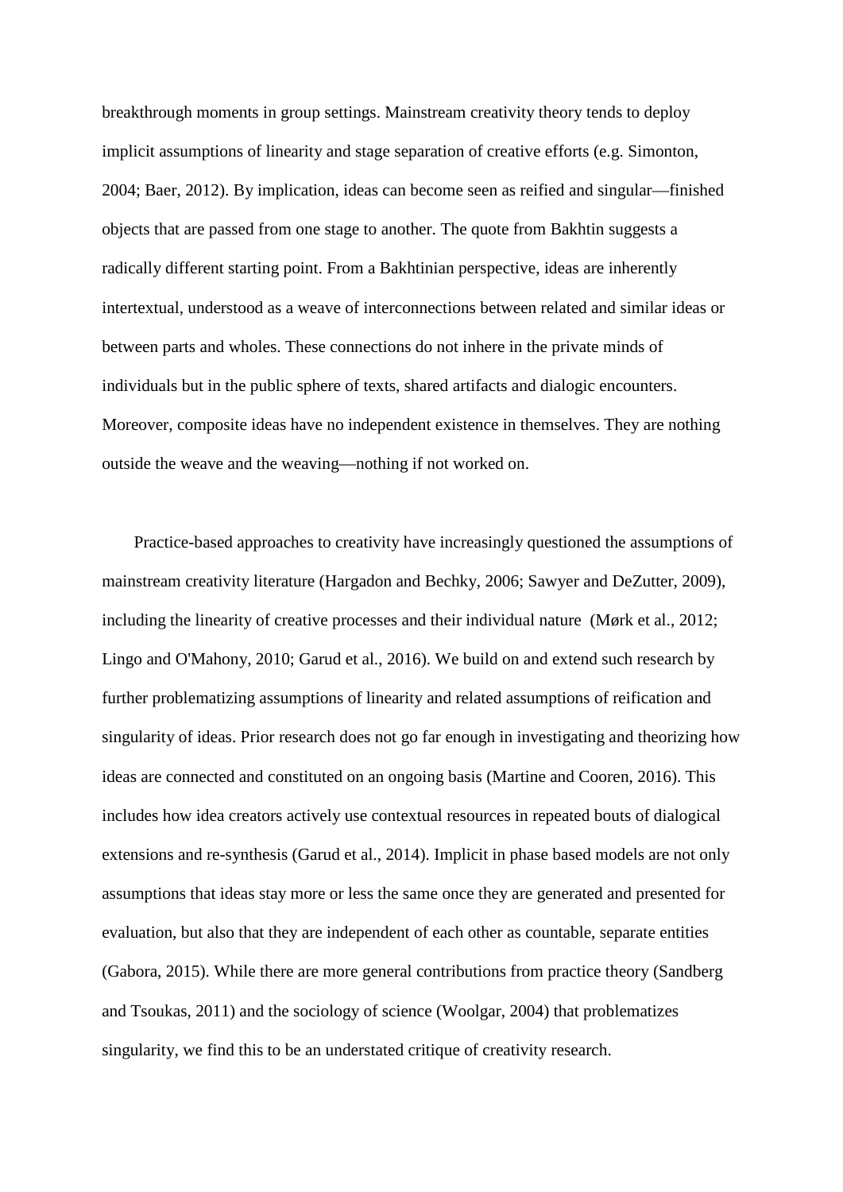breakthrough moments in group settings. Mainstream creativity theory tends to deploy implicit assumptions of linearity and stage separation of creative efforts (e.g. Simonton, 2004; Baer, 2012). By implication, ideas can become seen as reified and singular—finished objects that are passed from one stage to another. The quote from Bakhtin suggests a radically different starting point. From a Bakhtinian perspective, ideas are inherently intertextual, understood as a weave of interconnections between related and similar ideas or between parts and wholes. These connections do not inhere in the private minds of individuals but in the public sphere of texts, shared artifacts and dialogic encounters. Moreover, composite ideas have no independent existence in themselves. They are nothing outside the weave and the weaving—nothing if not worked on.

Practice-based approaches to creativity have increasingly questioned the assumptions of mainstream creativity literature (Hargadon and Bechky, 2006; Sawyer and DeZutter, 2009), including the linearity of creative processes and their individual nature (Mørk et al., 2012; Lingo and O'Mahony, 2010; Garud et al., 2016). We build on and extend such research by further problematizing assumptions of linearity and related assumptions of reification and singularity of ideas. Prior research does not go far enough in investigating and theorizing how ideas are connected and constituted on an ongoing basis (Martine and Cooren, 2016). This includes how idea creators actively use contextual resources in repeated bouts of dialogical extensions and re-synthesis (Garud et al., 2014). Implicit in phase based models are not only assumptions that ideas stay more or less the same once they are generated and presented for evaluation, but also that they are independent of each other as countable, separate entities (Gabora, 2015). While there are more general contributions from practice theory (Sandberg and Tsoukas, 2011) and the sociology of science (Woolgar, 2004) that problematizes singularity, we find this to be an understated critique of creativity research.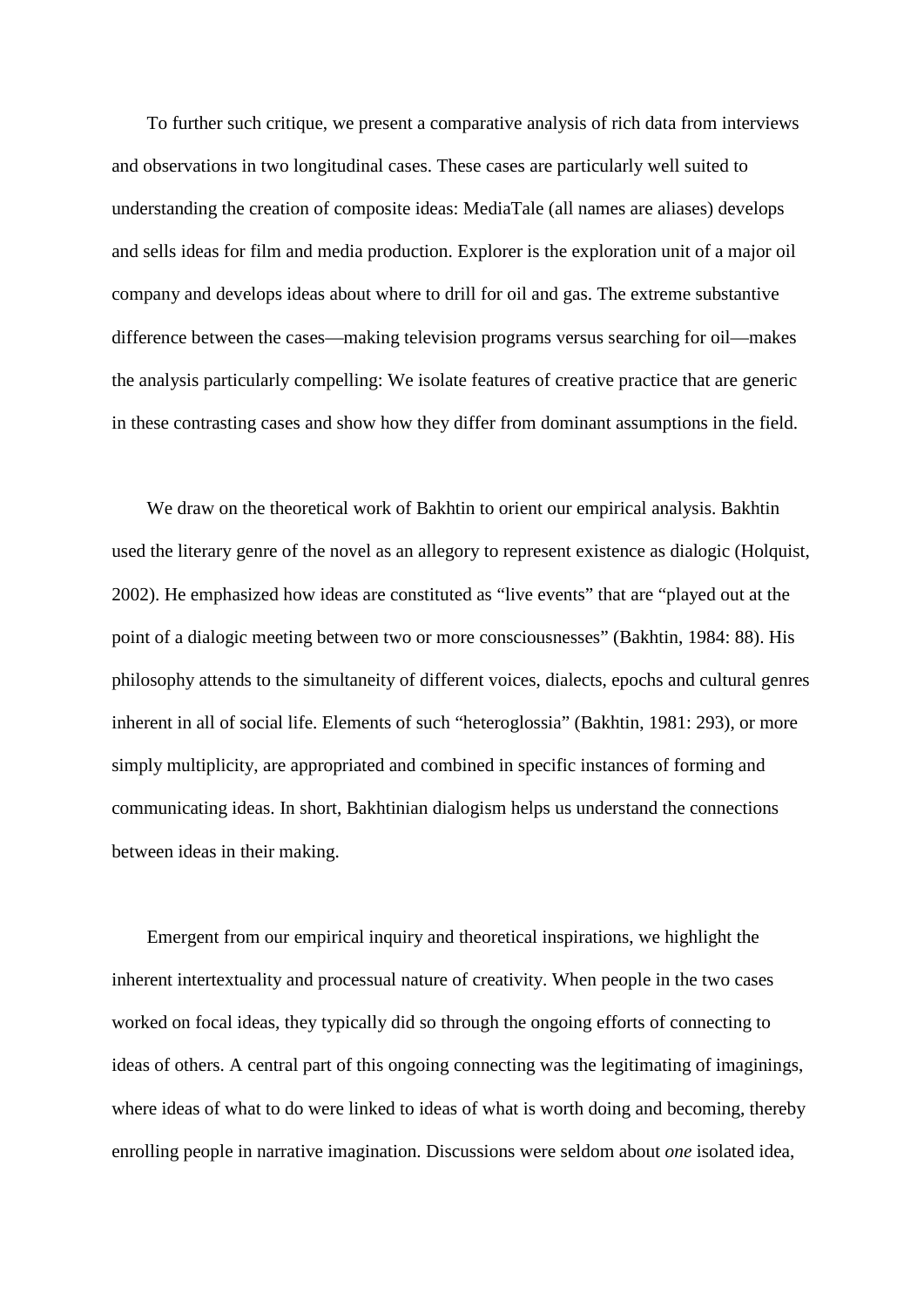To further such critique, we present a comparative analysis of rich data from interviews and observations in two longitudinal cases. These cases are particularly well suited to understanding the creation of composite ideas: MediaTale (all names are aliases) develops and sells ideas for film and media production. Explorer is the exploration unit of a major oil company and develops ideas about where to drill for oil and gas. The extreme substantive difference between the cases—making television programs versus searching for oil—makes the analysis particularly compelling: We isolate features of creative practice that are generic in these contrasting cases and show how they differ from dominant assumptions in the field.

We draw on the theoretical work of Bakhtin to orient our empirical analysis. Bakhtin used the literary genre of the novel as an allegory to represent existence as dialogic (Holquist, 2002). He emphasized how ideas are constituted as "live events" that are "played out at the point of a dialogic meeting between two or more consciousnesses" (Bakhtin, 1984: 88). His philosophy attends to the simultaneity of different voices, dialects, epochs and cultural genres inherent in all of social life. Elements of such "heteroglossia" (Bakhtin, 1981: 293), or more simply multiplicity, are appropriated and combined in specific instances of forming and communicating ideas. In short, Bakhtinian dialogism helps us understand the connections between ideas in their making.

Emergent from our empirical inquiry and theoretical inspirations, we highlight the inherent intertextuality and processual nature of creativity. When people in the two cases worked on focal ideas, they typically did so through the ongoing efforts of connecting to ideas of others. A central part of this ongoing connecting was the legitimating of imaginings, where ideas of what to do were linked to ideas of what is worth doing and becoming, thereby enrolling people in narrative imagination. Discussions were seldom about *one* isolated idea,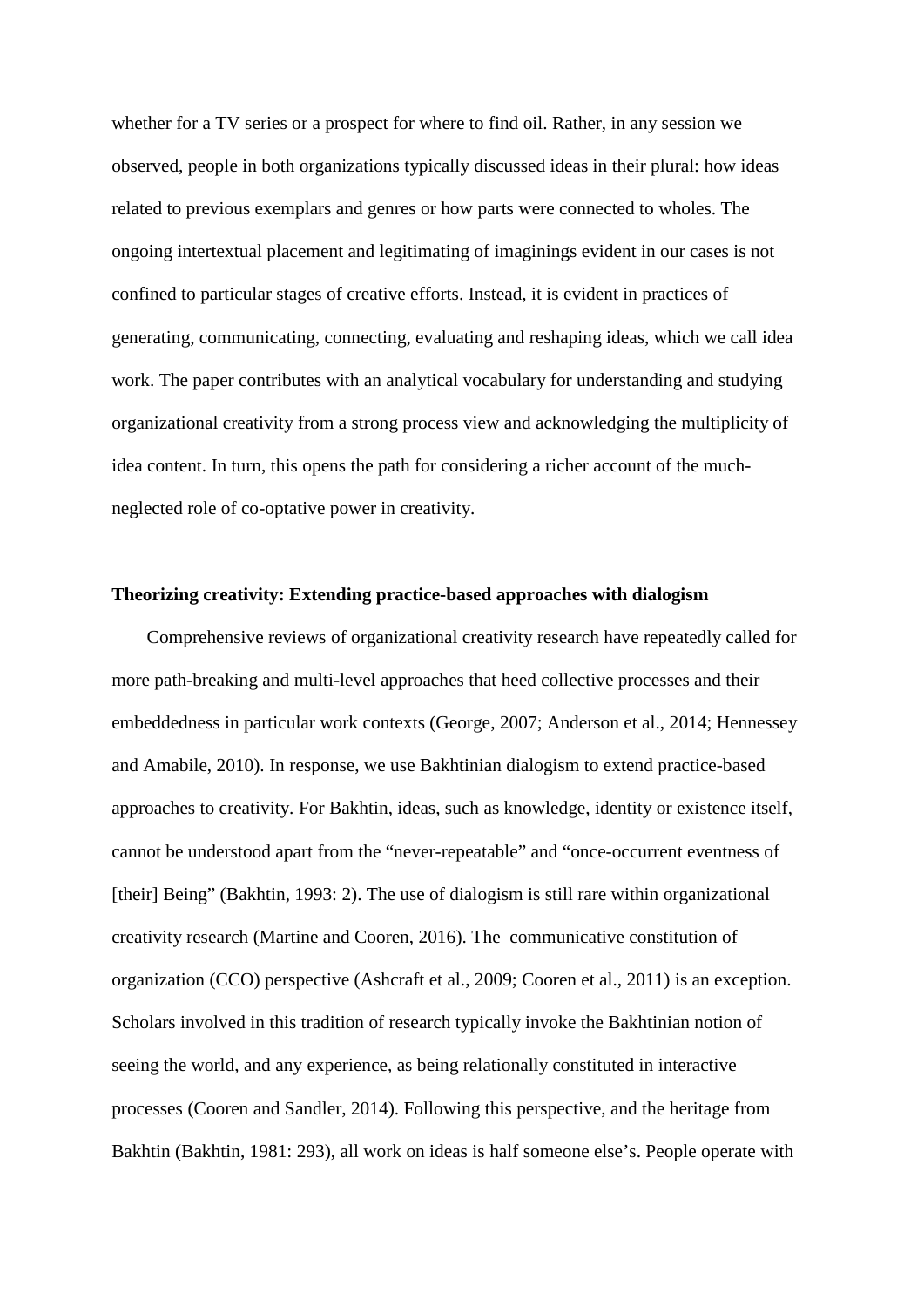whether for a TV series or a prospect for where to find oil. Rather, in any session we observed, people in both organizations typically discussed ideas in their plural: how ideas related to previous exemplars and genres or how parts were connected to wholes. The ongoing intertextual placement and legitimating of imaginings evident in our cases is not confined to particular stages of creative efforts. Instead, it is evident in practices of generating, communicating, connecting, evaluating and reshaping ideas, which we call idea work. The paper contributes with an analytical vocabulary for understanding and studying organizational creativity from a strong process view and acknowledging the multiplicity of idea content. In turn, this opens the path for considering a richer account of the much-neglected role of co-optative power in creativity.

## Theorizing creativity: Extending practice-based approaches with dialogism

Comprehensive reviews of organizational creativity research have repeatedly called for more path-breaking and multi-level approaches that heed collective processes and their embeddedness in particular work contexts (George, 2007; Anderson et al., 2014; Hennessey and Amabile, 2010). In response, we use Bakhtinian dialogism to extend practice-based approaches to creativity. For Bakhtin, ideas, such as knowledge, identity or existence itself, cannot be understood apart from the "never-repeatable" and "once-occurrent eventness of [their] Being" (Bakhtin, 1993: 2). The use of dialogism is still rare within organizational creativity research (Martine and Cooren, 2016). The communicative constitution of organization (CCO) perspective (Ashcraft et al., 2009; Cooren et al., 2011) is an exception. Scholars involved in this tradition of research typically invoke the Bakhtinian notion of seeing the world, and any experience, as being relationally constituted in interactive processes (Cooren and Sandler, 2014). Following this perspective, and the heritage from Bakhtin (Bakhtin, 1981: 293), all work on ideas is half someone else's. People operate with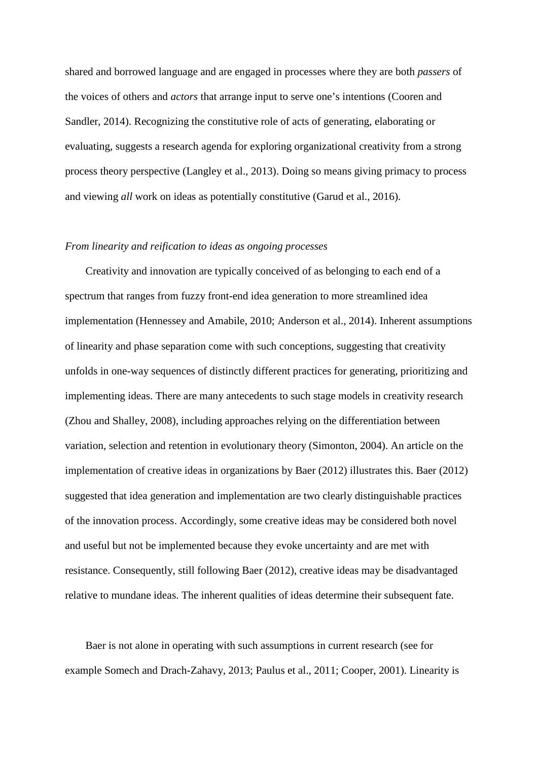shared and borrowed language and are engaged in processes where they are both *passers* of the voices of others and *actors* that arrange input to serve one's intentions (Cooren and Sandler, 2014). Recognizing the constitutive role of acts of generating, elaborating or evaluating, suggests a research agenda for exploring organizational creativity from a strong process theory perspective (Langley et al., 2013). Doing so means giving primacy to process and viewing *all* work on ideas as potentially constitutive (Garud et al., 2016).

*From linearity and reification to ideas as ongoing processes*

Creativity and innovation are typically conceived of as belonging to each end of a spectrum that ranges from fuzzy front-end idea generation to more streamlined idea implementation (Hennessey and Amabile, 2010; Anderson et al., 2014). Inherent assumptions of linearity and phase separation come with such conceptions, suggesting that creativity unfolds in one-way sequences of distinctly different practices for generating, prioritizing and implementing ideas. There are many antecedents to such stage models in creativity research (Zhou and Shalley, 2008), including approaches relying on the differentiation between variation, selection and retention in evolutionary theory (Simonton, 2004). An article on the implementation of creative ideas in organizations by Baer (2012) illustrates this. Baer (2012) suggested that idea generation and implementation are two clearly distinguishable practices of the innovation process. Accordingly, some creative ideas may be considered both novel and useful but not be implemented because they evoke uncertainty and are met with resistance. Consequently, still following Baer (2012), creative ideas may be disadvantaged relative to mundane ideas. The inherent qualities of ideas determine their subsequent fate.

Baer is not alone in operating with such assumptions in current research (see for example Somech and Drach-Zahavy, 2013; Paulus et al., 2011; Cooper, 2001). Linearity is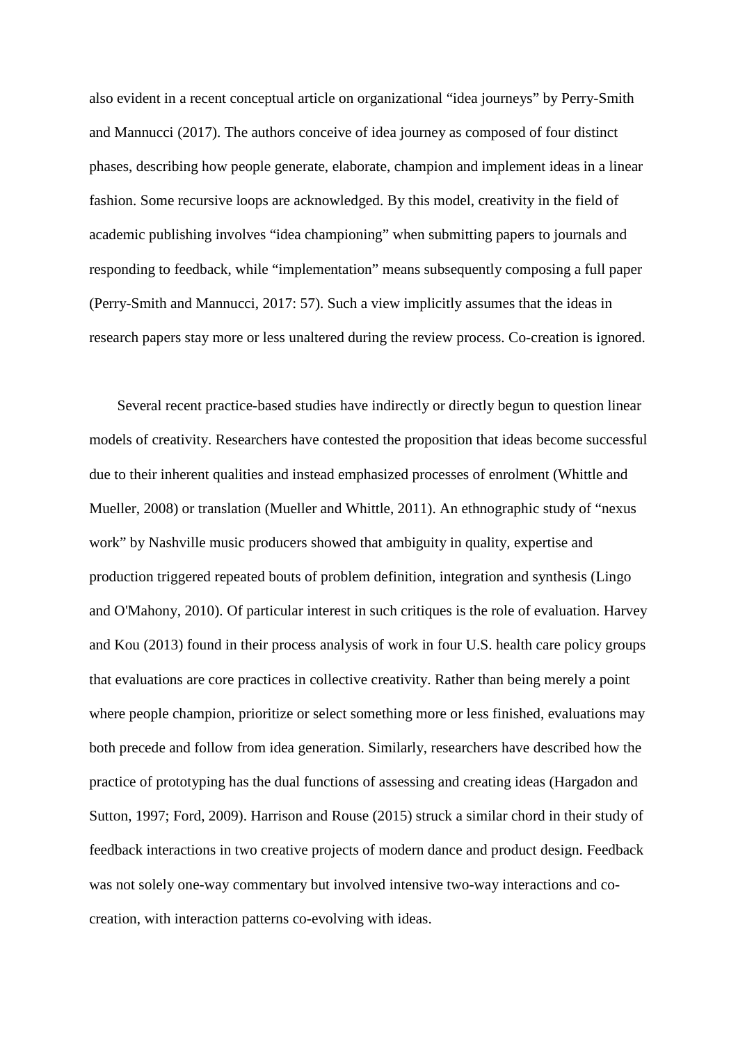also evident in a recent conceptual article on organizational "idea journeys" by Perry-Smith and Mannucci (2017). The authors conceive of idea journey as composed of four distinct phases, describing how people generate, elaborate, champion and implement ideas in a linear fashion. Some recursive loops are acknowledged. By this model, creativity in the field of academic publishing involves "idea championing" when submitting papers to journals and responding to feedback, while "implementation" means subsequently composing a full paper (Perry-Smith and Mannucci, 2017: 57). Such a view implicitly assumes that the ideas in research papers stay more or less unaltered during the review process. Co-creation is ignored.

Several recent practice-based studies have indirectly or directly begun to question linear models of creativity. Researchers have contested the proposition that ideas become successful due to their inherent qualities and instead emphasized processes of enrolment (Whittle and Mueller, 2008) or translation (Mueller and Whittle, 2011). An ethnographic study of "nexus work" by Nashville music producers showed that ambiguity in quality, expertise and production triggered repeated bouts of problem definition, integration and synthesis (Lingo and O'Mahony, 2010). Of particular interest in such critiques is the role of evaluation. Harvey and Kou (2013) found in their process analysis of work in four U.S. health care policy groups that evaluations are core practices in collective creativity. Rather than being merely a point where people champion, prioritize or select something more or less finished, evaluations may both precede and follow from idea generation. Similarly, researchers have described how the practice of prototyping has the dual functions of assessing and creating ideas (Hargadon and Sutton, 1997; Ford, 2009). Harrison and Rouse (2015) struck a similar chord in their study of feedback interactions in two creative projects of modern dance and product design. Feedback was not solely one-way commentary but involved intensive two-way interactions and co-creation, with interaction patterns co-evolving with ideas.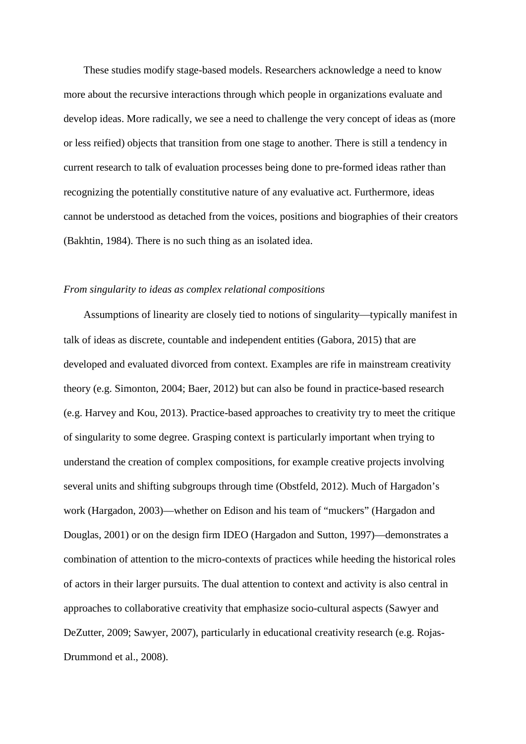These studies modify stage-based models. Researchers acknowledge a need to know more about the recursive interactions through which people in organizations evaluate and develop ideas. More radically, we see a need to challenge the very concept of ideas as (more or less reified) objects that transition from one stage to another. There is still a tendency in current research to talk of evaluation processes being done to pre-formed ideas rather than recognizing the potentially constitutive nature of any evaluative act. Furthermore, ideas cannot be understood as detached from the voices, positions and biographies of their creators (Bakhtin, 1984). There is no such thing as an isolated idea.

*From singularity to ideas as complex relational compositions*

Assumptions of linearity are closely tied to notions of singularity—typically manifest in talk of ideas as discrete, countable and independent entities (Gabora, 2015) that are developed and evaluated divorced from context. Examples are rife in mainstream creativity theory (e.g. Simonton, 2004; Baer, 2012) but can also be found in practice-based research (e.g. Harvey and Kou, 2013). Practice-based approaches to creativity try to meet the critique of singularity to some degree. Grasping context is particularly important when trying to understand the creation of complex compositions, for example creative projects involving several units and shifting subgroups through time (Obstfeld, 2012). Much of Hargadon's work (Hargadon, 2003)—whether on Edison and his team of "muckers" (Hargadon and Douglas, 2001) or on the design firm IDEO (Hargadon and Sutton, 1997)—demonstrates a combination of attention to the micro-contexts of practices while heeding the historical roles of actors in their larger pursuits. The dual attention to context and activity is also central in approaches to collaborative creativity that emphasize socio-cultural aspects (Sawyer and DeZutter, 2009; Sawyer, 2007), particularly in educational creativity research (e.g. Rojas-Drummond et al., 2008).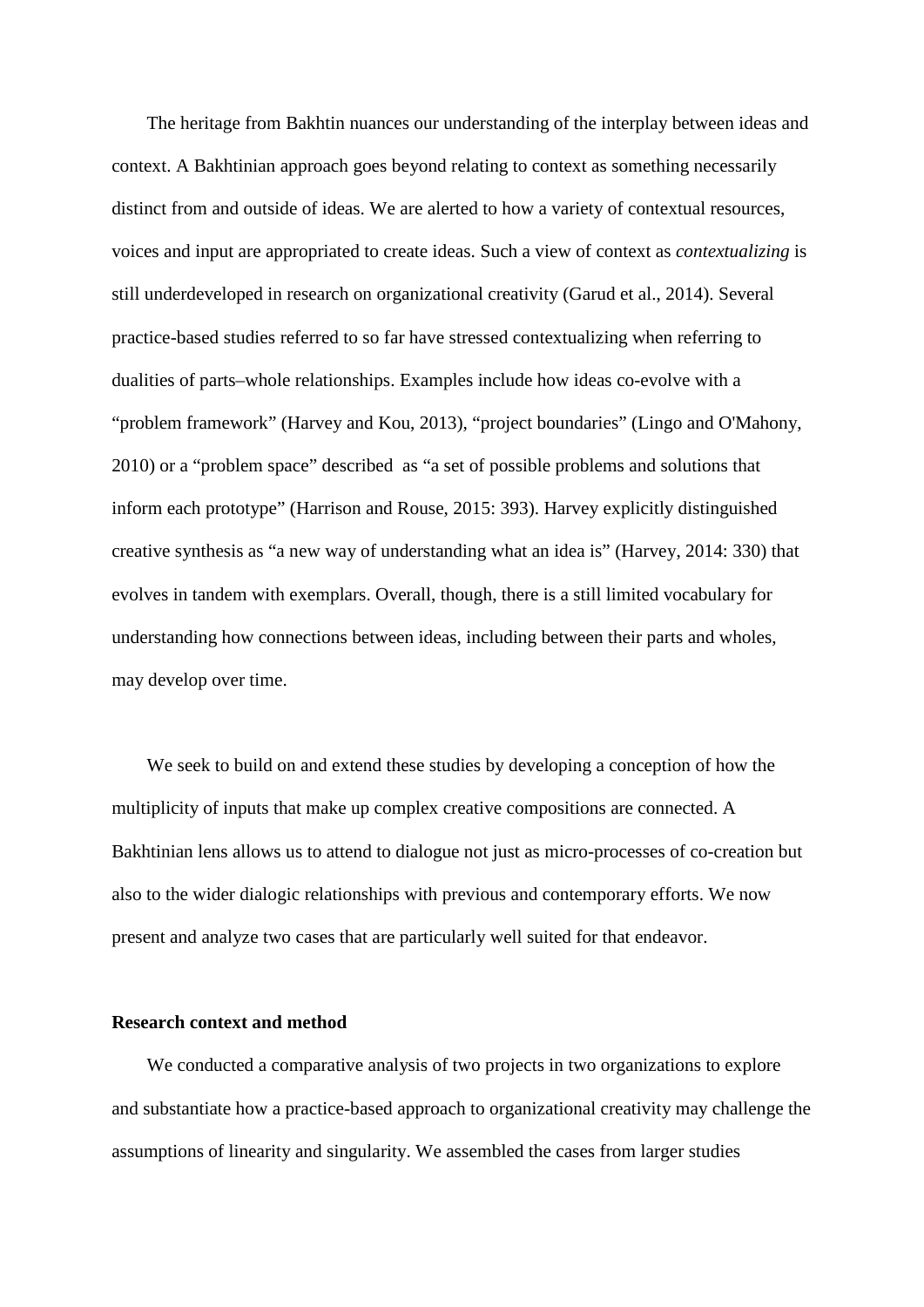The heritage from Bakhtin nuances our understanding of the interplay between ideas and context. A Bakhtinian approach goes beyond relating to context as something necessarily distinct from and outside of ideas. We are alerted to how a variety of contextual resources, voices and input are appropriated to create ideas. Such a view of context as *contextualizing* is still underdeveloped in research on organizational creativity (Garud et al., 2014). Several practice-based studies referred to so far have stressed contextualizing when referring to dualities of parts–whole relationships. Examples include how ideas co-evolve with a "problem framework" (Harvey and Kou, 2013), "project boundaries" (Lingo and O'Mahony, 2010) or a "problem space" described as "a set of possible problems and solutions that inform each prototype" (Harrison and Rouse, 2015: 393). Harvey explicitly distinguished creative synthesis as "a new way of understanding what an idea is" (Harvey, 2014: 330) that evolves in tandem with exemplars. Overall, though, there is a still limited vocabulary for understanding how connections between ideas, including between their parts and wholes, may develop over time.

We seek to build on and extend these studies by developing a conception of how the multiplicity of inputs that make up complex creative compositions are connected. A Bakhtinian lens allows us to attend to dialogue not just as micro-processes of co-creation but also to the wider dialogic relationships with previous and contemporary efforts. We now present and analyze two cases that are particularly well suited for that endeavor.

**Research context and method**

We conducted a comparative analysis of two projects in two organizations to explore and substantiate how a practice-based approach to organizational creativity may challenge the assumptions of linearity and singularity. We assembled the cases from larger studies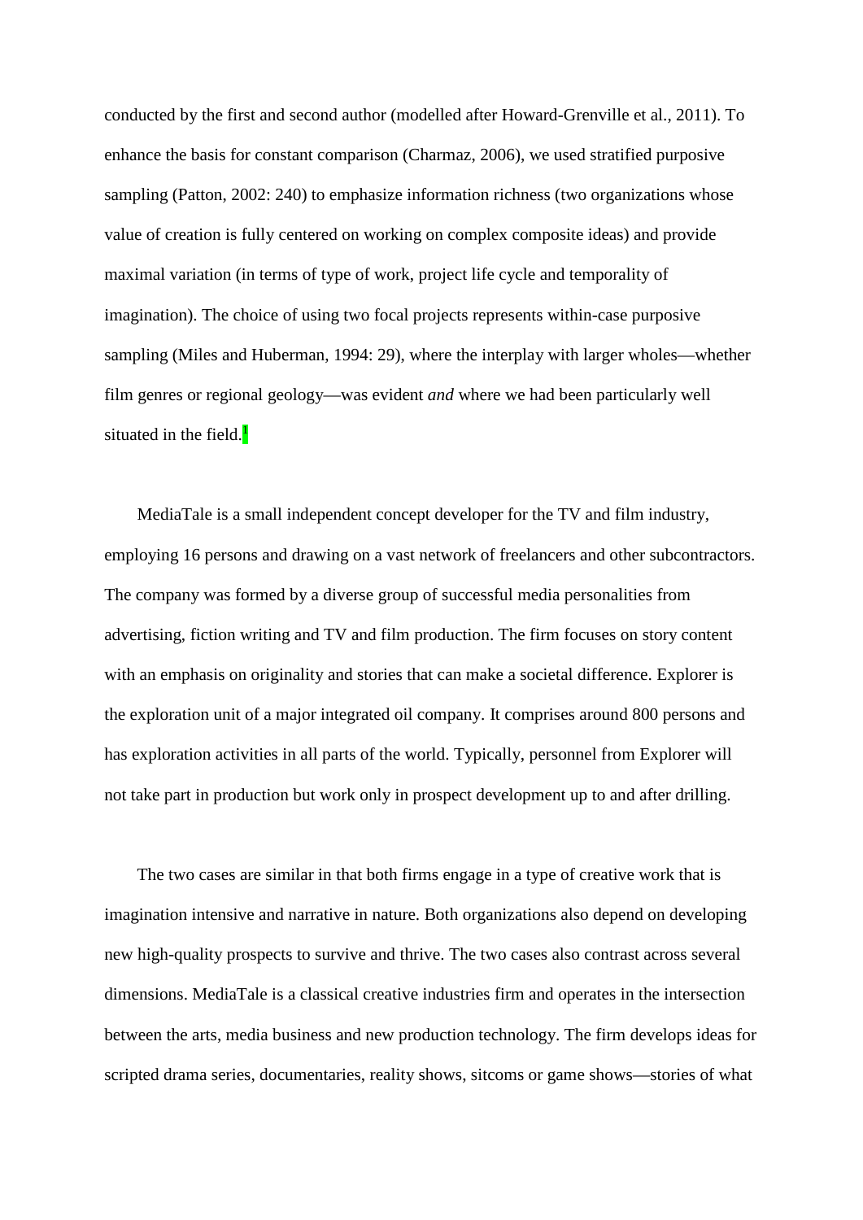conducted by the first and second author (modelled after Howard-Grenville et al., 2011). To enhance the basis for constant comparison (Charmaz, 2006), we used stratified purposive sampling (Patton, 2002: 240) to emphasize information richness (two organizations whose value of creation is fully centered on working on complex composite ideas) and provide maximal variation (in terms of type of work, project life cycle and temporality of imagination). The choice of using two focal projects represents within-case purposive sampling (Miles and Huberman, 1994: 29), where the interplay with larger wholes—whether film genres or regional geology—was evident *and* where we had been particularly well situated in the field.[1]

MediaTale is a small independent concept developer for the TV and film industry, employing 16 persons and drawing on a vast network of freelancers and other subcontractors. The company was formed by a diverse group of successful media personalities from advertising, fiction writing and TV and film production. The firm focuses on story content with an emphasis on originality and stories that can make a societal difference. Explorer is the exploration unit of a major integrated oil company. It comprises around 800 persons and has exploration activities in all parts of the world. Typically, personnel from Explorer will not take part in production but work only in prospect development up to and after drilling.

The two cases are similar in that both firms engage in a type of creative work that is imagination intensive and narrative in nature. Both organizations also depend on developing new high-quality prospects to survive and thrive. The two cases also contrast across several dimensions. MediaTale is a classical creative industries firm and operates in the intersection between the arts, media business and new production technology. The firm develops ideas for scripted drama series, documentaries, reality shows, sitcoms or game shows—stories of what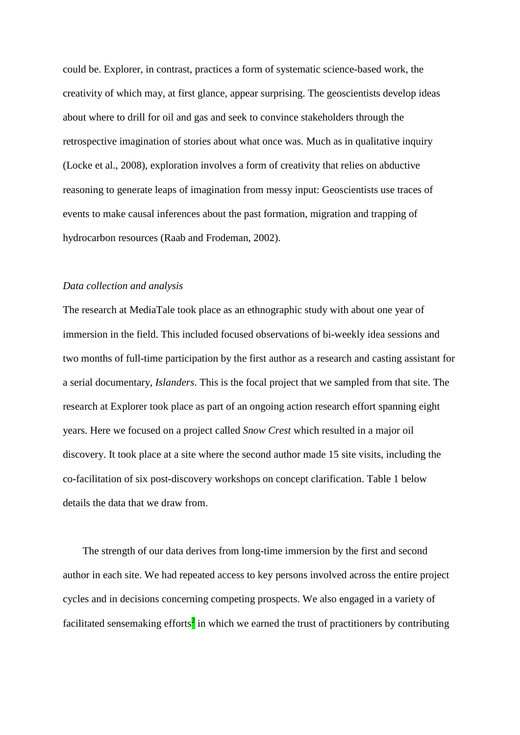could be. Explorer, in contrast, practices a form of systematic science-based work, the creativity of which may, at first glance, appear surprising. The geoscientists develop ideas about where to drill for oil and gas and seek to convince stakeholders through the retrospective imagination of stories about what once was. Much as in qualitative inquiry (Locke et al., 2008), exploration involves a form of creativity that relies on abductive reasoning to generate leaps of imagination from messy input: Geoscientists use traces of events to make causal inferences about the past formation, migration and trapping of hydrocarbon resources (Raab and Frodeman, 2002).

*Data collection and analysis*

The research at MediaTale took place as an ethnographic study with about one year of immersion in the field. This included focused observations of bi-weekly idea sessions and two months of full-time participation by the first author as a research and casting assistant for a serial documentary, *Islanders*. This is the focal project that we sampled from that site. The research at Explorer took place as part of an ongoing action research effort spanning eight years. Here we focused on a project called *Snow Crest* which resulted in a major oil discovery. It took place at a site where the second author made 15 site visits, including the co-facilitation of six post-discovery workshops on concept clarification. Table 1 below details the data that we draw from.

The strength of our data derives from long-time immersion by the first and second author in each site. We had repeated access to key persons involved across the entire project cycles and in decisions concerning competing prospects. We also engaged in a variety of facilitated sensemaking efforts[2] in which we earned the trust of practitioners by contributing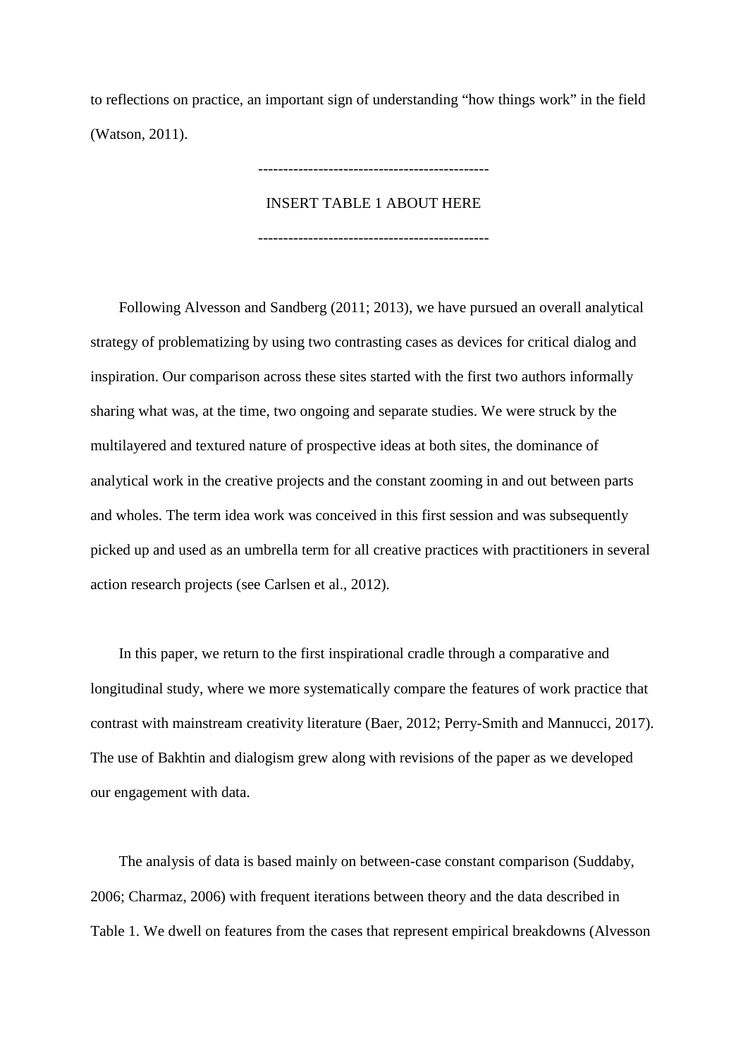to reflections on practice, an important sign of understanding "how things work" in the field (Watson, 2011).

---------------------------------------------

INSERT TABLE 1 ABOUT HERE

---------------------------------------------

Following Alvesson and Sandberg (2011; 2013), we have pursued an overall analytical strategy of problematizing by using two contrasting cases as devices for critical dialog and inspiration. Our comparison across these sites started with the first two authors informally sharing what was, at the time, two ongoing and separate studies. We were struck by the multilayered and textured nature of prospective ideas at both sites, the dominance of analytical work in the creative projects and the constant zooming in and out between parts and wholes. The term idea work was conceived in this first session and was subsequently picked up and used as an umbrella term for all creative practices with practitioners in several action research projects (see Carlsen et al., 2012).

In this paper, we return to the first inspirational cradle through a comparative and longitudinal study, where we more systematically compare the features of work practice that contrast with mainstream creativity literature (Baer, 2012; Perry-Smith and Mannucci, 2017). The use of Bakhtin and dialogism grew along with revisions of the paper as we developed our engagement with data.

The analysis of data is based mainly on between-case constant comparison (Suddaby, 2006; Charmaz, 2006) with frequent iterations between theory and the data described in Table 1. We dwell on features from the cases that represent empirical breakdowns (Alvesson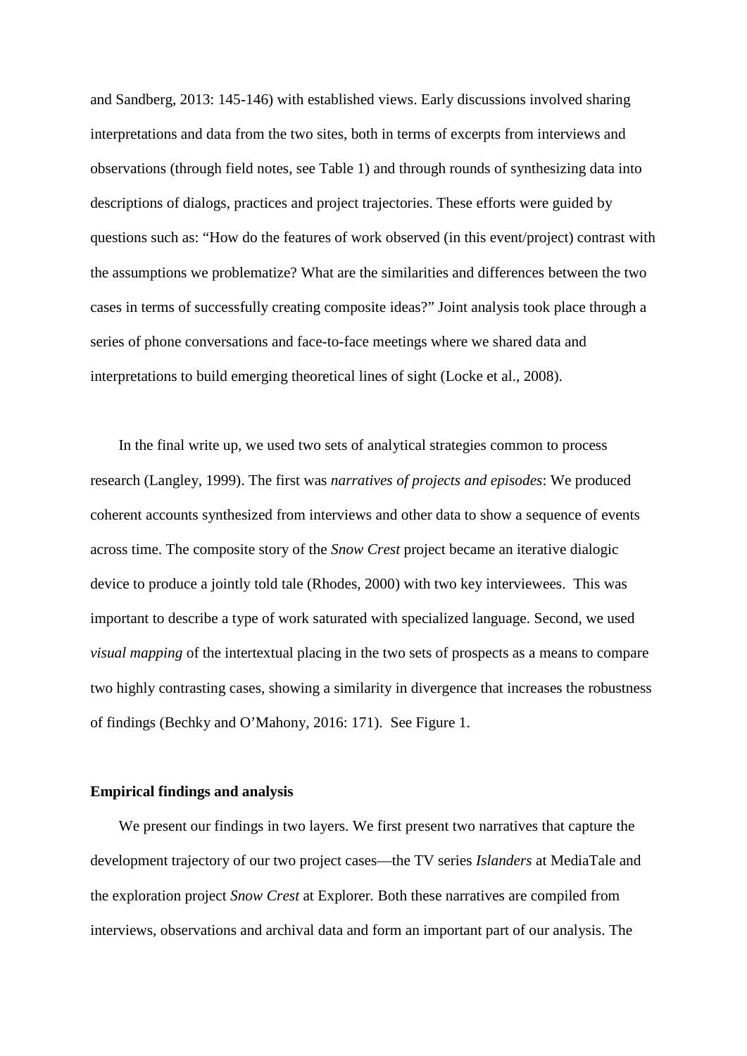and Sandberg, 2013: 145-146) with established views. Early discussions involved sharing interpretations and data from the two sites, both in terms of excerpts from interviews and observations (through field notes, see Table 1) and through rounds of synthesizing data into descriptions of dialogs, practices and project trajectories. These efforts were guided by questions such as: "How do the features of work observed (in this event/project) contrast with the assumptions we problematize? What are the similarities and differences between the two cases in terms of successfully creating composite ideas?" Joint analysis took place through a series of phone conversations and face-to-face meetings where we shared data and interpretations to build emerging theoretical lines of sight (Locke et al., 2008).

In the final write up, we used two sets of analytical strategies common to process research (Langley, 1999). The first was *narratives of projects and episodes*: We produced coherent accounts synthesized from interviews and other data to show a sequence of events across time. The composite story of the *Snow Crest* project became an iterative dialogic device to produce a jointly told tale (Rhodes, 2000) with two key interviewees. This was important to describe a type of work saturated with specialized language. Second, we used *visual mapping* of the intertextual placing in the two sets of prospects as a means to compare two highly contrasting cases, showing a similarity in divergence that increases the robustness of findings (Bechky and O'Mahony, 2016: 171). See Figure 1.

## Empirical findings and analysis

We present our findings in two layers. We first present two narratives that capture the development trajectory of our two project cases—the TV series *Islanders* at MediaTale and the exploration project *Snow Crest* at Explorer. Both these narratives are compiled from interviews, observations and archival data and form an important part of our analysis. The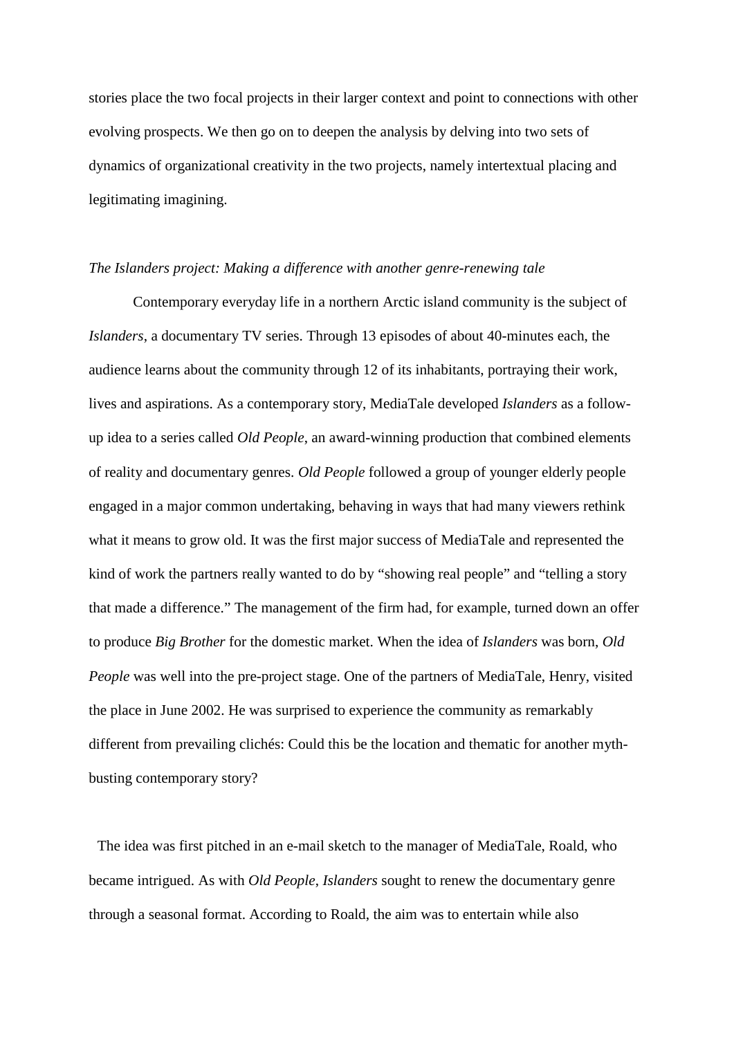stories place the two focal projects in their larger context and point to connections with other evolving prospects. We then go on to deepen the analysis by delving into two sets of dynamics of organizational creativity in the two projects, namely intertextual placing and legitimating imagining.

*The Islanders project: Making a difference with another genre-renewing tale*

Contemporary everyday life in a northern Arctic island community is the subject of *Islanders*, a documentary TV series. Through 13 episodes of about 40-minutes each, the audience learns about the community through 12 of its inhabitants, portraying their work, lives and aspirations. As a contemporary story, MediaTale developed *Islanders* as a follow-up idea to a series called *Old People*, an award-winning production that combined elements of reality and documentary genres. *Old People* followed a group of younger elderly people engaged in a major common undertaking, behaving in ways that had many viewers rethink what it means to grow old. It was the first major success of MediaTale and represented the kind of work the partners really wanted to do by "showing real people" and "telling a story that made a difference." The management of the firm had, for example, turned down an offer to produce *Big Brother* for the domestic market. When the idea of *Islanders* was born, *Old People* was well into the pre-project stage. One of the partners of MediaTale, Henry, visited the place in June 2002. He was surprised to experience the community as remarkably different from prevailing clichés: Could this be the location and thematic for another myth-busting contemporary story?

The idea was first pitched in an e-mail sketch to the manager of MediaTale, Roald, who became intrigued. As with *Old People*, *Islanders* sought to renew the documentary genre through a seasonal format. According to Roald, the aim was to entertain while also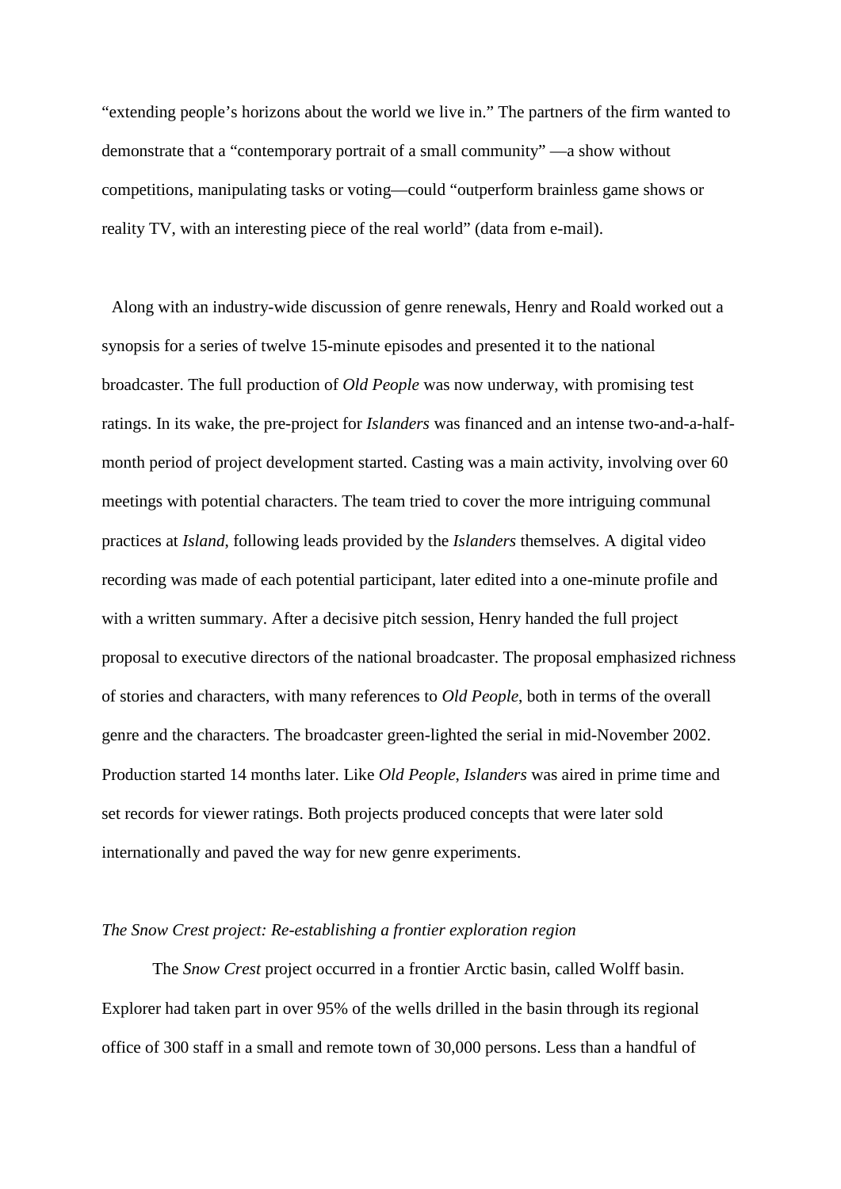"extending people's horizons about the world we live in." The partners of the firm wanted to demonstrate that a "contemporary portrait of a small community" —a show without competitions, manipulating tasks or voting—could "outperform brainless game shows or reality TV, with an interesting piece of the real world" (data from e-mail).

Along with an industry-wide discussion of genre renewals, Henry and Roald worked out a synopsis for a series of twelve 15-minute episodes and presented it to the national broadcaster. The full production of *Old People* was now underway, with promising test ratings. In its wake, the pre-project for *Islanders* was financed and an intense two-and-a-half-month period of project development started. Casting was a main activity, involving over 60 meetings with potential characters. The team tried to cover the more intriguing communal practices at *Island*, following leads provided by the *Islanders* themselves. A digital video recording was made of each potential participant, later edited into a one-minute profile and with a written summary. After a decisive pitch session, Henry handed the full project proposal to executive directors of the national broadcaster. The proposal emphasized richness of stories and characters, with many references to *Old People*, both in terms of the overall genre and the characters. The broadcaster green-lighted the serial in mid-November 2002. Production started 14 months later. Like *Old People*, *Islanders* was aired in prime time and set records for viewer ratings. Both projects produced concepts that were later sold internationally and paved the way for new genre experiments.

*The Snow Crest project: Re-establishing a frontier exploration region*

The *Snow Crest* project occurred in a frontier Arctic basin, called Wolff basin. Explorer had taken part in over 95% of the wells drilled in the basin through its regional office of 300 staff in a small and remote town of 30,000 persons. Less than a handful of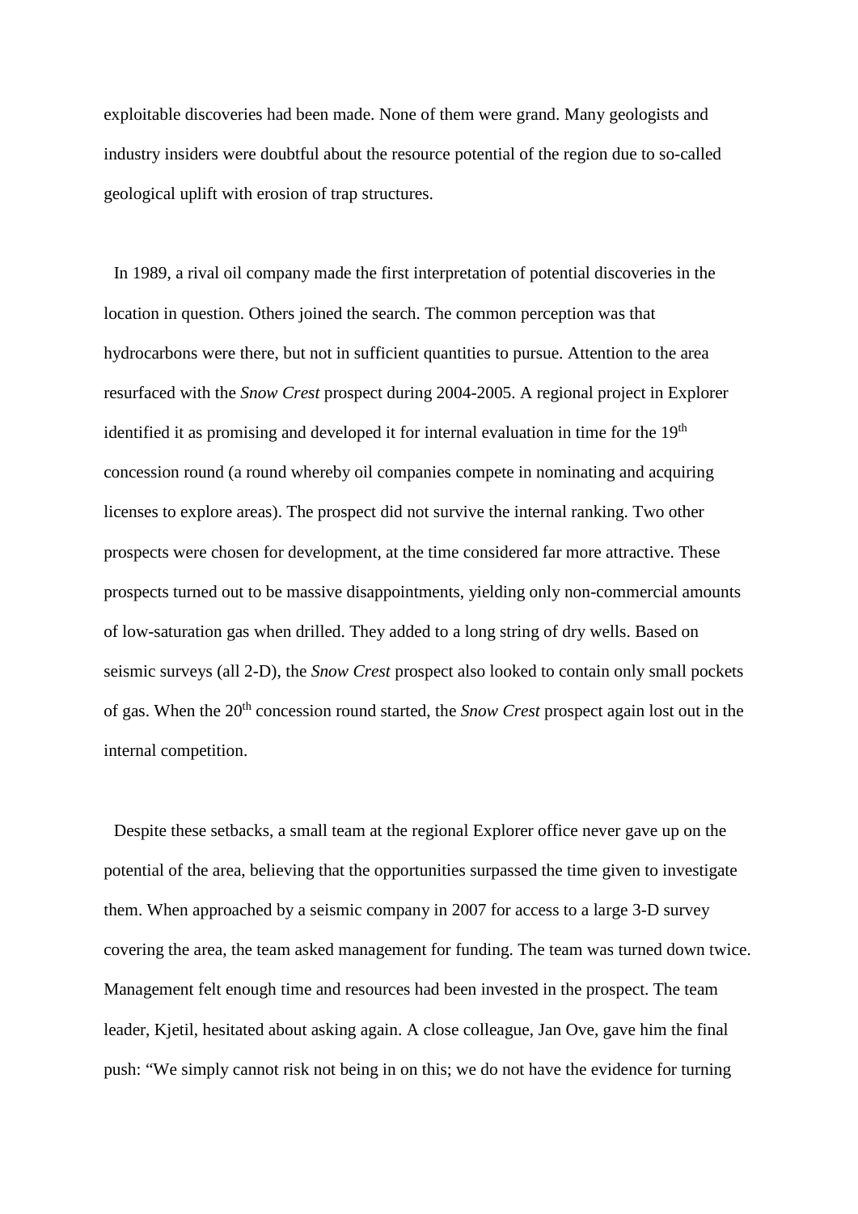exploitable discoveries had been made. None of them were grand. Many geologists and industry insiders were doubtful about the resource potential of the region due to so-called geological uplift with erosion of trap structures.

In 1989, a rival oil company made the first interpretation of potential discoveries in the location in question. Others joined the search. The common perception was that hydrocarbons were there, but not in sufficient quantities to pursue. Attention to the area resurfaced with the *Snow Crest* prospect during 2004-2005. A regional project in Explorer identified it as promising and developed it for internal evaluation in time for the 19th concession round (a round whereby oil companies compete in nominating and acquiring licenses to explore areas). The prospect did not survive the internal ranking. Two other prospects were chosen for development, at the time considered far more attractive. These prospects turned out to be massive disappointments, yielding only non-commercial amounts of low-saturation gas when drilled. They added to a long string of dry wells. Based on seismic surveys (all 2-D), the *Snow Crest* prospect also looked to contain only small pockets of gas. When the 20th concession round started, the *Snow Crest* prospect again lost out in the internal competition.

Despite these setbacks, a small team at the regional Explorer office never gave up on the potential of the area, believing that the opportunities surpassed the time given to investigate them. When approached by a seismic company in 2007 for access to a large 3-D survey covering the area, the team asked management for funding. The team was turned down twice. Management felt enough time and resources had been invested in the prospect. The team leader, Kjetil, hesitated about asking again. A close colleague, Jan Ove, gave him the final push: "We simply cannot risk not being in on this; we do not have the evidence for turning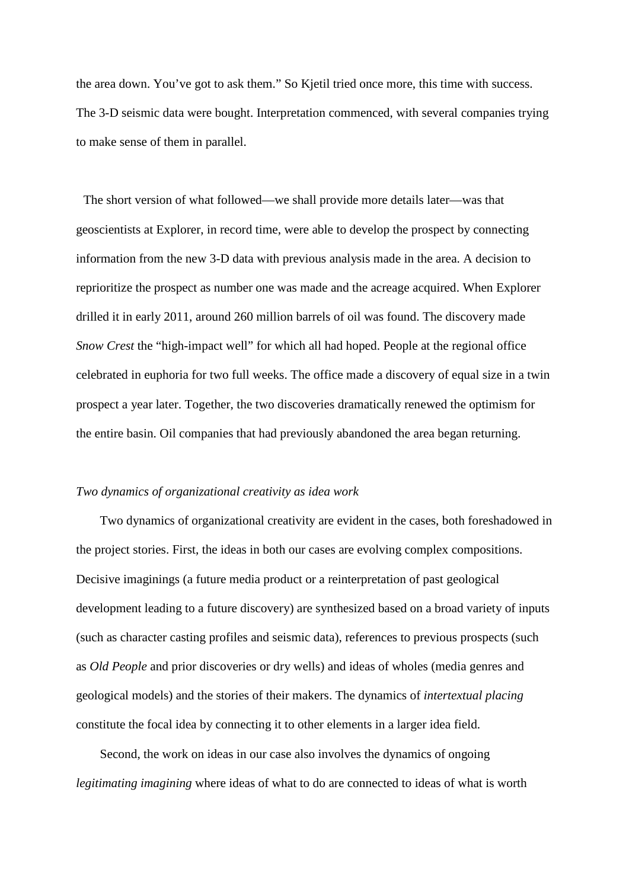the area down. You've got to ask them." So Kjetil tried once more, this time with success. The 3-D seismic data were bought. Interpretation commenced, with several companies trying to make sense of them in parallel.

The short version of what followed—we shall provide more details later—was that geoscientists at Explorer, in record time, were able to develop the prospect by connecting information from the new 3-D data with previous analysis made in the area. A decision to reprioritize the prospect as number one was made and the acreage acquired. When Explorer drilled it in early 2011, around 260 million barrels of oil was found. The discovery made *Snow Crest* the "high-impact well" for which all had hoped. People at the regional office celebrated in euphoria for two full weeks. The office made a discovery of equal size in a twin prospect a year later. Together, the two discoveries dramatically renewed the optimism for the entire basin. Oil companies that had previously abandoned the area began returning.

*Two dynamics of organizational creativity as idea work*

Two dynamics of organizational creativity are evident in the cases, both foreshadowed in the project stories. First, the ideas in both our cases are evolving complex compositions. Decisive imaginings (a future media product or a reinterpretation of past geological development leading to a future discovery) are synthesized based on a broad variety of inputs (such as character casting profiles and seismic data), references to previous prospects (such as *Old People* and prior discoveries or dry wells) and ideas of wholes (media genres and geological models) and the stories of their makers. The dynamics of *intertextual placing* constitute the focal idea by connecting it to other elements in a larger idea field.

Second, the work on ideas in our case also involves the dynamics of ongoing *legitimating imagining* where ideas of what to do are connected to ideas of what is worth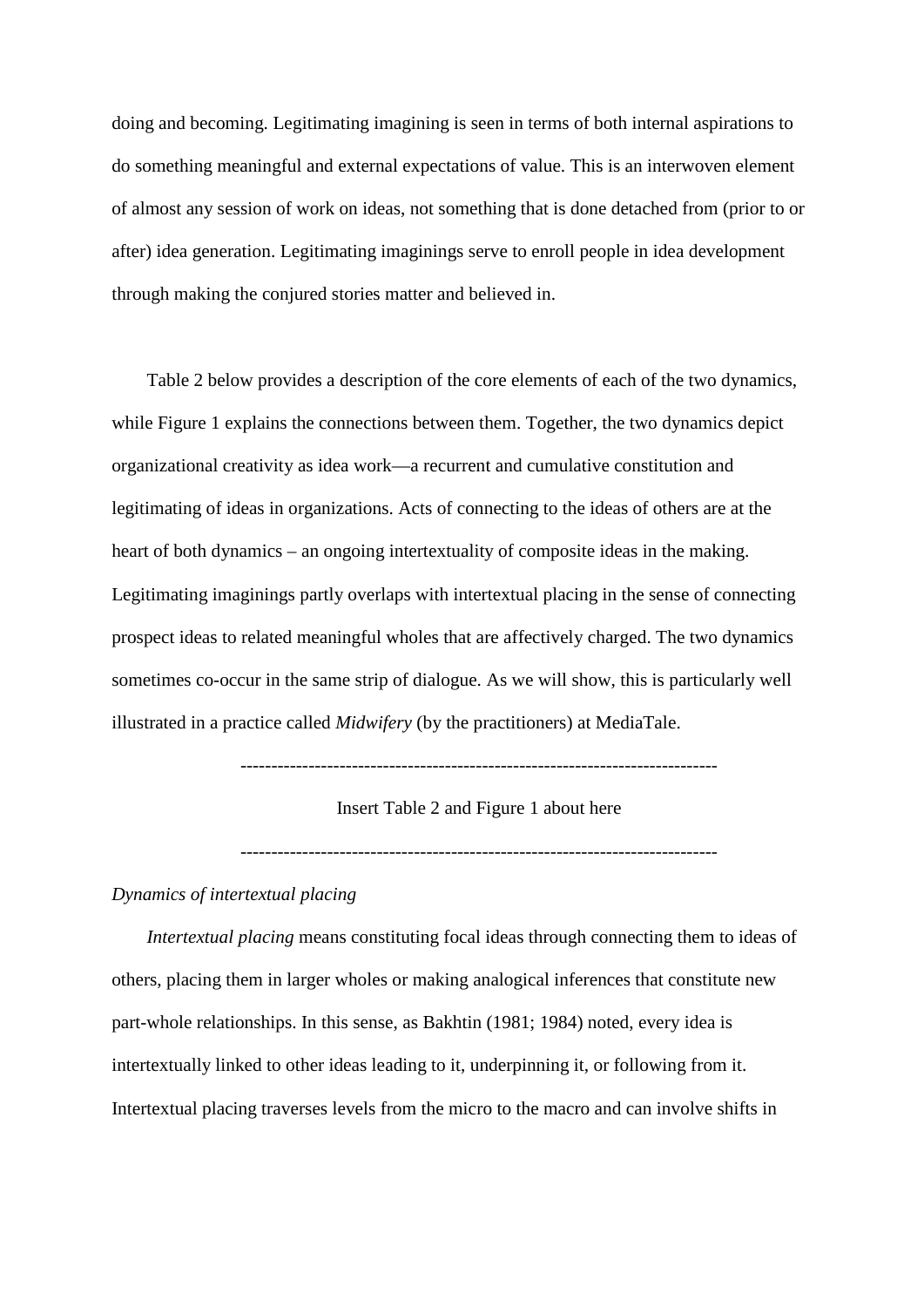doing and becoming. Legitimating imagining is seen in terms of both internal aspirations to do something meaningful and external expectations of value. This is an interwoven element of almost any session of work on ideas, not something that is done detached from (prior to or after) idea generation. Legitimating imaginings serve to enroll people in idea development through making the conjured stories matter and believed in.

Table 2 below provides a description of the core elements of each of the two dynamics, while Figure 1 explains the connections between them. Together, the two dynamics depict organizational creativity as idea work—a recurrent and cumulative constitution and legitimating of ideas in organizations. Acts of connecting to the ideas of others are at the heart of both dynamics – an ongoing intertextuality of composite ideas in the making. Legitimating imaginings partly overlaps with intertextual placing in the sense of connecting prospect ideas to related meaningful wholes that are affectively charged. The two dynamics sometimes co-occur in the same strip of dialogue. As we will show, this is particularly well illustrated in a practice called *Midwifery* (by the practitioners) at MediaTale.

---------------------------------------------------------------------------

Insert Table 2 and Figure 1 about here

---------------------------------------------------------------------------

*Dynamics of intertextual placing*

*Intertextual placing* means constituting focal ideas through connecting them to ideas of others, placing them in larger wholes or making analogical inferences that constitute new part-whole relationships. In this sense, as Bakhtin (1981; 1984) noted, every idea is intertextually linked to other ideas leading to it, underpinning it, or following from it. Intertextual placing traverses levels from the micro to the macro and can involve shifts in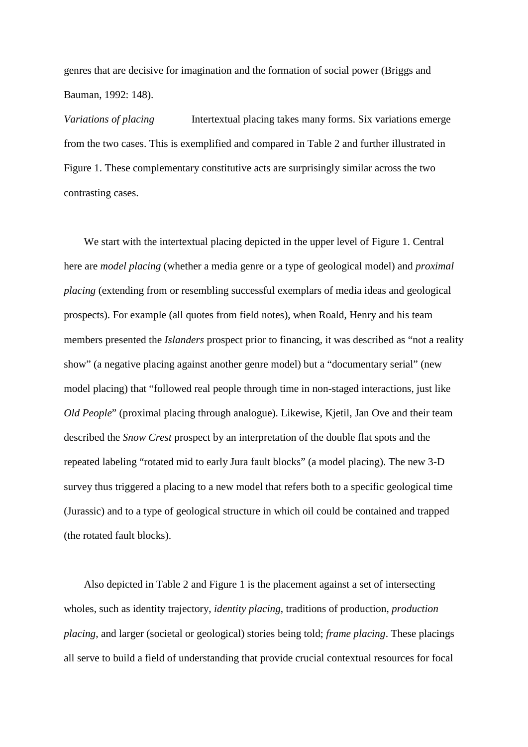genres that are decisive for imagination and the formation of social power (Briggs and Bauman, 1992: 148).

*Variations of placing* Intertextual placing takes many forms. Six variations emerge from the two cases. This is exemplified and compared in Table 2 and further illustrated in Figure 1. These complementary constitutive acts are surprisingly similar across the two contrasting cases.

We start with the intertextual placing depicted in the upper level of Figure 1. Central here are *model placing* (whether a media genre or a type of geological model) and *proximal placing* (extending from or resembling successful exemplars of media ideas and geological prospects). For example (all quotes from field notes), when Roald, Henry and his team members presented the *Islanders* prospect prior to financing, it was described as "not a reality show" (a negative placing against another genre model) but a "documentary serial" (new model placing) that "followed real people through time in non-staged interactions, just like *Old People*" (proximal placing through analogue). Likewise, Kjetil, Jan Ove and their team described the *Snow Crest* prospect by an interpretation of the double flat spots and the repeated labeling "rotated mid to early Jura fault blocks" (a model placing). The new 3-D survey thus triggered a placing to a new model that refers both to a specific geological time (Jurassic) and to a type of geological structure in which oil could be contained and trapped (the rotated fault blocks).

Also depicted in Table 2 and Figure 1 is the placement against a set of intersecting wholes, such as identity trajectory, *identity placing*, traditions of production, *production placing*, and larger (societal or geological) stories being told; *frame placing*. These placings all serve to build a field of understanding that provide crucial contextual resources for focal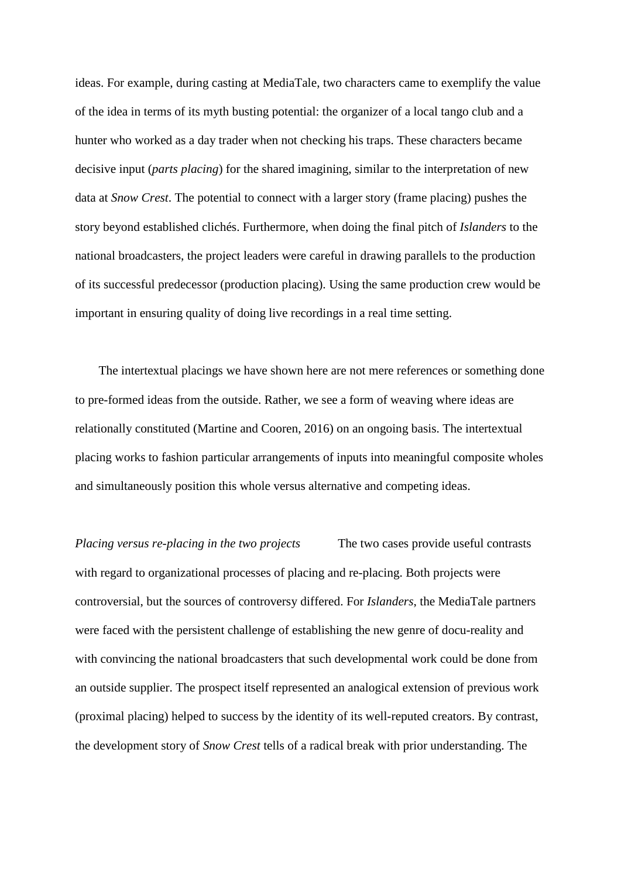ideas. For example, during casting at MediaTale, two characters came to exemplify the value of the idea in terms of its myth busting potential: the organizer of a local tango club and a hunter who worked as a day trader when not checking his traps. These characters became decisive input (*parts placing*) for the shared imagining, similar to the interpretation of new data at *Snow Crest*. The potential to connect with a larger story (frame placing) pushes the story beyond established clichés. Furthermore, when doing the final pitch of *Islanders* to the national broadcasters, the project leaders were careful in drawing parallels to the production of its successful predecessor (production placing). Using the same production crew would be important in ensuring quality of doing live recordings in a real time setting.

The intertextual placings we have shown here are not mere references or something done to pre-formed ideas from the outside. Rather, we see a form of weaving where ideas are relationally constituted (Martine and Cooren, 2016) on an ongoing basis. The intertextual placing works to fashion particular arrangements of inputs into meaningful composite wholes and simultaneously position this whole versus alternative and competing ideas.

*Placing versus re-placing in the two projects* The two cases provide useful contrasts with regard to organizational processes of placing and re-placing. Both projects were controversial, but the sources of controversy differed. For *Islanders*, the MediaTale partners were faced with the persistent challenge of establishing the new genre of docu-reality and with convincing the national broadcasters that such developmental work could be done from an outside supplier. The prospect itself represented an analogical extension of previous work (proximal placing) helped to success by the identity of its well-reputed creators. By contrast, the development story of *Snow Crest* tells of a radical break with prior understanding. The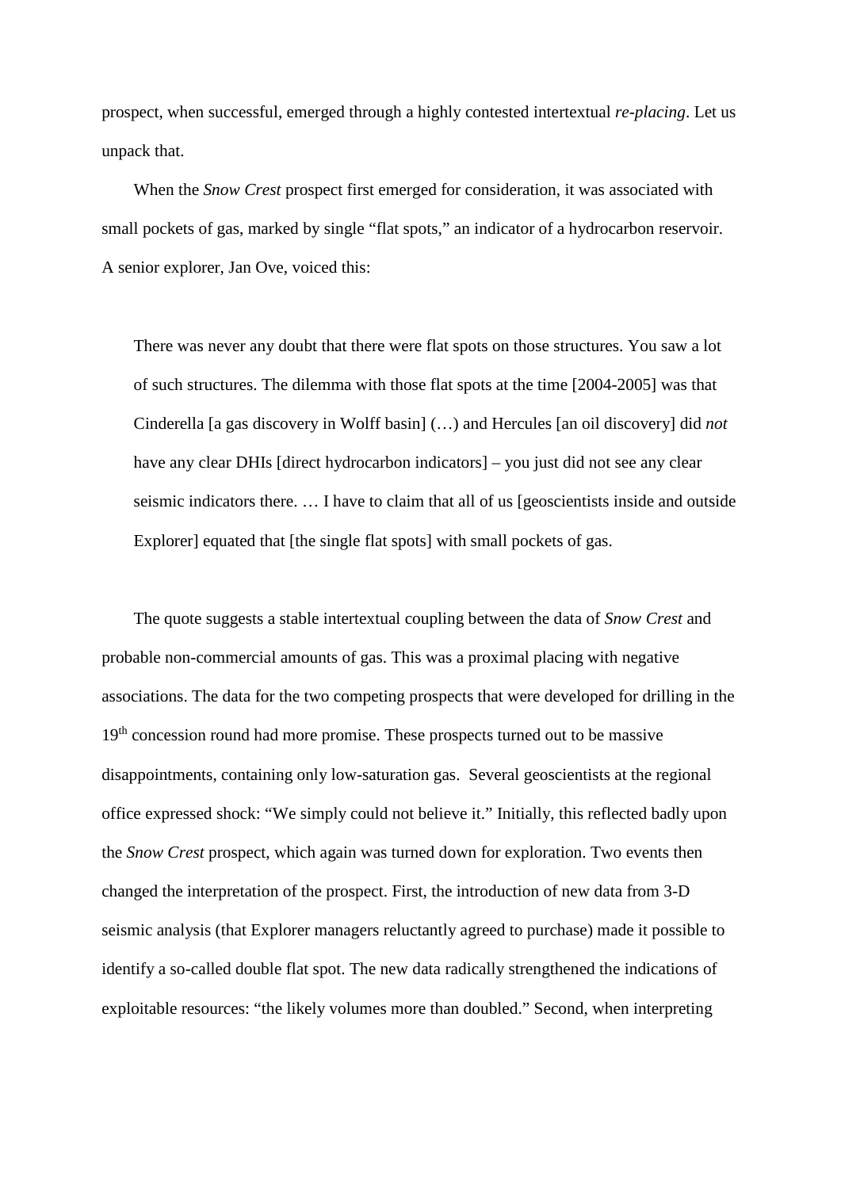prospect, when successful, emerged through a highly contested intertextual *re-placing*. Let us unpack that.

When the *Snow Crest* prospect first emerged for consideration, it was associated with small pockets of gas, marked by single "flat spots," an indicator of a hydrocarbon reservoir. A senior explorer, Jan Ove, voiced this:

> There was never any doubt that there were flat spots on those structures. You saw a lot of such structures. The dilemma with those flat spots at the time [2004-2005] was that Cinderella [a gas discovery in Wolff basin] (…) and Hercules [an oil discovery] did *not* have any clear DHIs [direct hydrocarbon indicators] – you just did not see any clear seismic indicators there. … I have to claim that all of us [geoscientists inside and outside Explorer] equated that [the single flat spots] with small pockets of gas.

The quote suggests a stable intertextual coupling between the data of *Snow Crest* and probable non-commercial amounts of gas. This was a proximal placing with negative associations. The data for the two competing prospects that were developed for drilling in the 19th concession round had more promise. These prospects turned out to be massive disappointments, containing only low-saturation gas. Several geoscientists at the regional office expressed shock: "We simply could not believe it." Initially, this reflected badly upon the *Snow Crest* prospect, which again was turned down for exploration. Two events then changed the interpretation of the prospect. First, the introduction of new data from 3-D seismic analysis (that Explorer managers reluctantly agreed to purchase) made it possible to identify a so-called double flat spot. The new data radically strengthened the indications of exploitable resources: "the likely volumes more than doubled." Second, when interpreting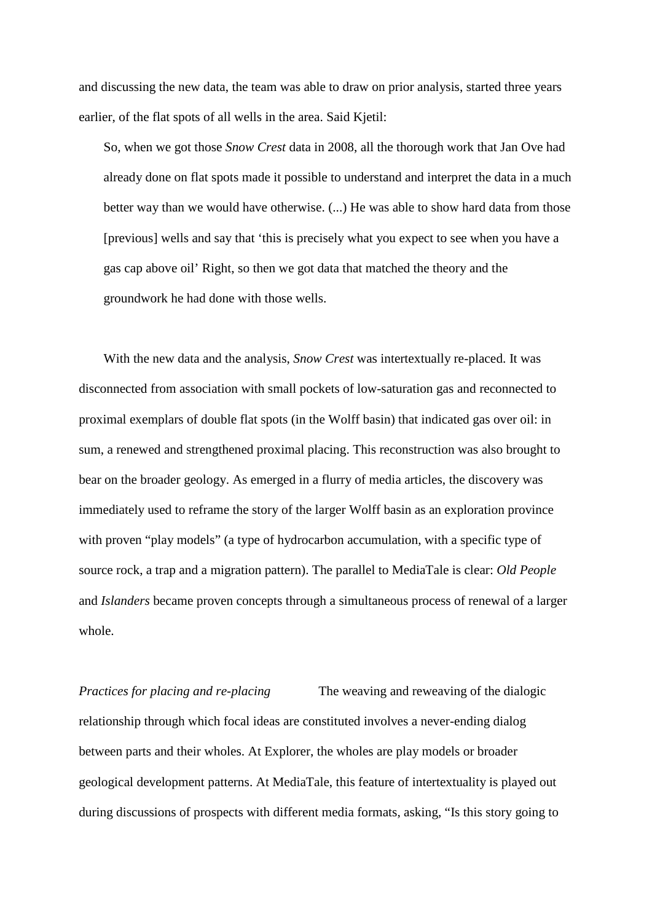and discussing the new data, the team was able to draw on prior analysis, started three years earlier, of the flat spots of all wells in the area. Said Kjetil:

> So, when we got those *Snow Crest* data in 2008, all the thorough work that Jan Ove had already done on flat spots made it possible to understand and interpret the data in a much better way than we would have otherwise. (...) He was able to show hard data from those [previous] wells and say that 'this is precisely what you expect to see when you have a gas cap above oil' Right, so then we got data that matched the theory and the groundwork he had done with those wells.

With the new data and the analysis, *Snow Crest* was intertextually re-placed. It was disconnected from association with small pockets of low-saturation gas and reconnected to proximal exemplars of double flat spots (in the Wolff basin) that indicated gas over oil: in sum, a renewed and strengthened proximal placing. This reconstruction was also brought to bear on the broader geology. As emerged in a flurry of media articles, the discovery was immediately used to reframe the story of the larger Wolff basin as an exploration province with proven "play models" (a type of hydrocarbon accumulation, with a specific type of source rock, a trap and a migration pattern). The parallel to MediaTale is clear: *Old People* and *Islanders* became proven concepts through a simultaneous process of renewal of a larger whole.

*Practices for placing and re-placing* The weaving and reweaving of the dialogic relationship through which focal ideas are constituted involves a never-ending dialog between parts and their wholes. At Explorer, the wholes are play models or broader geological development patterns. At MediaTale, this feature of intertextuality is played out during discussions of prospects with different media formats, asking, "Is this story going to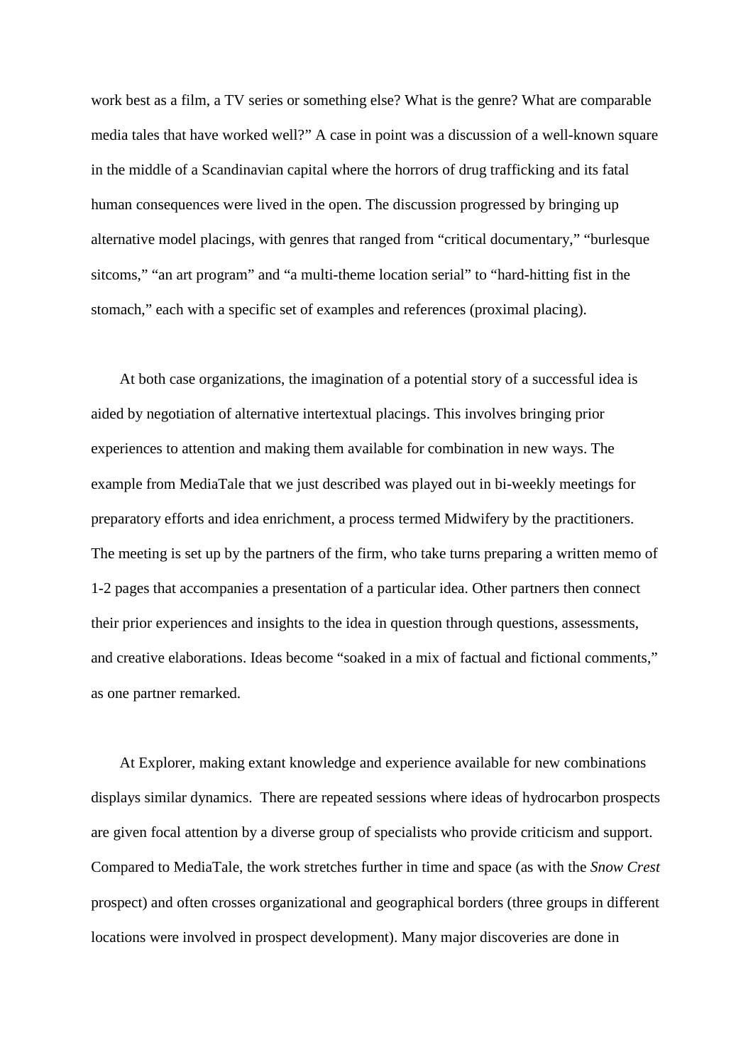work best as a film, a TV series or something else? What is the genre? What are comparable media tales that have worked well?" A case in point was a discussion of a well-known square in the middle of a Scandinavian capital where the horrors of drug trafficking and its fatal human consequences were lived in the open. The discussion progressed by bringing up alternative model placings, with genres that ranged from "critical documentary," "burlesque sitcoms," "an art program" and "a multi-theme location serial" to "hard-hitting fist in the stomach," each with a specific set of examples and references (proximal placing).

At both case organizations, the imagination of a potential story of a successful idea is aided by negotiation of alternative intertextual placings. This involves bringing prior experiences to attention and making them available for combination in new ways. The example from MediaTale that we just described was played out in bi-weekly meetings for preparatory efforts and idea enrichment, a process termed Midwifery by the practitioners. The meeting is set up by the partners of the firm, who take turns preparing a written memo of 1-2 pages that accompanies a presentation of a particular idea. Other partners then connect their prior experiences and insights to the idea in question through questions, assessments, and creative elaborations. Ideas become "soaked in a mix of factual and fictional comments," as one partner remarked.

At Explorer, making extant knowledge and experience available for new combinations displays similar dynamics. There are repeated sessions where ideas of hydrocarbon prospects are given focal attention by a diverse group of specialists who provide criticism and support. Compared to MediaTale, the work stretches further in time and space (as with the *Snow Crest* prospect) and often crosses organizational and geographical borders (three groups in different locations were involved in prospect development). Many major discoveries are done in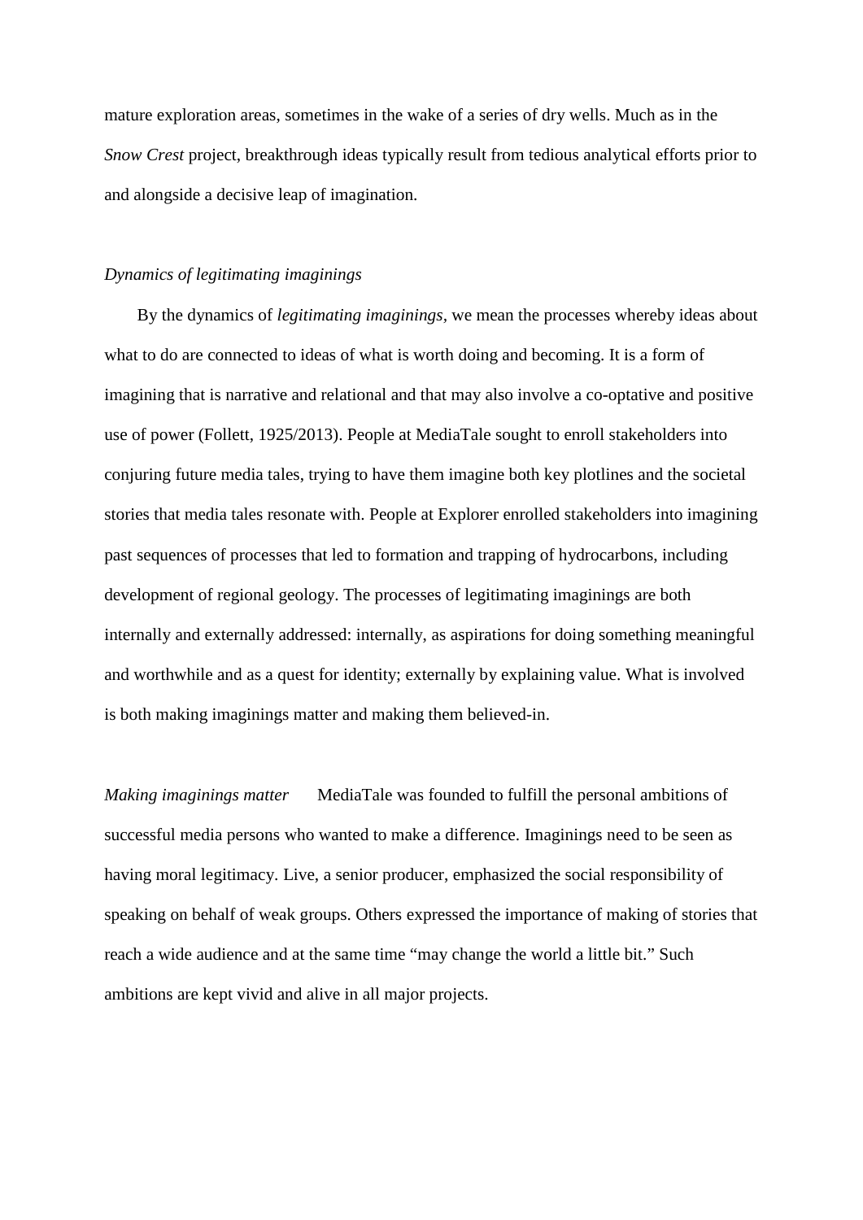mature exploration areas, sometimes in the wake of a series of dry wells. Much as in the *Snow Crest* project, breakthrough ideas typically result from tedious analytical efforts prior to and alongside a decisive leap of imagination.

*Dynamics of legitimating imaginings*

By the dynamics of *legitimating imaginings*, we mean the processes whereby ideas about what to do are connected to ideas of what is worth doing and becoming. It is a form of imagining that is narrative and relational and that may also involve a co-optative and positive use of power (Follett, 1925/2013). People at MediaTale sought to enroll stakeholders into conjuring future media tales, trying to have them imagine both key plotlines and the societal stories that media tales resonate with. People at Explorer enrolled stakeholders into imagining past sequences of processes that led to formation and trapping of hydrocarbons, including development of regional geology. The processes of legitimating imaginings are both internally and externally addressed: internally, as aspirations for doing something meaningful and worthwhile and as a quest for identity; externally by explaining value. What is involved is both making imaginings matter and making them believed-in.

*Making imaginings matter* MediaTale was founded to fulfill the personal ambitions of successful media persons who wanted to make a difference. Imaginings need to be seen as having moral legitimacy. Live, a senior producer, emphasized the social responsibility of speaking on behalf of weak groups. Others expressed the importance of making of stories that reach a wide audience and at the same time "may change the world a little bit." Such ambitions are kept vivid and alive in all major projects.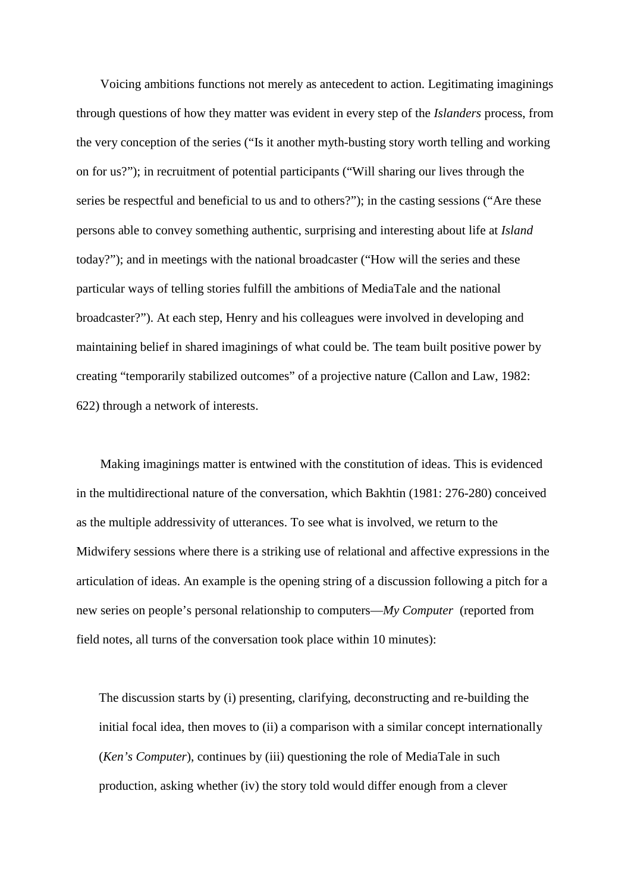Voicing ambitions functions not merely as antecedent to action. Legitimating imaginings through questions of how they matter was evident in every step of the *Islanders* process, from the very conception of the series ("Is it another myth-busting story worth telling and working on for us?"); in recruitment of potential participants ("Will sharing our lives through the series be respectful and beneficial to us and to others?"); in the casting sessions ("Are these persons able to convey something authentic, surprising and interesting about life at *Island* today?"); and in meetings with the national broadcaster ("How will the series and these particular ways of telling stories fulfill the ambitions of MediaTale and the national broadcaster?"). At each step, Henry and his colleagues were involved in developing and maintaining belief in shared imaginings of what could be. The team built positive power by creating "temporarily stabilized outcomes" of a projective nature (Callon and Law, 1982: 622) through a network of interests.

Making imaginings matter is entwined with the constitution of ideas. This is evidenced in the multidirectional nature of the conversation, which Bakhtin (1981: 276-280) conceived as the multiple addressivity of utterances. To see what is involved, we return to the Midwifery sessions where there is a striking use of relational and affective expressions in the articulation of ideas. An example is the opening string of a discussion following a pitch for a new series on people's personal relationship to computers—*My Computer* (reported from field notes, all turns of the conversation took place within 10 minutes):

> The discussion starts by (i) presenting, clarifying, deconstructing and re-building the initial focal idea, then moves to (ii) a comparison with a similar concept internationally (*Ken's Computer*), continues by (iii) questioning the role of MediaTale in such production, asking whether (iv) the story told would differ enough from a clever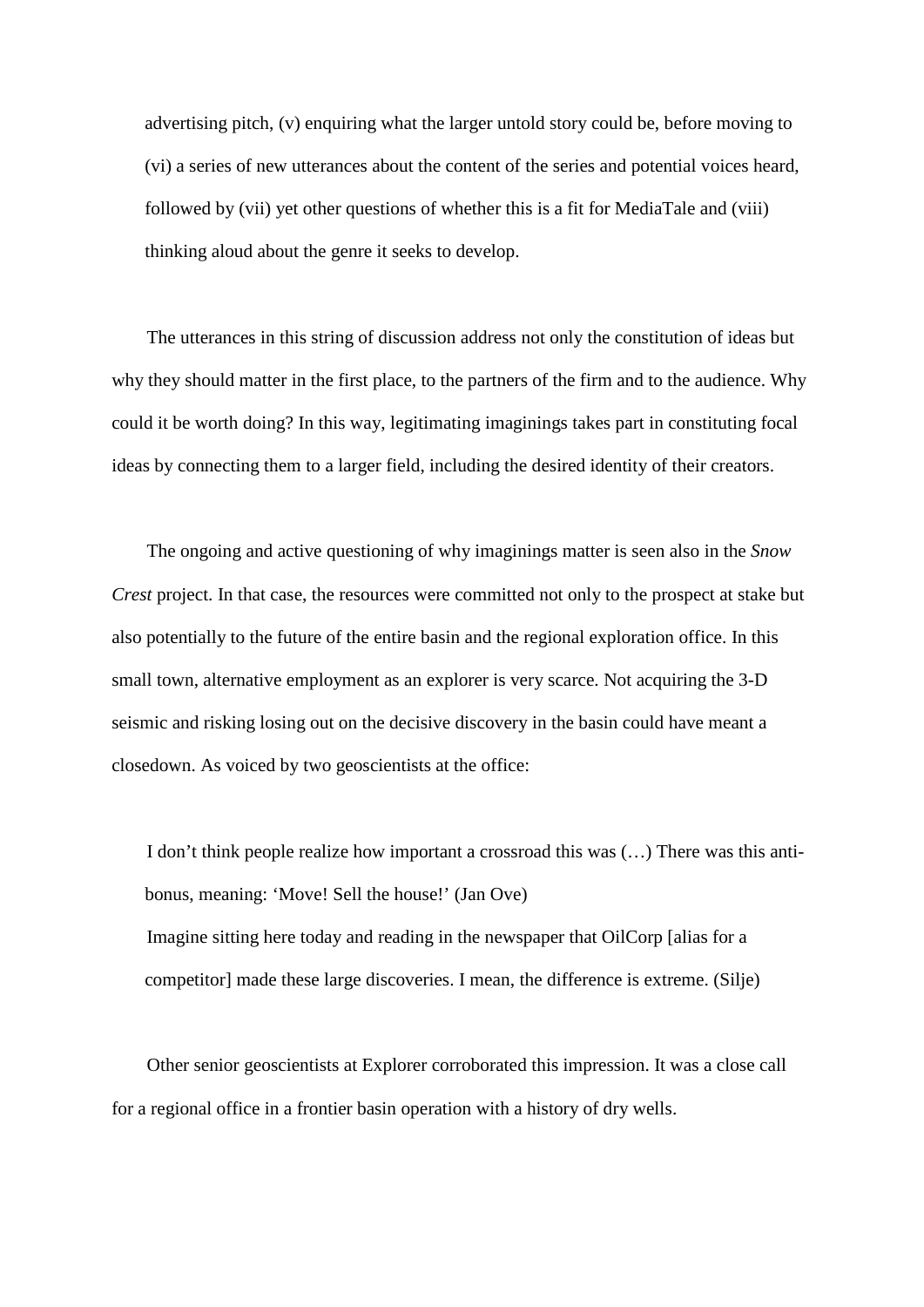> advertising pitch, (v) enquiring what the larger untold story could be, before moving to (vi) a series of new utterances about the content of the series and potential voices heard, followed by (vii) yet other questions of whether this is a fit for MediaTale and (viii) thinking aloud about the genre it seeks to develop.

The utterances in this string of discussion address not only the constitution of ideas but why they should matter in the first place, to the partners of the firm and to the audience. Why could it be worth doing? In this way, legitimating imaginings takes part in constituting focal ideas by connecting them to a larger field, including the desired identity of their creators.

The ongoing and active questioning of why imaginings matter is seen also in the *Snow Crest* project. In that case, the resources were committed not only to the prospect at stake but also potentially to the future of the entire basin and the regional exploration office. In this small town, alternative employment as an explorer is very scarce. Not acquiring the 3-D seismic and risking losing out on the decisive discovery in the basin could have meant a closedown. As voiced by two geoscientists at the office:

> I don't think people realize how important a crossroad this was (…) There was this anti-bonus, meaning: 'Move! Sell the house!' (Jan Ove)
>
> Imagine sitting here today and reading in the newspaper that OilCorp [alias for a competitor] made these large discoveries. I mean, the difference is extreme. (Silje)

Other senior geoscientists at Explorer corroborated this impression. It was a close call for a regional office in a frontier basin operation with a history of dry wells.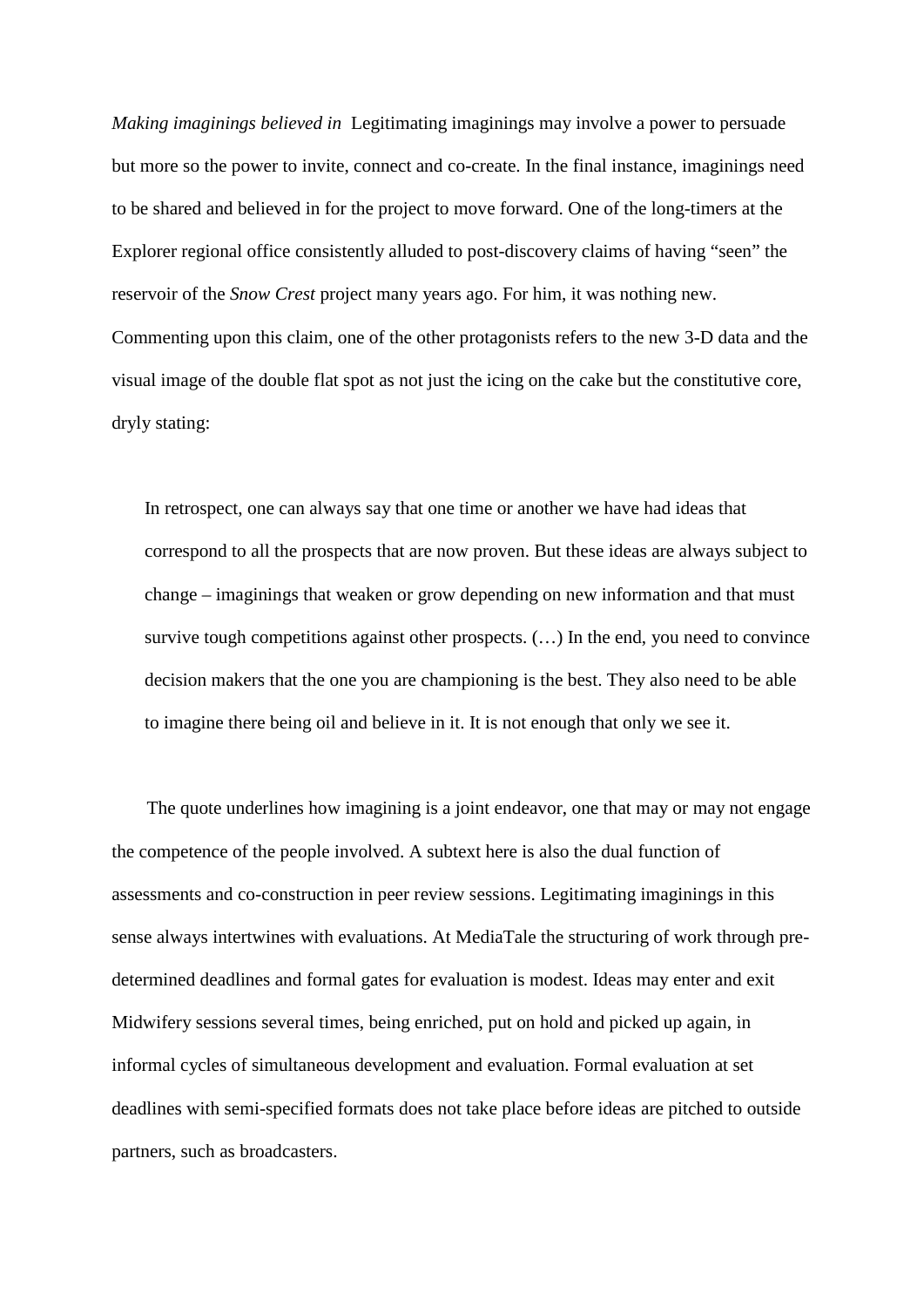*Making imaginings believed in* Legitimating imaginings may involve a power to persuade but more so the power to invite, connect and co-create. In the final instance, imaginings need to be shared and believed in for the project to move forward. One of the long-timers at the Explorer regional office consistently alluded to post-discovery claims of having “seen” the reservoir of the *Snow Crest* project many years ago. For him, it was nothing new. Commenting upon this claim, one of the other protagonists refers to the new 3-D data and the visual image of the double flat spot as not just the icing on the cake but the constitutive core, dryly stating:

> In retrospect, one can always say that one time or another we have had ideas that correspond to all the prospects that are now proven. But these ideas are always subject to change – imaginings that weaken or grow depending on new information and that must survive tough competitions against other prospects. (…) In the end, you need to convince decision makers that the one you are championing is the best. They also need to be able to imagine there being oil and believe in it. It is not enough that only we see it.

The quote underlines how imagining is a joint endeavor, one that may or may not engage the competence of the people involved. A subtext here is also the dual function of assessments and co-construction in peer review sessions. Legitimating imaginings in this sense always intertwines with evaluations. At MediaTale the structuring of work through pre-determined deadlines and formal gates for evaluation is modest. Ideas may enter and exit Midwifery sessions several times, being enriched, put on hold and picked up again, in informal cycles of simultaneous development and evaluation. Formal evaluation at set deadlines with semi-specified formats does not take place before ideas are pitched to outside partners, such as broadcasters.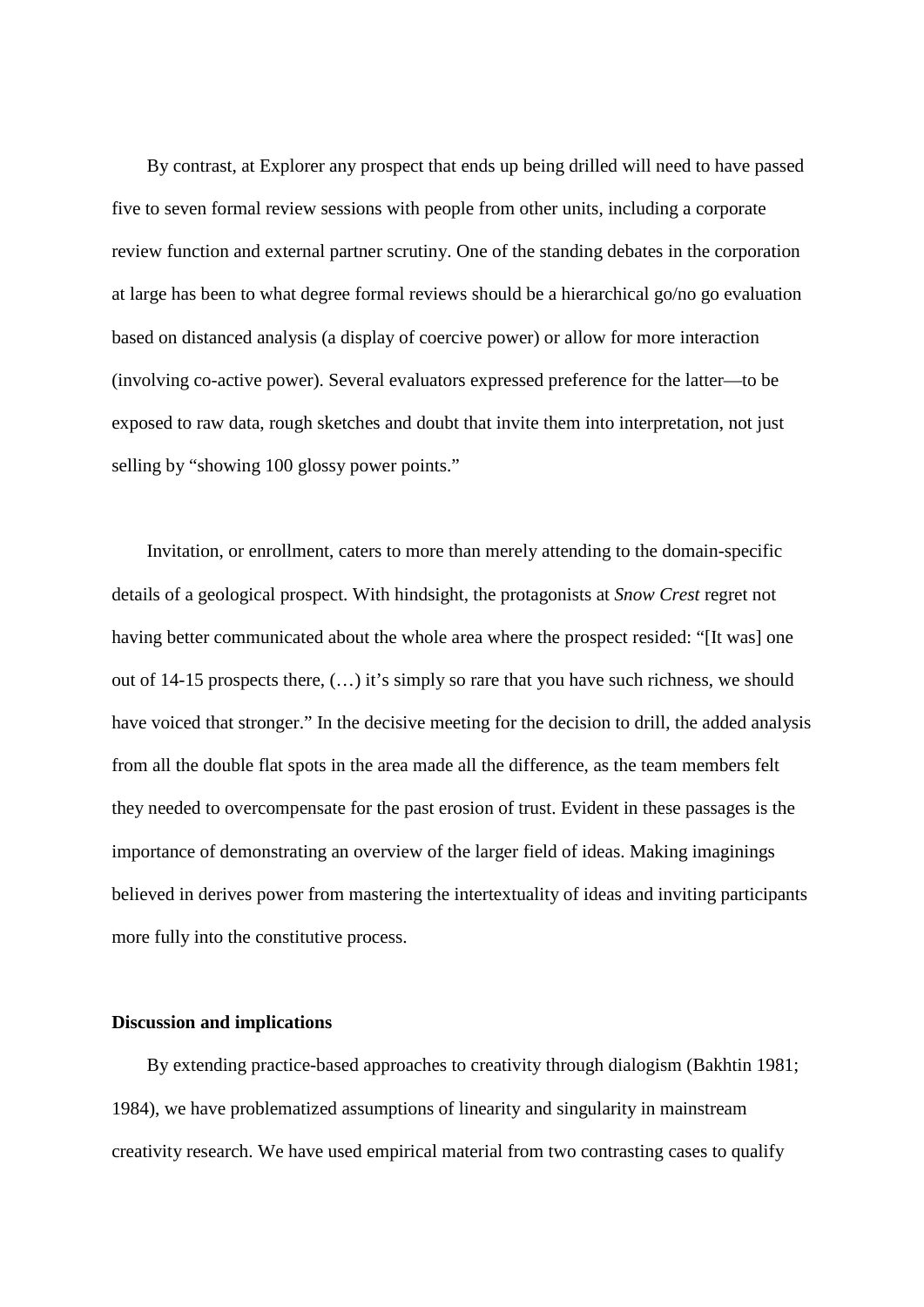By contrast, at Explorer any prospect that ends up being drilled will need to have passed five to seven formal review sessions with people from other units, including a corporate review function and external partner scrutiny. One of the standing debates in the corporation at large has been to what degree formal reviews should be a hierarchical go/no go evaluation based on distanced analysis (a display of coercive power) or allow for more interaction (involving co-active power). Several evaluators expressed preference for the latter—to be exposed to raw data, rough sketches and doubt that invite them into interpretation, not just selling by "showing 100 glossy power points."

Invitation, or enrollment, caters to more than merely attending to the domain-specific details of a geological prospect. With hindsight, the protagonists at *Snow Crest* regret not having better communicated about the whole area where the prospect resided: "[It was] one out of 14-15 prospects there, (…) it's simply so rare that you have such richness, we should have voiced that stronger." In the decisive meeting for the decision to drill, the added analysis from all the double flat spots in the area made all the difference, as the team members felt they needed to overcompensate for the past erosion of trust. Evident in these passages is the importance of demonstrating an overview of the larger field of ideas. Making imaginings believed in derives power from mastering the intertextuality of ideas and inviting participants more fully into the constitutive process.

**Discussion and implications**

By extending practice-based approaches to creativity through dialogism (Bakhtin 1981; 1984), we have problematized assumptions of linearity and singularity in mainstream creativity research. We have used empirical material from two contrasting cases to qualify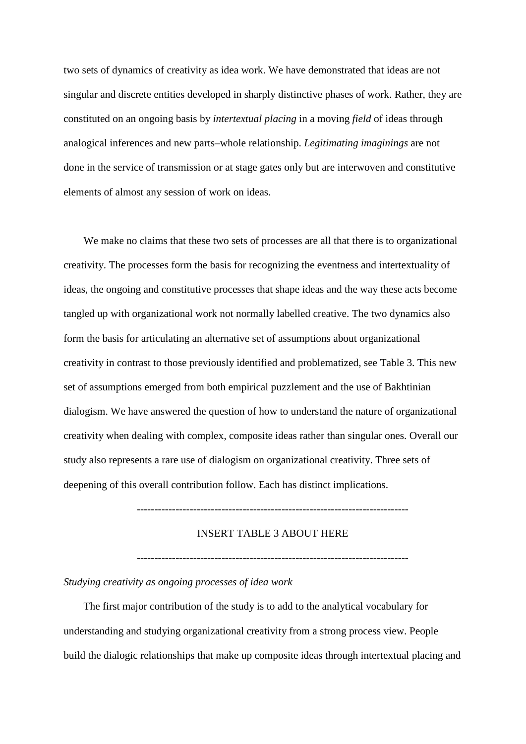two sets of dynamics of creativity as idea work. We have demonstrated that ideas are not singular and discrete entities developed in sharply distinctive phases of work. Rather, they are constituted on an ongoing basis by *intertextual placing* in a moving *field* of ideas through analogical inferences and new parts–whole relationship. *Legitimating imaginings* are not done in the service of transmission or at stage gates only but are interwoven and constitutive elements of almost any session of work on ideas.

We make no claims that these two sets of processes are all that there is to organizational creativity. The processes form the basis for recognizing the eventness and intertextuality of ideas, the ongoing and constitutive processes that shape ideas and the way these acts become tangled up with organizational work not normally labelled creative. The two dynamics also form the basis for articulating an alternative set of assumptions about organizational creativity in contrast to those previously identified and problematized, see Table 3. This new set of assumptions emerged from both empirical puzzlement and the use of Bakhtinian dialogism. We have answered the question of how to understand the nature of organizational creativity when dealing with complex, composite ideas rather than singular ones. Overall our study also represents a rare use of dialogism on organizational creativity. Three sets of deepening of this overall contribution follow. Each has distinct implications.

---------------------------------------------------------------------------

INSERT TABLE 3 ABOUT HERE

---------------------------------------------------------------------------

*Studying creativity as ongoing processes of idea work*

The first major contribution of the study is to add to the analytical vocabulary for understanding and studying organizational creativity from a strong process view. People build the dialogic relationships that make up composite ideas through intertextual placing and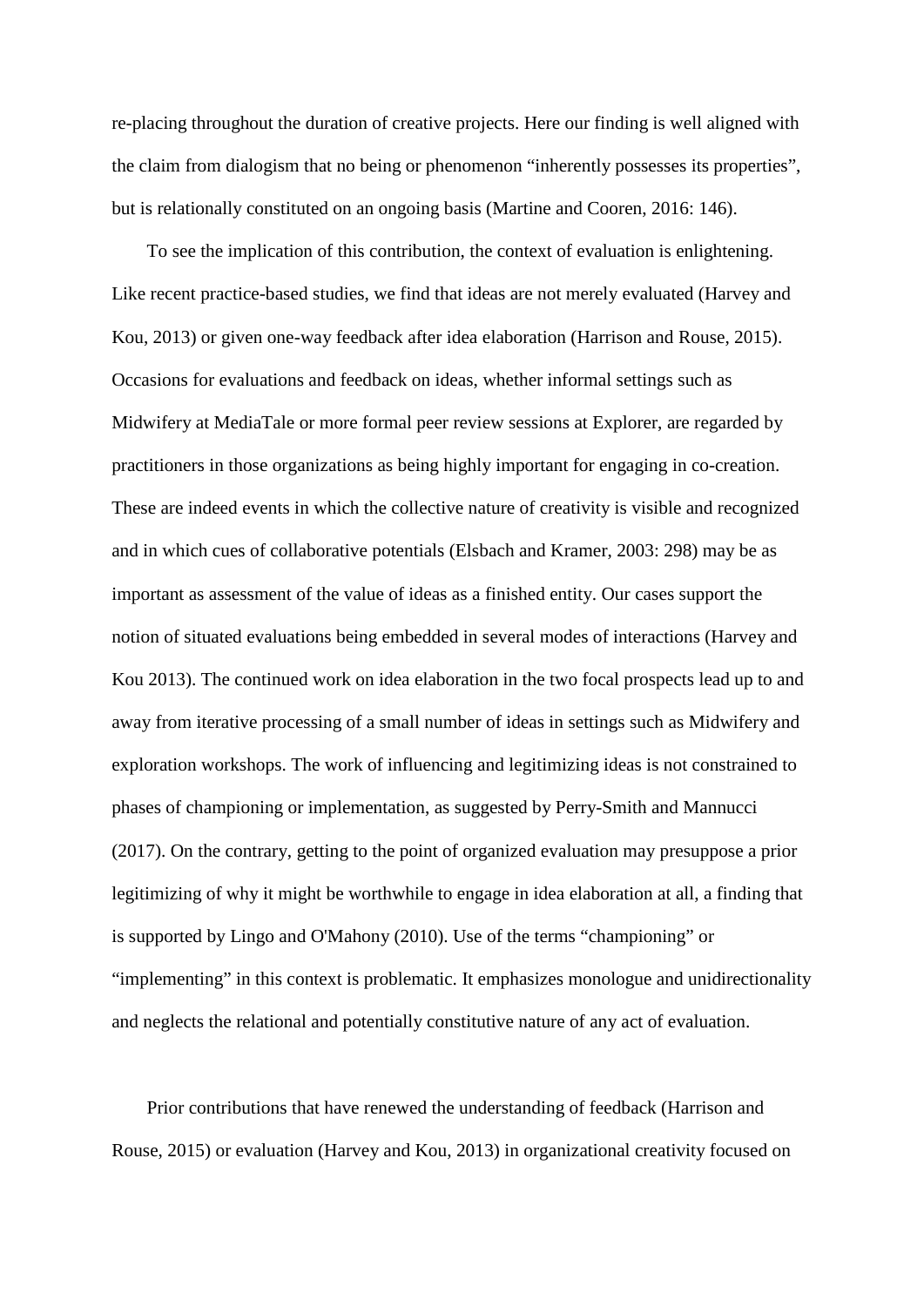re-placing throughout the duration of creative projects. Here our finding is well aligned with the claim from dialogism that no being or phenomenon “inherently possesses its properties”, but is relationally constituted on an ongoing basis (Martine and Cooren, 2016: 146).

To see the implication of this contribution, the context of evaluation is enlightening. Like recent practice-based studies, we find that ideas are not merely evaluated (Harvey and Kou, 2013) or given one-way feedback after idea elaboration (Harrison and Rouse, 2015). Occasions for evaluations and feedback on ideas, whether informal settings such as Midwifery at MediaTale or more formal peer review sessions at Explorer, are regarded by practitioners in those organizations as being highly important for engaging in co-creation. These are indeed events in which the collective nature of creativity is visible and recognized and in which cues of collaborative potentials (Elsbach and Kramer, 2003: 298) may be as important as assessment of the value of ideas as a finished entity. Our cases support the notion of situated evaluations being embedded in several modes of interactions (Harvey and Kou 2013). The continued work on idea elaboration in the two focal prospects lead up to and away from iterative processing of a small number of ideas in settings such as Midwifery and exploration workshops. The work of influencing and legitimizing ideas is not constrained to phases of championing or implementation, as suggested by Perry-Smith and Mannucci (2017). On the contrary, getting to the point of organized evaluation may presuppose a prior legitimizing of why it might be worthwhile to engage in idea elaboration at all, a finding that is supported by Lingo and O'Mahony (2010). Use of the terms “championing” or “implementing” in this context is problematic. It emphasizes monologue and unidirectionality and neglects the relational and potentially constitutive nature of any act of evaluation.

Prior contributions that have renewed the understanding of feedback (Harrison and Rouse, 2015) or evaluation (Harvey and Kou, 2013) in organizational creativity focused on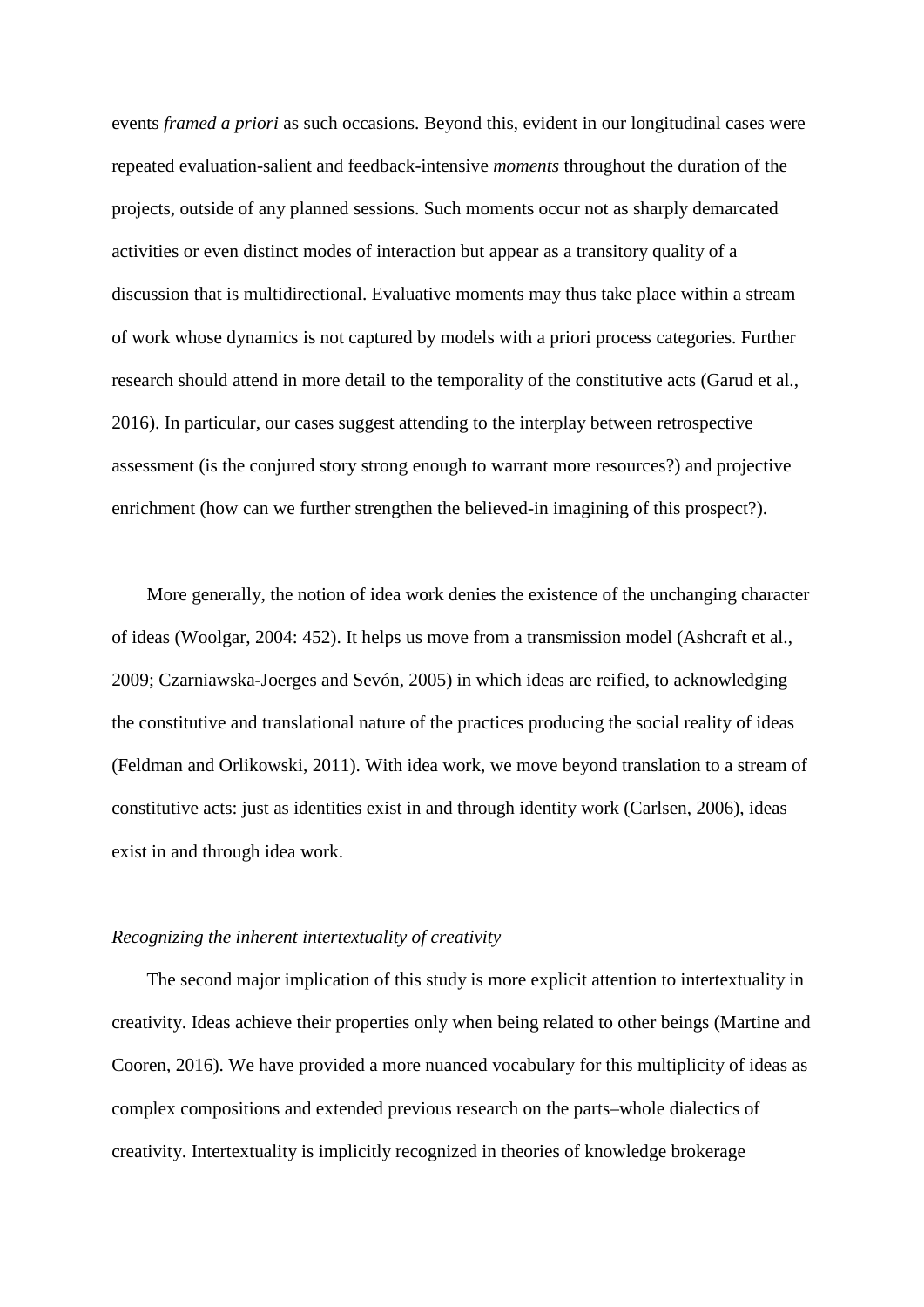events *framed a priori* as such occasions. Beyond this, evident in our longitudinal cases were repeated evaluation-salient and feedback-intensive *moments* throughout the duration of the projects, outside of any planned sessions. Such moments occur not as sharply demarcated activities or even distinct modes of interaction but appear as a transitory quality of a discussion that is multidirectional. Evaluative moments may thus take place within a stream of work whose dynamics is not captured by models with a priori process categories. Further research should attend in more detail to the temporality of the constitutive acts (Garud et al., 2016). In particular, our cases suggest attending to the interplay between retrospective assessment (is the conjured story strong enough to warrant more resources?) and projective enrichment (how can we further strengthen the believed-in imagining of this prospect?).

More generally, the notion of idea work denies the existence of the unchanging character of ideas (Woolgar, 2004: 452). It helps us move from a transmission model (Ashcraft et al., 2009; Czarniawska-Joerges and Sevón, 2005) in which ideas are reified, to acknowledging the constitutive and translational nature of the practices producing the social reality of ideas (Feldman and Orlikowski, 2011). With idea work, we move beyond translation to a stream of constitutive acts: just as identities exist in and through identity work (Carlsen, 2006), ideas exist in and through idea work.

*Recognizing the inherent intertextuality of creativity*

The second major implication of this study is more explicit attention to intertextuality in creativity. Ideas achieve their properties only when being related to other beings (Martine and Cooren, 2016). We have provided a more nuanced vocabulary for this multiplicity of ideas as complex compositions and extended previous research on the parts–whole dialectics of creativity. Intertextuality is implicitly recognized in theories of knowledge brokerage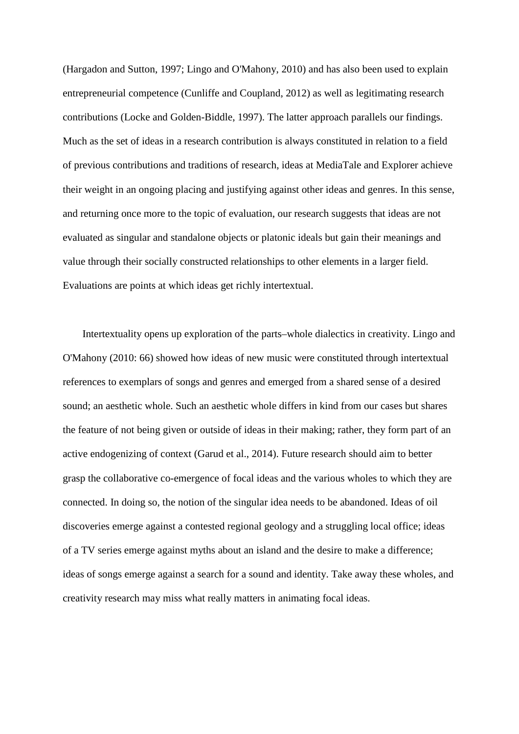(Hargadon and Sutton, 1997; Lingo and O'Mahony, 2010) and has also been used to explain entrepreneurial competence (Cunliffe and Coupland, 2012) as well as legitimating research contributions (Locke and Golden-Biddle, 1997). The latter approach parallels our findings. Much as the set of ideas in a research contribution is always constituted in relation to a field of previous contributions and traditions of research, ideas at MediaTale and Explorer achieve their weight in an ongoing placing and justifying against other ideas and genres. In this sense, and returning once more to the topic of evaluation, our research suggests that ideas are not evaluated as singular and standalone objects or platonic ideals but gain their meanings and value through their socially constructed relationships to other elements in a larger field. Evaluations are points at which ideas get richly intertextual.

Intertextuality opens up exploration of the parts–whole dialectics in creativity. Lingo and O'Mahony (2010: 66) showed how ideas of new music were constituted through intertextual references to exemplars of songs and genres and emerged from a shared sense of a desired sound; an aesthetic whole. Such an aesthetic whole differs in kind from our cases but shares the feature of not being given or outside of ideas in their making; rather, they form part of an active endogenizing of context (Garud et al., 2014). Future research should aim to better grasp the collaborative co-emergence of focal ideas and the various wholes to which they are connected. In doing so, the notion of the singular idea needs to be abandoned. Ideas of oil discoveries emerge against a contested regional geology and a struggling local office; ideas of a TV series emerge against myths about an island and the desire to make a difference; ideas of songs emerge against a search for a sound and identity. Take away these wholes, and creativity research may miss what really matters in animating focal ideas.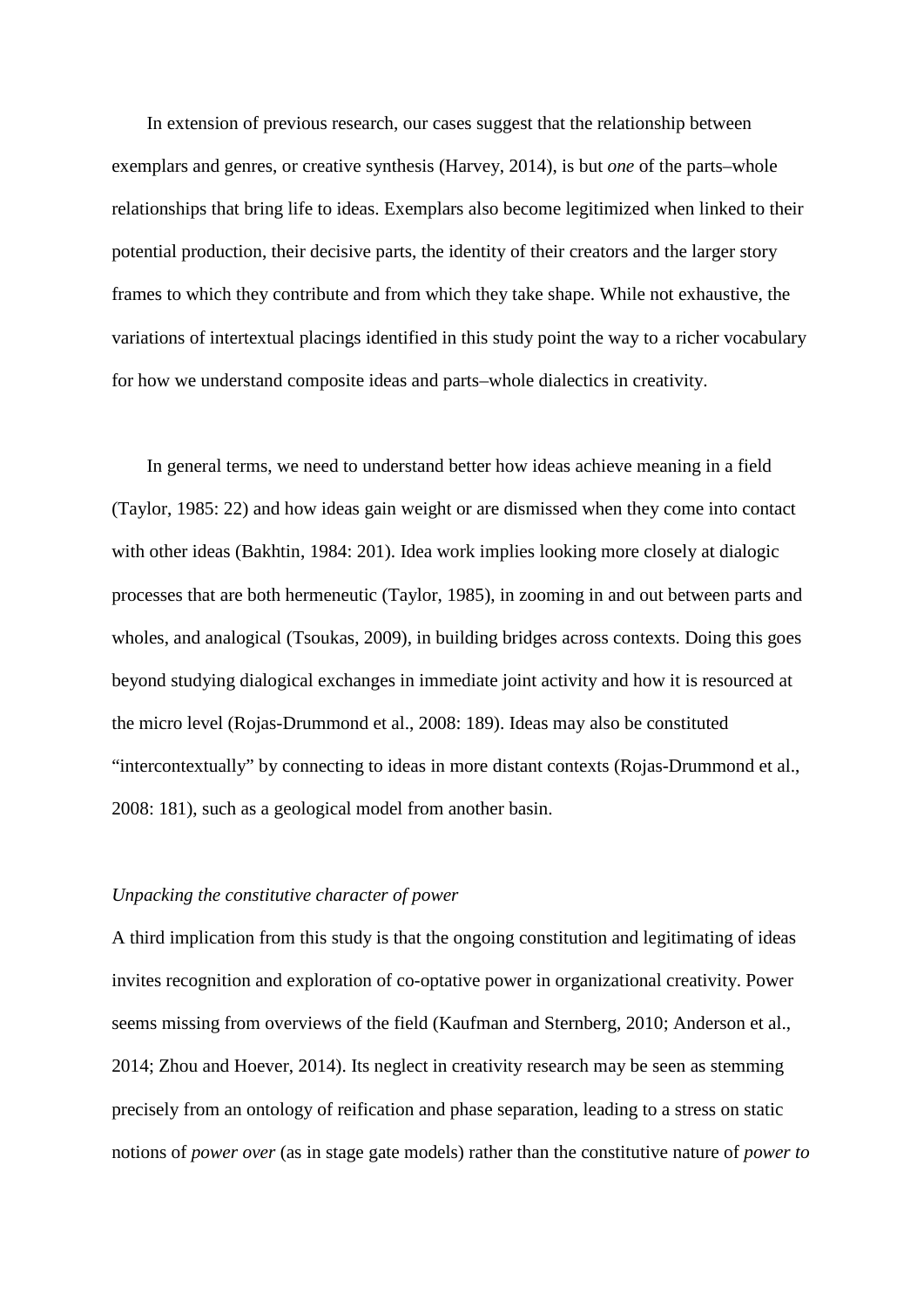In extension of previous research, our cases suggest that the relationship between exemplars and genres, or creative synthesis (Harvey, 2014), is but *one* of the parts–whole relationships that bring life to ideas. Exemplars also become legitimized when linked to their potential production, their decisive parts, the identity of their creators and the larger story frames to which they contribute and from which they take shape. While not exhaustive, the variations of intertextual placings identified in this study point the way to a richer vocabulary for how we understand composite ideas and parts–whole dialectics in creativity.

In general terms, we need to understand better how ideas achieve meaning in a field (Taylor, 1985: 22) and how ideas gain weight or are dismissed when they come into contact with other ideas (Bakhtin, 1984: 201). Idea work implies looking more closely at dialogic processes that are both hermeneutic (Taylor, 1985), in zooming in and out between parts and wholes, and analogical (Tsoukas, 2009), in building bridges across contexts. Doing this goes beyond studying dialogical exchanges in immediate joint activity and how it is resourced at the micro level (Rojas-Drummond et al., 2008: 189). Ideas may also be constituted "intercontextually" by connecting to ideas in more distant contexts (Rojas-Drummond et al., 2008: 181), such as a geological model from another basin.

*Unpacking the constitutive character of power*

A third implication from this study is that the ongoing constitution and legitimating of ideas invites recognition and exploration of co-optative power in organizational creativity. Power seems missing from overviews of the field (Kaufman and Sternberg, 2010; Anderson et al., 2014; Zhou and Hoever, 2014). Its neglect in creativity research may be seen as stemming precisely from an ontology of reification and phase separation, leading to a stress on static notions of *power over* (as in stage gate models) rather than the constitutive nature of *power to*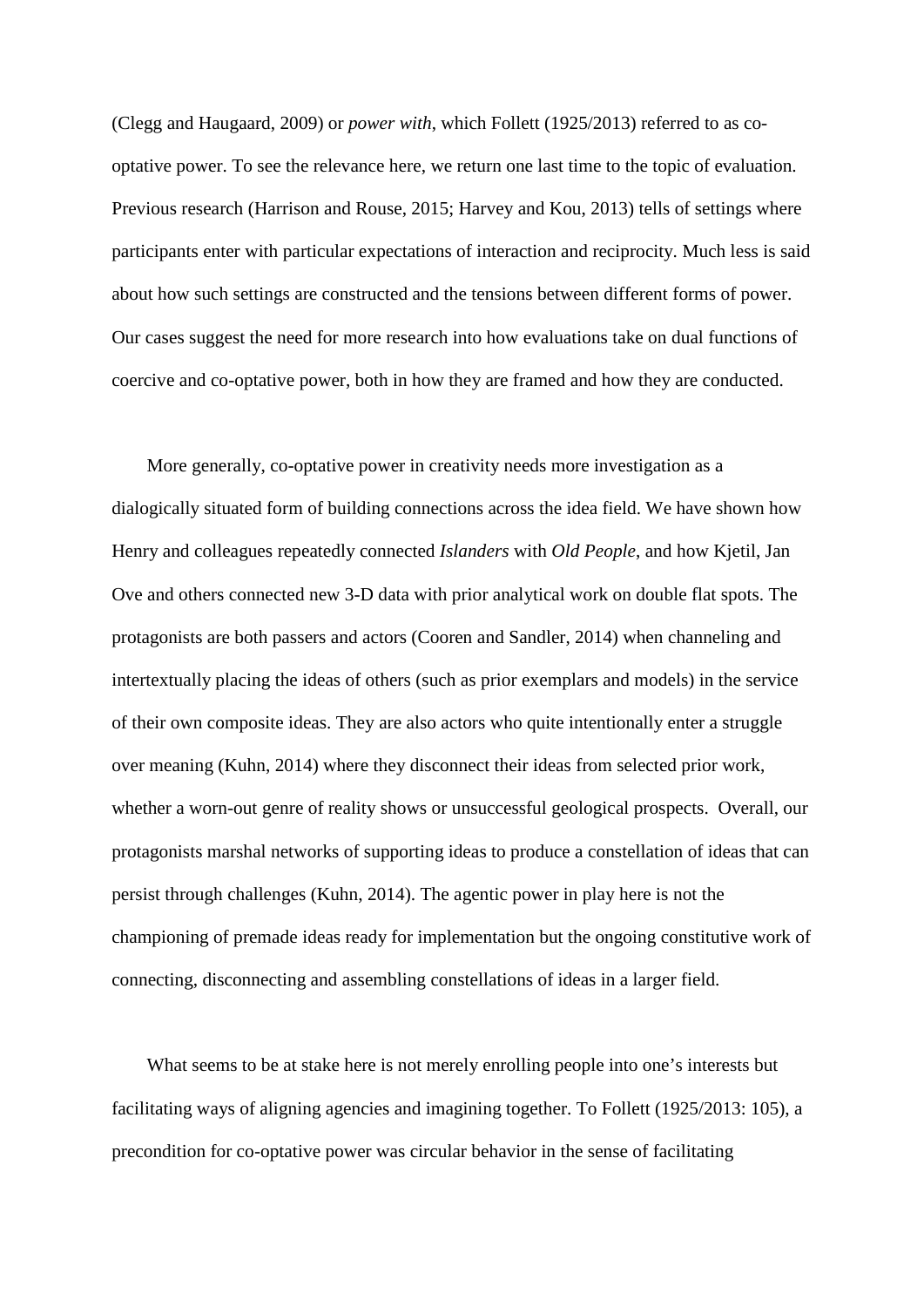(Clegg and Haugaard, 2009) or *power with*, which Follett (1925/2013) referred to as co-optative power. To see the relevance here, we return one last time to the topic of evaluation. Previous research (Harrison and Rouse, 2015; Harvey and Kou, 2013) tells of settings where participants enter with particular expectations of interaction and reciprocity. Much less is said about how such settings are constructed and the tensions between different forms of power. Our cases suggest the need for more research into how evaluations take on dual functions of coercive and co-optative power, both in how they are framed and how they are conducted.

More generally, co-optative power in creativity needs more investigation as a dialogically situated form of building connections across the idea field. We have shown how Henry and colleagues repeatedly connected *Islanders* with *Old People*, and how Kjetil, Jan Ove and others connected new 3-D data with prior analytical work on double flat spots. The protagonists are both passers and actors (Cooren and Sandler, 2014) when channeling and intertextually placing the ideas of others (such as prior exemplars and models) in the service of their own composite ideas. They are also actors who quite intentionally enter a struggle over meaning (Kuhn, 2014) where they disconnect their ideas from selected prior work, whether a worn-out genre of reality shows or unsuccessful geological prospects. Overall, our protagonists marshal networks of supporting ideas to produce a constellation of ideas that can persist through challenges (Kuhn, 2014). The agentic power in play here is not the championing of premade ideas ready for implementation but the ongoing constitutive work of connecting, disconnecting and assembling constellations of ideas in a larger field.

What seems to be at stake here is not merely enrolling people into one's interests but facilitating ways of aligning agencies and imagining together. To Follett (1925/2013: 105), a precondition for co-optative power was circular behavior in the sense of facilitating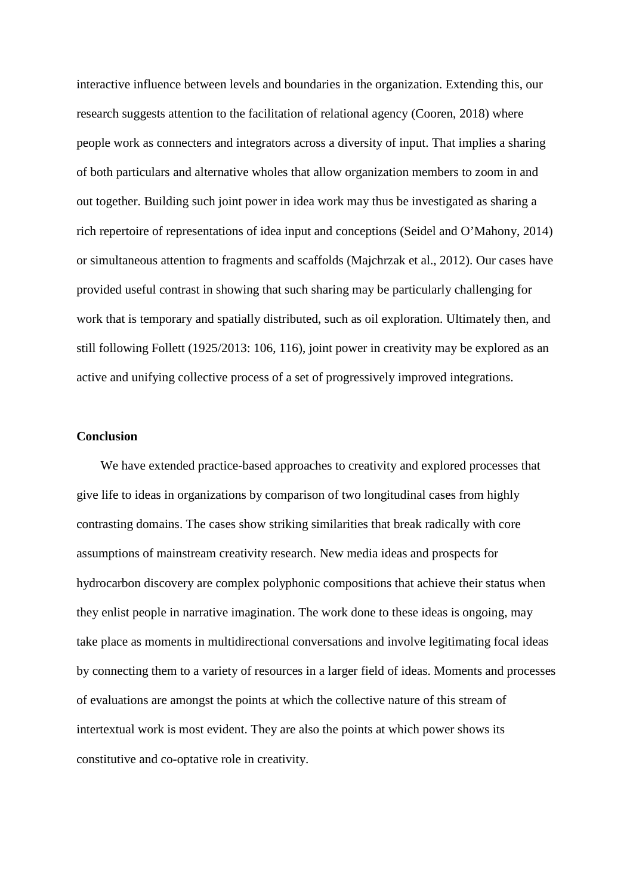interactive influence between levels and boundaries in the organization. Extending this, our research suggests attention to the facilitation of relational agency (Cooren, 2018) where people work as connecters and integrators across a diversity of input. That implies a sharing of both particulars and alternative wholes that allow organization members to zoom in and out together. Building such joint power in idea work may thus be investigated as sharing a rich repertoire of representations of idea input and conceptions (Seidel and O'Mahony, 2014) or simultaneous attention to fragments and scaffolds (Majchrzak et al., 2012). Our cases have provided useful contrast in showing that such sharing may be particularly challenging for work that is temporary and spatially distributed, such as oil exploration. Ultimately then, and still following Follett (1925/2013: 106, 116), joint power in creativity may be explored as an active and unifying collective process of a set of progressively improved integrations.

**Conclusion**

We have extended practice-based approaches to creativity and explored processes that give life to ideas in organizations by comparison of two longitudinal cases from highly contrasting domains. The cases show striking similarities that break radically with core assumptions of mainstream creativity research. New media ideas and prospects for hydrocarbon discovery are complex polyphonic compositions that achieve their status when they enlist people in narrative imagination. The work done to these ideas is ongoing, may take place as moments in multidirectional conversations and involve legitimating focal ideas by connecting them to a variety of resources in a larger field of ideas. Moments and processes of evaluations are amongst the points at which the collective nature of this stream of intertextual work is most evident. They are also the points at which power shows its constitutive and co-optative role in creativity.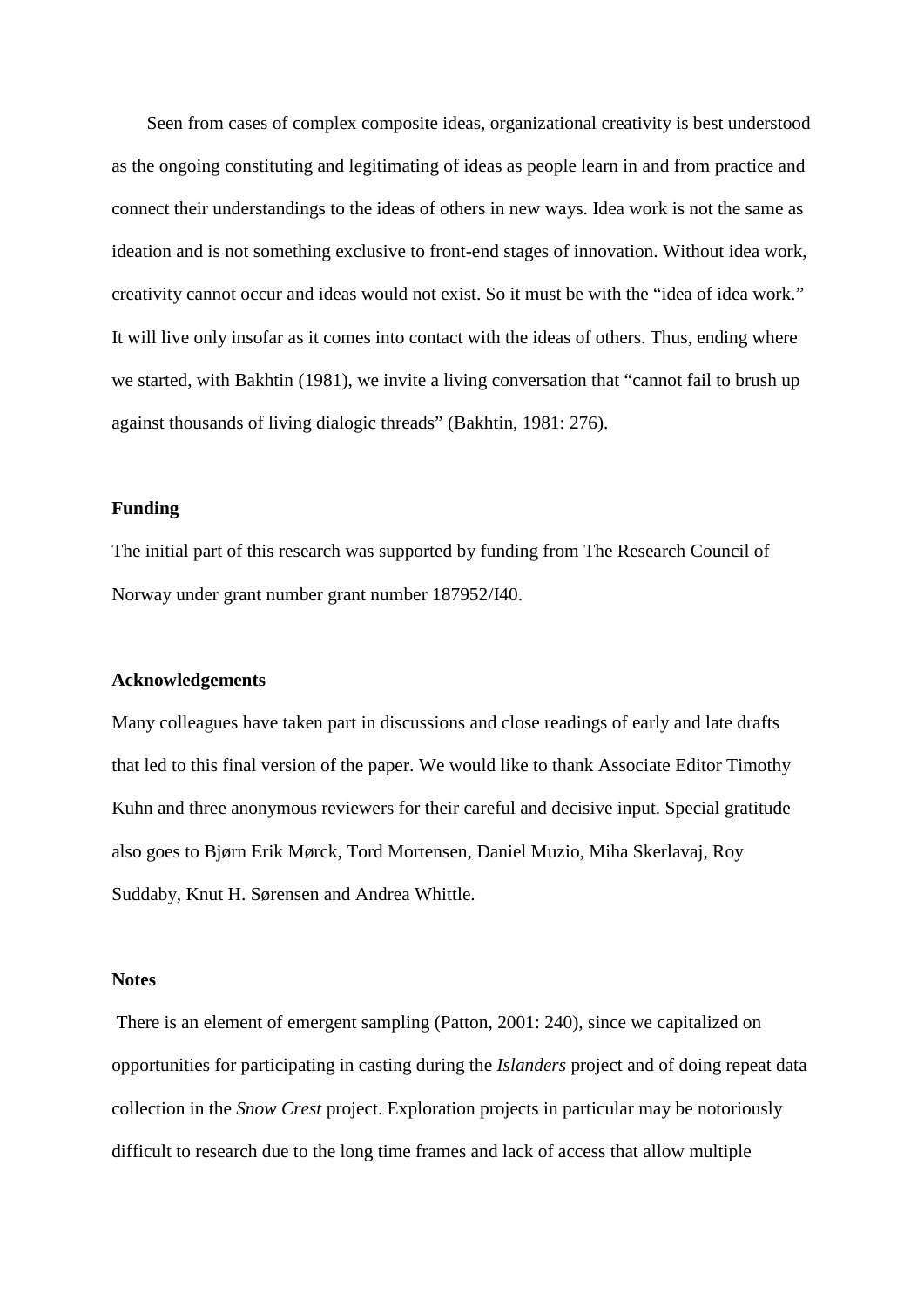Seen from cases of complex composite ideas, organizational creativity is best understood as the ongoing constituting and legitimating of ideas as people learn in and from practice and connect their understandings to the ideas of others in new ways. Idea work is not the same as ideation and is not something exclusive to front-end stages of innovation. Without idea work, creativity cannot occur and ideas would not exist. So it must be with the "idea of idea work." It will live only insofar as it comes into contact with the ideas of others. Thus, ending where we started, with Bakhtin (1981), we invite a living conversation that "cannot fail to brush up against thousands of living dialogic threads" (Bakhtin, 1981: 276).

**Funding**

The initial part of this research was supported by funding from The Research Council of Norway under grant number grant number 187952/I40.

**Acknowledgements**

Many colleagues have taken part in discussions and close readings of early and late drafts that led to this final version of the paper. We would like to thank Associate Editor Timothy Kuhn and three anonymous reviewers for their careful and decisive input. Special gratitude also goes to Bjørn Erik Mørck, Tord Mortensen, Daniel Muzio, Miha Skerlavaj, Roy Suddaby, Knut H. Sørensen and Andrea Whittle.

**Notes**

There is an element of emergent sampling (Patton, 2001: 240), since we capitalized on opportunities for participating in casting during the *Islanders* project and of doing repeat data collection in the *Snow Crest* project. Exploration projects in particular may be notoriously difficult to research due to the long time frames and lack of access that allow multiple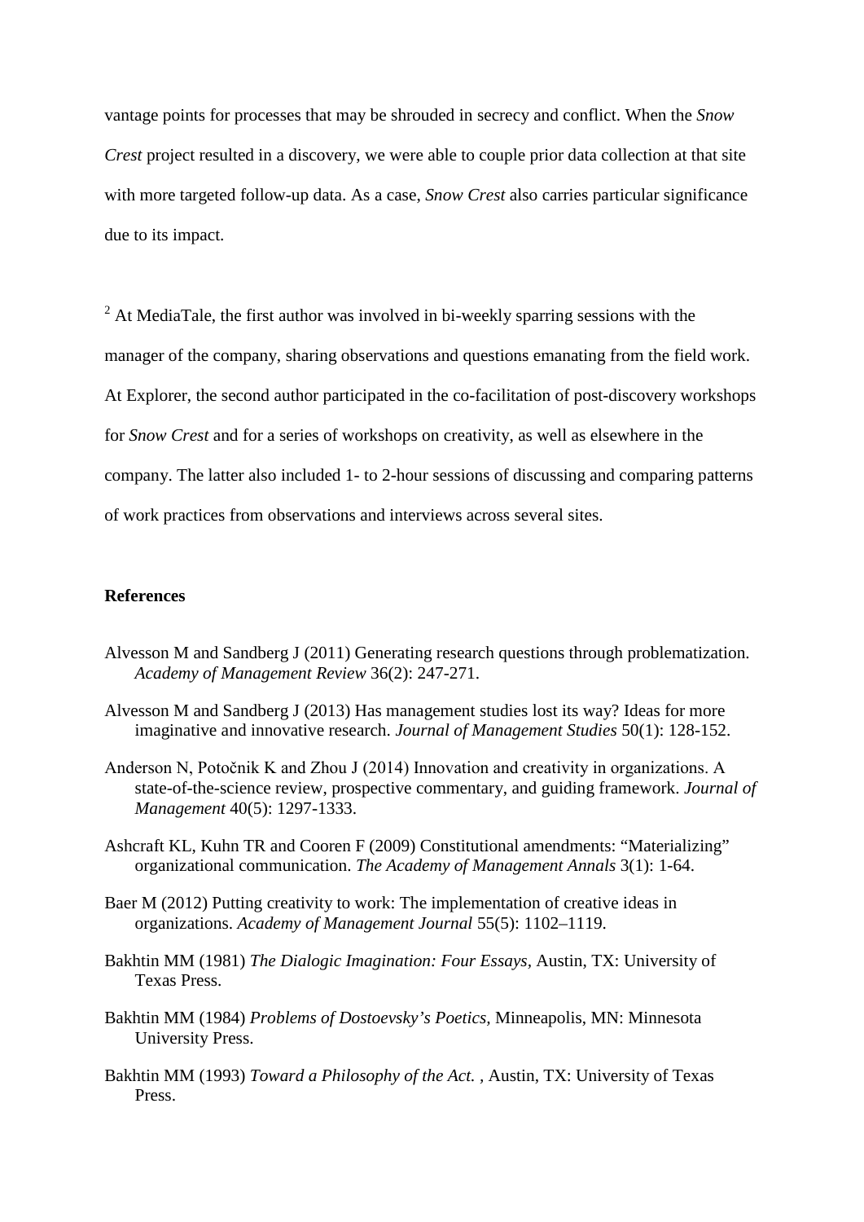vantage points for processes that may be shrouded in secrecy and conflict. When the *Snow Crest* project resulted in a discovery, we were able to couple prior data collection at that site with more targeted follow-up data. As a case, *Snow Crest* also carries particular significance due to its impact.

[2] At MediaTale, the first author was involved in bi-weekly sparring sessions with the manager of the company, sharing observations and questions emanating from the field work. At Explorer, the second author participated in the co-facilitation of post-discovery workshops for *Snow Crest* and for a series of workshops on creativity, as well as elsewhere in the company. The latter also included 1- to 2-hour sessions of discussing and comparing patterns of work practices from observations and interviews across several sites.

## References

Alvesson M and Sandberg J (2011) Generating research questions through problematization. *Academy of Management Review* 36(2): 247-271.

Alvesson M and Sandberg J (2013) Has management studies lost its way? Ideas for more imaginative and innovative research. *Journal of Management Studies* 50(1): 128-152.

Anderson N, Potočnik K and Zhou J (2014) Innovation and creativity in organizations. A state-of-the-science review, prospective commentary, and guiding framework. *Journal of Management* 40(5): 1297-1333.

Ashcraft KL, Kuhn TR and Cooren F (2009) Constitutional amendments: “Materializing” organizational communication. *The Academy of Management Annals* 3(1): 1-64.

Baer M (2012) Putting creativity to work: The implementation of creative ideas in organizations. *Academy of Management Journal* 55(5): 1102–1119.

Bakhtin MM (1981) *The Dialogic Imagination: Four Essays*, Austin, TX: University of Texas Press.

Bakhtin MM (1984) *Problems of Dostoevsky’s Poetics*, Minneapolis, MN: Minnesota University Press.

Bakhtin MM (1993) *Toward a Philosophy of the Act.* , Austin, TX: University of Texas Press.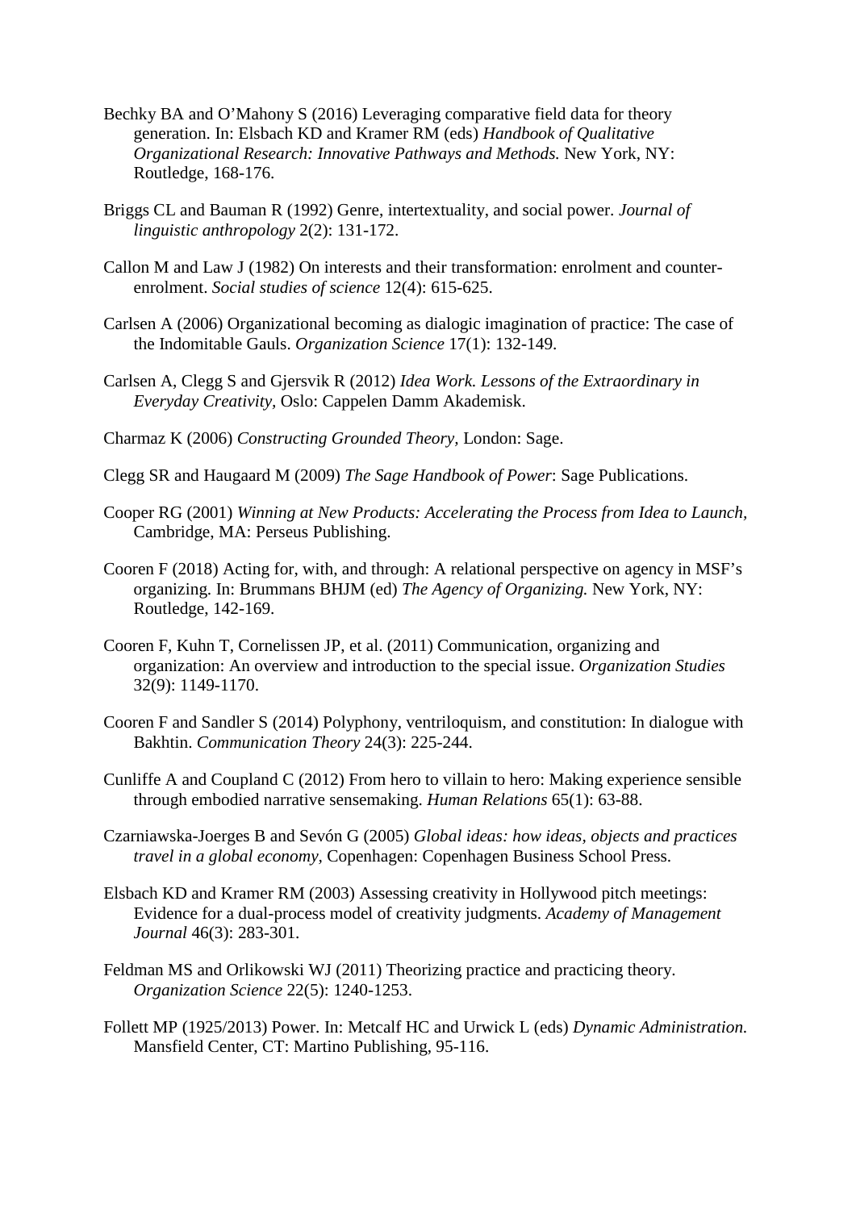Bechky BA and O'Mahony S (2016) Leveraging comparative field data for theory generation. In: Elsbach KD and Kramer RM (eds) *Handbook of Qualitative Organizational Research: Innovative Pathways and Methods.* New York, NY: Routledge, 168-176.

Briggs CL and Bauman R (1992) Genre, intertextuality, and social power. *Journal of linguistic anthropology* 2(2): 131-172.

Callon M and Law J (1982) On interests and their transformation: enrolment and counter-enrolment. *Social studies of science* 12(4): 615-625.

Carlsen A (2006) Organizational becoming as dialogic imagination of practice: The case of the Indomitable Gauls. *Organization Science* 17(1): 132-149.

Carlsen A, Clegg S and Gjersvik R (2012) *Idea Work. Lessons of the Extraordinary in Everyday Creativity,* Oslo: Cappelen Damm Akademisk.

Charmaz K (2006) *Constructing Grounded Theory,* London: Sage.

Clegg SR and Haugaard M (2009) *The Sage Handbook of Power*: Sage Publications.

Cooper RG (2001) *Winning at New Products: Accelerating the Process from Idea to Launch,* Cambridge, MA: Perseus Publishing.

Cooren F (2018) Acting for, with, and through: A relational perspective on agency in MSF's organizing. In: Brummans BHJM (ed) *The Agency of Organizing.* New York, NY: Routledge, 142-169.

Cooren F, Kuhn T, Cornelissen JP, et al. (2011) Communication, organizing and organization: An overview and introduction to the special issue. *Organization Studies* 32(9): 1149-1170.

Cooren F and Sandler S (2014) Polyphony, ventriloquism, and constitution: In dialogue with Bakhtin. *Communication Theory* 24(3): 225-244.

Cunliffe A and Coupland C (2012) From hero to villain to hero: Making experience sensible through embodied narrative sensemaking. *Human Relations* 65(1): 63-88.

Czarniawska-Joerges B and Sevón G (2005) *Global ideas: how ideas, objects and practices travel in a global economy,* Copenhagen: Copenhagen Business School Press.

Elsbach KD and Kramer RM (2003) Assessing creativity in Hollywood pitch meetings: Evidence for a dual-process model of creativity judgments. *Academy of Management Journal* 46(3): 283-301.

Feldman MS and Orlikowski WJ (2011) Theorizing practice and practicing theory. *Organization Science* 22(5): 1240-1253.

Follett MP (1925/2013) Power. In: Metcalf HC and Urwick L (eds) *Dynamic Administration.* Mansfield Center, CT: Martino Publishing, 95-116.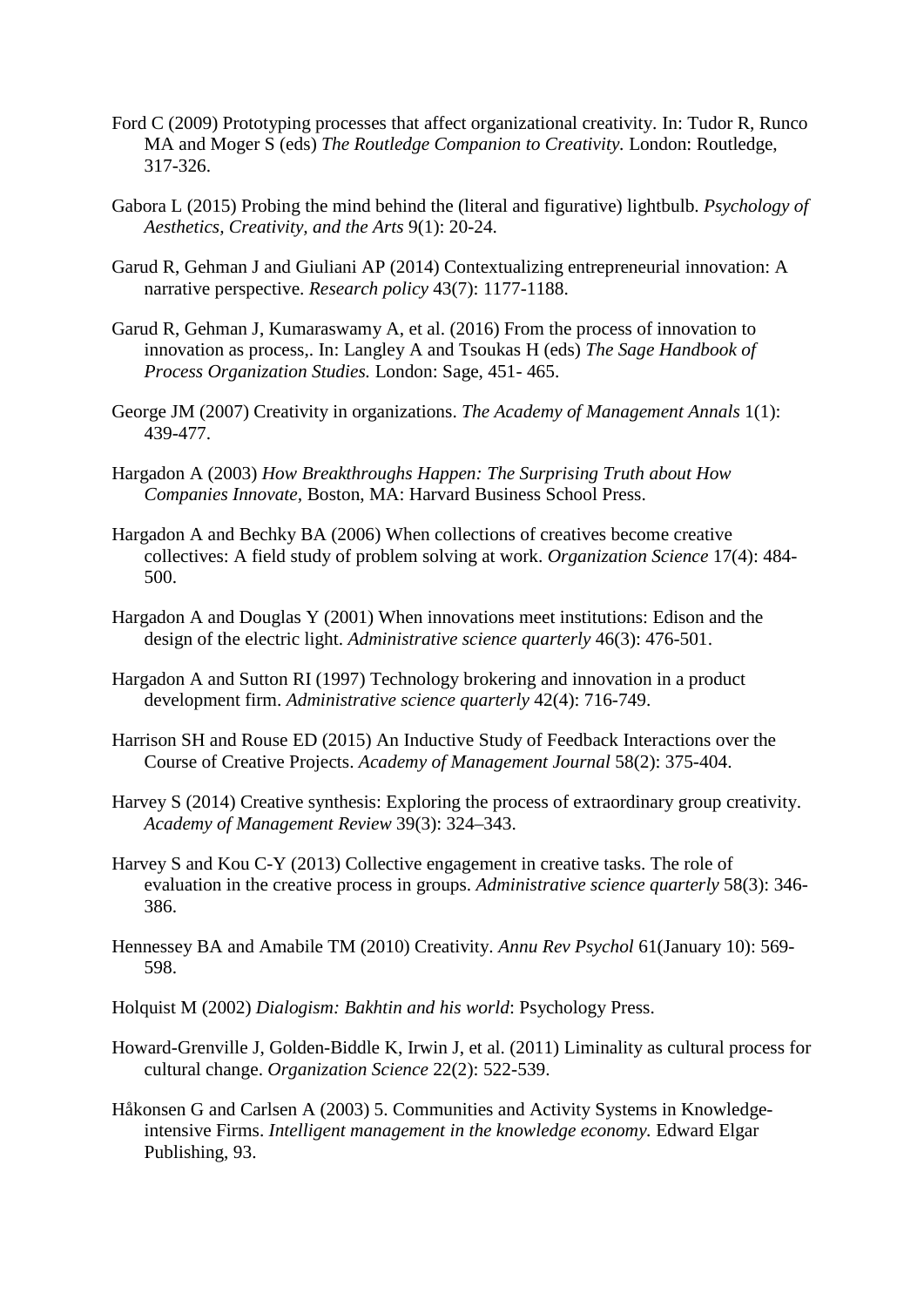Ford C (2009) Prototyping processes that affect organizational creativity. In: Tudor R, Runco MA and Moger S (eds) *The Routledge Companion to Creativity.* London: Routledge, 317-326.

Gabora L (2015) Probing the mind behind the (literal and figurative) lightbulb. *Psychology of Aesthetics, Creativity, and the Arts* 9(1): 20-24.

Garud R, Gehman J and Giuliani AP (2014) Contextualizing entrepreneurial innovation: A narrative perspective. *Research policy* 43(7): 1177-1188.

Garud R, Gehman J, Kumaraswamy A, et al. (2016) From the process of innovation to innovation as process,. In: Langley A and Tsoukas H (eds) *The Sage Handbook of Process Organization Studies.* London: Sage, 451- 465.

George JM (2007) Creativity in organizations. *The Academy of Management Annals* 1(1): 439-477.

Hargadon A (2003) *How Breakthroughs Happen: The Surprising Truth about How Companies Innovate,* Boston, MA: Harvard Business School Press.

Hargadon A and Bechky BA (2006) When collections of creatives become creative collectives: A field study of problem solving at work. *Organization Science* 17(4): 484-500.

Hargadon A and Douglas Y (2001) When innovations meet institutions: Edison and the design of the electric light. *Administrative science quarterly* 46(3): 476-501.

Hargadon A and Sutton RI (1997) Technology brokering and innovation in a product development firm. *Administrative science quarterly* 42(4): 716-749.

Harrison SH and Rouse ED (2015) An Inductive Study of Feedback Interactions over the Course of Creative Projects. *Academy of Management Journal* 58(2): 375-404.

Harvey S (2014) Creative synthesis: Exploring the process of extraordinary group creativity. *Academy of Management Review* 39(3): 324–343.

Harvey S and Kou C-Y (2013) Collective engagement in creative tasks. The role of evaluation in the creative process in groups. *Administrative science quarterly* 58(3): 346-386.

Hennessey BA and Amabile TM (2010) Creativity. *Annu Rev Psychol* 61(January 10): 569-598.

Holquist M (2002) *Dialogism: Bakhtin and his world*: Psychology Press.

Howard-Grenville J, Golden-Biddle K, Irwin J, et al. (2011) Liminality as cultural process for cultural change. *Organization Science* 22(2): 522-539.

Håkonsen G and Carlsen A (2003) 5. Communities and Activity Systems in Knowledge-intensive Firms. *Intelligent management in the knowledge economy.* Edward Elgar Publishing, 93.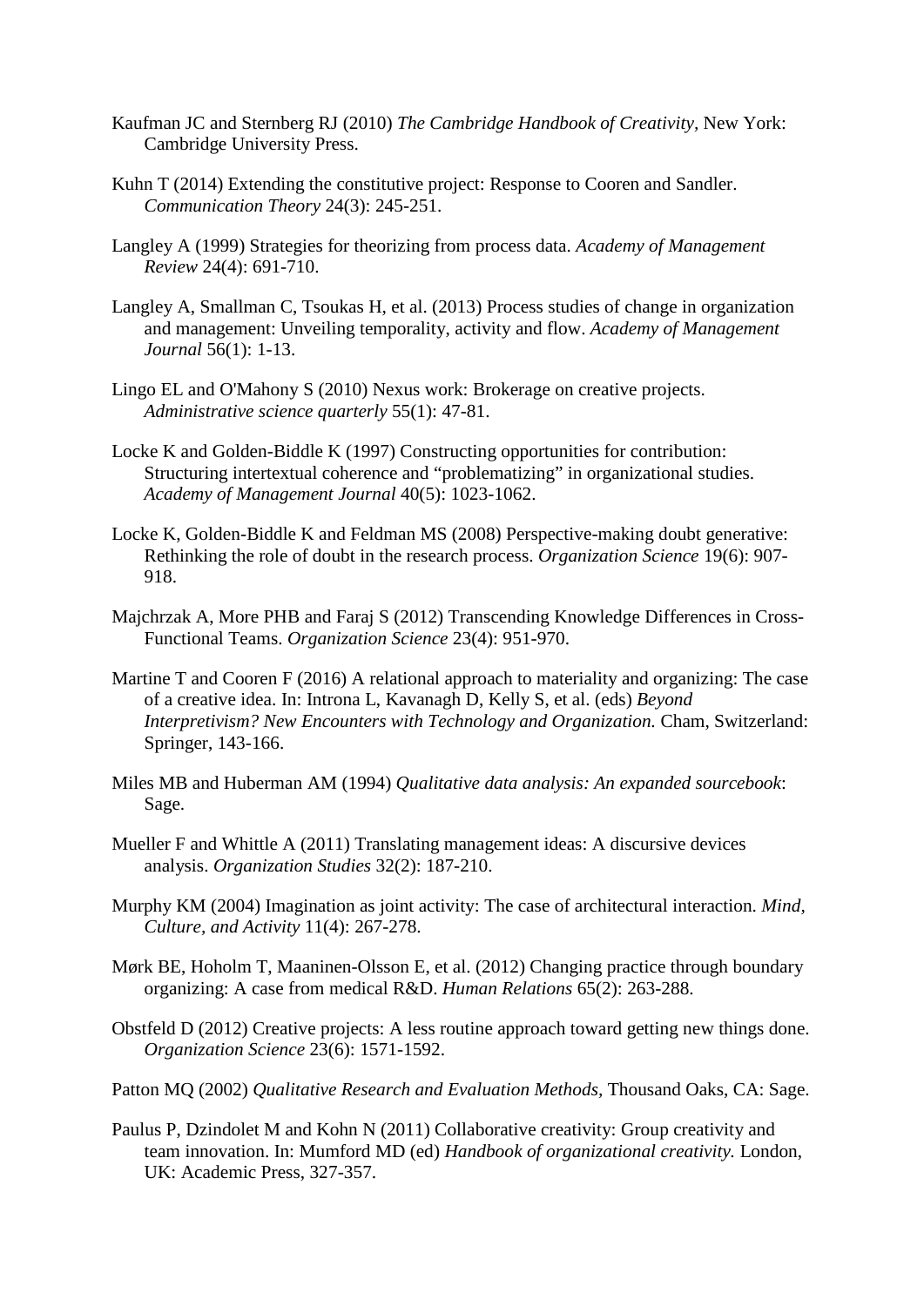Kaufman JC and Sternberg RJ (2010) *The Cambridge Handbook of Creativity*, New York: Cambridge University Press.

Kuhn T (2014) Extending the constitutive project: Response to Cooren and Sandler. *Communication Theory* 24(3): 245-251.

Langley A (1999) Strategies for theorizing from process data. *Academy of Management Review* 24(4): 691-710.

Langley A, Smallman C, Tsoukas H, et al. (2013) Process studies of change in organization and management: Unveiling temporality, activity and flow. *Academy of Management Journal* 56(1): 1-13.

Lingo EL and O'Mahony S (2010) Nexus work: Brokerage on creative projects. *Administrative science quarterly* 55(1): 47-81.

Locke K and Golden-Biddle K (1997) Constructing opportunities for contribution: Structuring intertextual coherence and "problematizing" in organizational studies. *Academy of Management Journal* 40(5): 1023-1062.

Locke K, Golden-Biddle K and Feldman MS (2008) Perspective-making doubt generative: Rethinking the role of doubt in the research process. *Organization Science* 19(6): 907-918.

Majchrzak A, More PHB and Faraj S (2012) Transcending Knowledge Differences in Cross-Functional Teams. *Organization Science* 23(4): 951-970.

Martine T and Cooren F (2016) A relational approach to materiality and organizing: The case of a creative idea. In: Introna L, Kavanagh D, Kelly S, et al. (eds) *Beyond Interpretivism? New Encounters with Technology and Organization.* Cham, Switzerland: Springer, 143-166.

Miles MB and Huberman AM (1994) *Qualitative data analysis: An expanded sourcebook*: Sage.

Mueller F and Whittle A (2011) Translating management ideas: A discursive devices analysis. *Organization Studies* 32(2): 187-210.

Murphy KM (2004) Imagination as joint activity: The case of architectural interaction. *Mind, Culture, and Activity* 11(4): 267-278.

Mørk BE, Hoholm T, Maaninen-Olsson E, et al. (2012) Changing practice through boundary organizing: A case from medical R&D. *Human Relations* 65(2): 263-288.

Obstfeld D (2012) Creative projects: A less routine approach toward getting new things done. *Organization Science* 23(6): 1571-1592.

Patton MQ (2002) *Qualitative Research and Evaluation Methods*, Thousand Oaks, CA: Sage.

Paulus P, Dzindolet M and Kohn N (2011) Collaborative creativity: Group creativity and team innovation. In: Mumford MD (ed) *Handbook of organizational creativity.* London, UK: Academic Press, 327-357.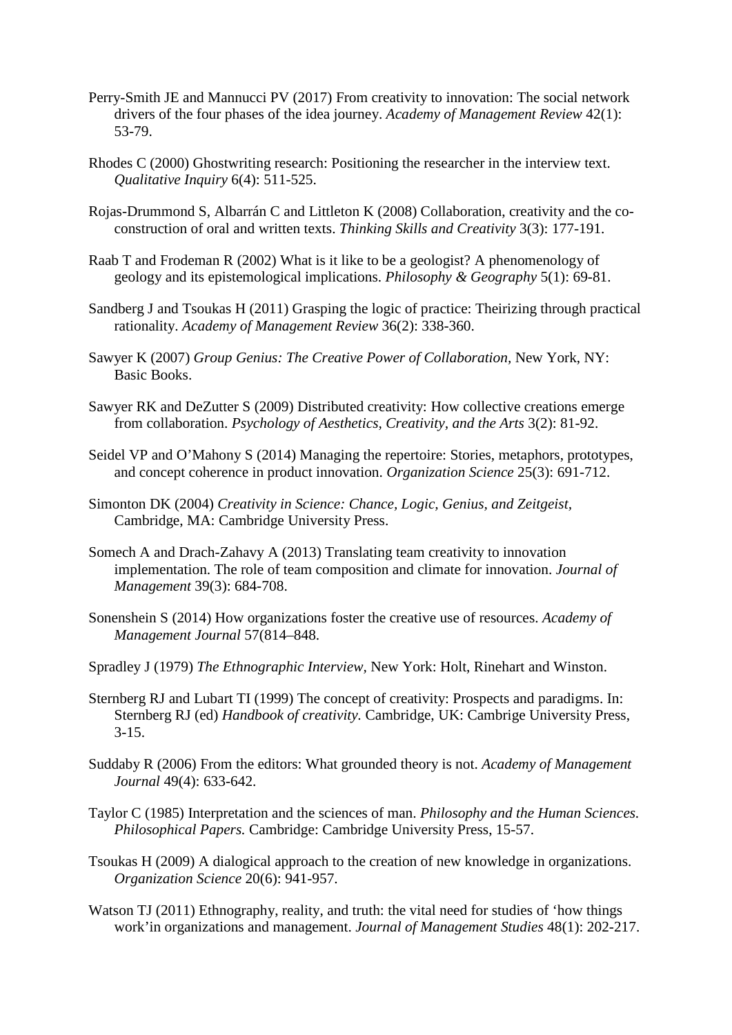Perry-Smith JE and Mannucci PV (2017) From creativity to innovation: The social network drivers of the four phases of the idea journey. *Academy of Management Review* 42(1): 53-79.

Rhodes C (2000) Ghostwriting research: Positioning the researcher in the interview text. *Qualitative Inquiry* 6(4): 511-525.

Rojas-Drummond S, Albarrán C and Littleton K (2008) Collaboration, creativity and the co-construction of oral and written texts. *Thinking Skills and Creativity* 3(3): 177-191.

Raab T and Frodeman R (2002) What is it like to be a geologist? A phenomenology of geology and its epistemological implications. *Philosophy & Geography* 5(1): 69-81.

Sandberg J and Tsoukas H (2011) Grasping the logic of practice: Theirizing through practical rationality. *Academy of Management Review* 36(2): 338-360.

Sawyer K (2007) *Group Genius: The Creative Power of Collaboration*, New York, NY: Basic Books.

Sawyer RK and DeZutter S (2009) Distributed creativity: How collective creations emerge from collaboration. *Psychology of Aesthetics, Creativity, and the Arts* 3(2): 81-92.

Seidel VP and O'Mahony S (2014) Managing the repertoire: Stories, metaphors, prototypes, and concept coherence in product innovation. *Organization Science* 25(3): 691-712.

Simonton DK (2004) *Creativity in Science: Chance, Logic, Genius, and Zeitgeist*, Cambridge, MA: Cambridge University Press.

Somech A and Drach-Zahavy A (2013) Translating team creativity to innovation implementation. The role of team composition and climate for innovation. *Journal of Management* 39(3): 684-708.

Sonenshein S (2014) How organizations foster the creative use of resources. *Academy of Management Journal* 57(814–848.

Spradley J (1979) *The Ethnographic Interview*, New York: Holt, Rinehart and Winston.

Sternberg RJ and Lubart TI (1999) The concept of creativity: Prospects and paradigms. In: Sternberg RJ (ed) *Handbook of creativity.* Cambridge, UK: Cambrige University Press, 3-15.

Suddaby R (2006) From the editors: What grounded theory is not. *Academy of Management Journal* 49(4): 633-642.

Taylor C (1985) Interpretation and the sciences of man. *Philosophy and the Human Sciences. Philosophical Papers.* Cambridge: Cambridge University Press, 15-57.

Tsoukas H (2009) A dialogical approach to the creation of new knowledge in organizations. *Organization Science* 20(6): 941-957.

Watson TJ (2011) Ethnography, reality, and truth: the vital need for studies of 'how things work'in organizations and management. *Journal of Management Studies* 48(1): 202-217.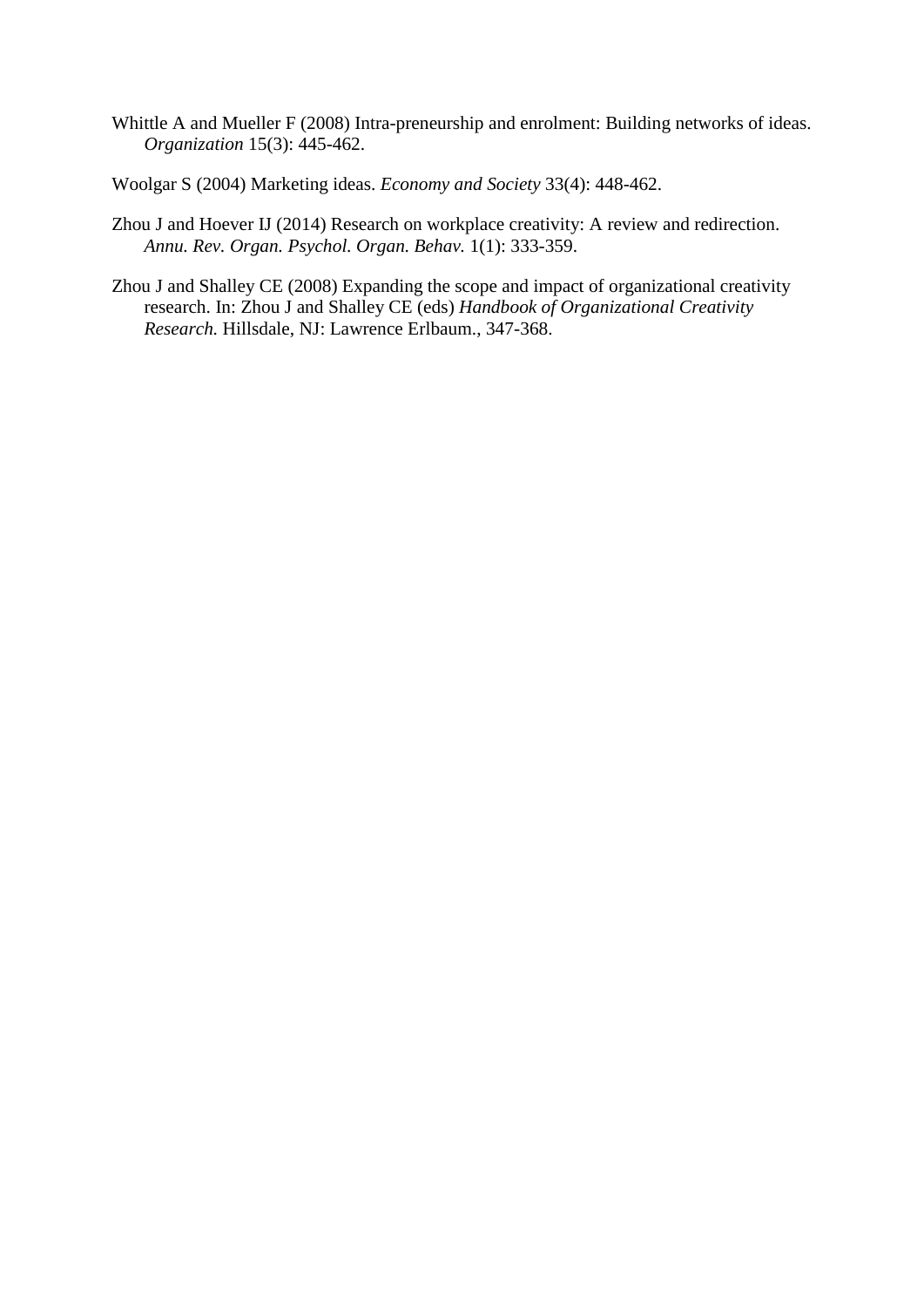Whittle A and Mueller F (2008) Intra-preneurship and enrolment: Building networks of ideas. *Organization* 15(3): 445-462.

Woolgar S (2004) Marketing ideas. *Economy and Society* 33(4): 448-462.

Zhou J and Hoever IJ (2014) Research on workplace creativity: A review and redirection. *Annu. Rev. Organ. Psychol. Organ. Behav.* 1(1): 333-359.

Zhou J and Shalley CE (2008) Expanding the scope and impact of organizational creativity research. In: Zhou J and Shalley CE (eds) *Handbook of Organizational Creativity Research.* Hillsdale, NJ: Lawrence Erlbaum., 347-368.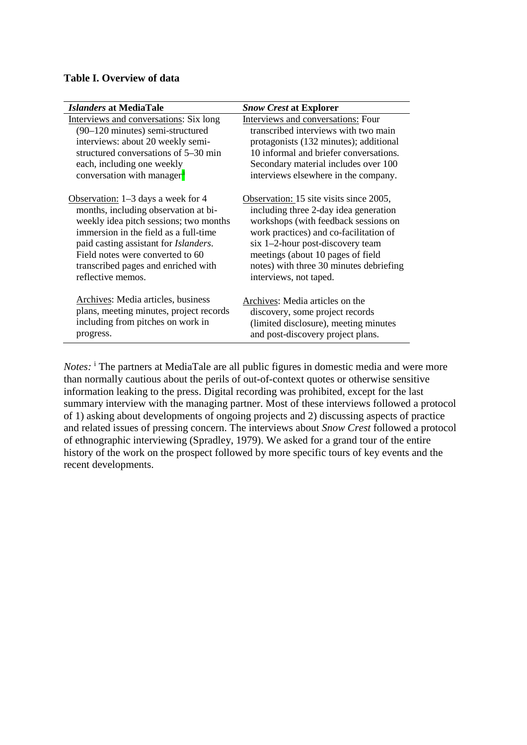**Table I. Overview of data**

| *Islanders* at MediaTale | *Snow Crest* at Explorer |
|---|---|
| Interviews and conversations: Six long (90–120 minutes) semi-structured interviews: about 20 weekly semi-structured conversations of 5–30 min each, including one weekly conversation with manager[i] | Interviews and conversations: Four transcribed interviews with two main protagonists (132 minutes); additional 10 informal and briefer conversations. Secondary material includes over 100 interviews elsewhere in the company. |
| Observation: 1–3 days a week for 4 months, including observation at bi-weekly idea pitch sessions; two months immersion in the field as a full-time paid casting assistant for *Islanders*. Field notes were converted to 60 transcribed pages and enriched with reflective memos. | Observation: 15 site visits since 2005, including three 2-day idea generation workshops (with feedback sessions on work practices) and co-facilitation of six 1–2-hour post-discovery team meetings (about 10 pages of field notes) with three 30 minutes debriefing interviews, not taped. |
| Archives: Media articles, business plans, meeting minutes, project records including from pitches on work in progress. | Archives: Media articles on the discovery, some project records (limited disclosure), meeting minutes and post-discovery project plans. |

*Notes:* [i] The partners at MediaTale are all public figures in domestic media and were more than normally cautious about the perils of out-of-context quotes or otherwise sensitive information leaking to the press. Digital recording was prohibited, except for the last summary interview with the managing partner. Most of these interviews followed a protocol of 1) asking about developments of ongoing projects and 2) discussing aspects of practice and related issues of pressing concern. The interviews about *Snow Crest* followed a protocol of ethnographic interviewing (Spradley, 1979). We asked for a grand tour of the entire history of the work on the prospect followed by more specific tours of key events and the recent developments.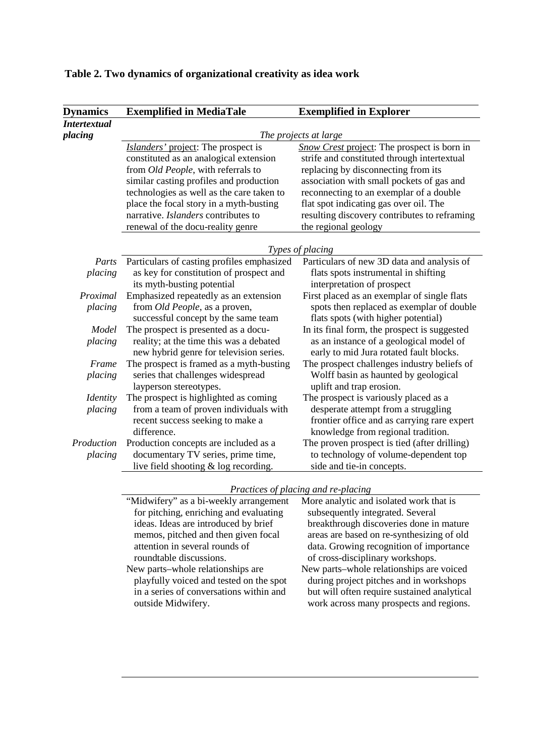**Table 2. Two dynamics of organizational creativity as idea work**

| Dynamics | Exemplified in MediaTale | Exemplified in Explorer |
|---|---|---|
| ***Intertextual placing*** | *The projects at large* | |
| | *Islanders'* project: The prospect is constituted as an analogical extension from *Old People*, with referrals to similar casting profiles and production technologies as well as the care taken to place the focal story in a myth-busting narrative. *Islanders* contributes to renewal of the docu-reality genre | *Snow Crest* project: The prospect is born in strife and constituted through intertextual replacing by disconnecting from its association with small pockets of gas and reconnecting to an exemplar of a double flat spot indicating gas over oil. The resulting discovery contributes to reframing the regional geology |
| | *Types of placing* | |
| *Parts placing* | Particulars of casting profiles emphasized as key for constitution of prospect and its myth-busting potential | Particulars of new 3D data and analysis of flats spots instrumental in shifting interpretation of prospect |
| *Proximal placing* | Emphasized repeatedly as an extension from *Old People*, as a proven, successful concept by the same team | First placed as an exemplar of single flats spots then replaced as exemplar of double flats spots (with higher potential) |
| *Model placing* | The prospect is presented as a docu-reality; at the time this was a debated new hybrid genre for television series. | In its final form, the prospect is suggested as an instance of a geological model of early to mid Jura rotated fault blocks. |
| *Frame placing* | The prospect is framed as a myth-busting series that challenges widespread layperson stereotypes. | The prospect challenges industry beliefs of Wolff basin as haunted by geological uplift and trap erosion. |
| *Identity placing* | The prospect is highlighted as coming from a team of proven individuals with recent success seeking to make a difference. | The prospect is variously placed as a desperate attempt from a struggling frontier office and as carrying rare expert knowledge from regional tradition. |
| *Production placing* | Production concepts are included as a documentary TV series, prime time, live field shooting & log recording. | The proven prospect is tied (after drilling) to technology of volume-dependent top side and tie-in concepts. |
| | *Practices of placing and re-placing* | |
| | "Midwifery" as a bi-weekly arrangement for pitching, enriching and evaluating ideas. Ideas are introduced by brief memos, pitched and then given focal attention in several rounds of roundtable discussions. | More analytic and isolated work that is subsequently integrated. Several breakthrough discoveries done in mature areas are based on re-synthesizing of old data. Growing recognition of importance of cross-disciplinary workshops. |
| | New parts–whole relationships are playfully voiced and tested on the spot in a series of conversations within and outside Midwifery. | New parts–whole relationships are voiced during project pitches and in workshops but will often require sustained analytical work across many prospects and regions. |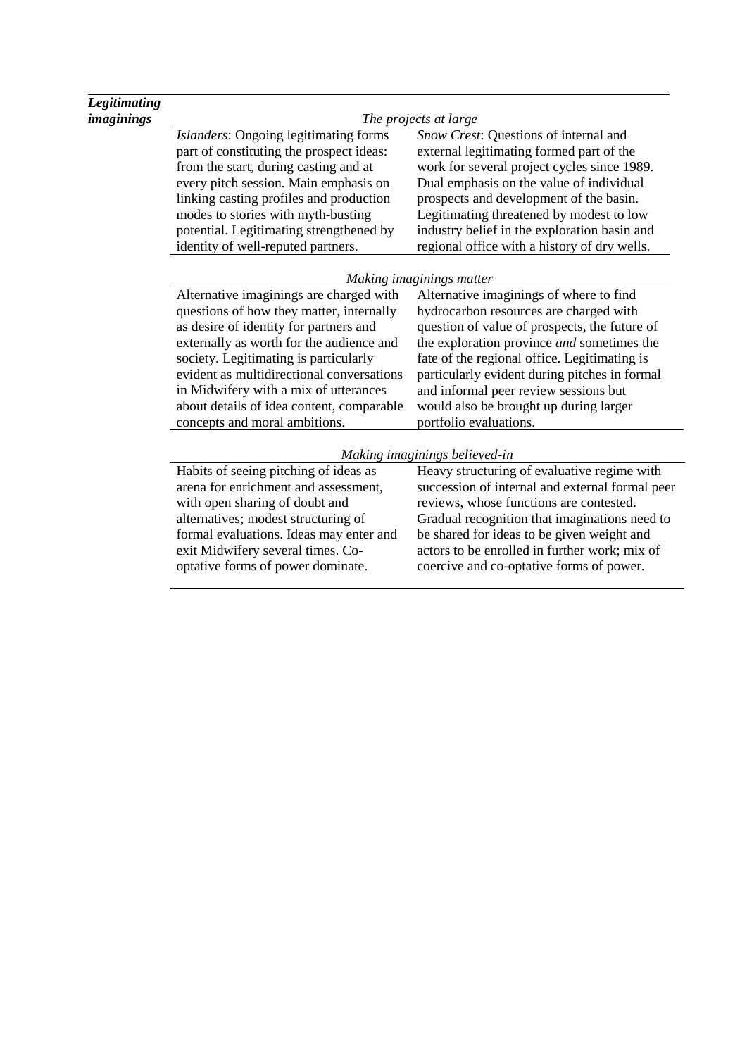| ***Legitimating imaginings*** | | |
|---|---|---|
| | *The projects at large* | |
| | _Islanders_: Ongoing legitimating forms part of constituting the prospect ideas: from the start, during casting and at every pitch session. Main emphasis on linking casting profiles and production modes to stories with myth-busting potential. Legitimating strengthened by identity of well-reputed partners. | _Snow Crest_: Questions of internal and external legitimating formed part of the work for several project cycles since 1989. Dual emphasis on the value of individual prospects and development of the basin. Legitimating threatened by modest to low industry belief in the exploration basin and regional office with a history of dry wells. |
| | *Making imaginings matter* | |
| | Alternative imaginings are charged with questions of how they matter, internally as desire of identity for partners and externally as worth for the audience and society. Legitimating is particularly evident as multidirectional conversations in Midwifery with a mix of utterances about details of idea content, comparable concepts and moral ambitions. | Alternative imaginings of where to find hydrocarbon resources are charged with question of value of prospects, the future of the exploration province *and* sometimes the fate of the regional office. Legitimating is particularly evident during pitches in formal and informal peer review sessions but would also be brought up during larger portfolio evaluations. |
| | *Making imaginings believed-in* | |
| | Habits of seeing pitching of ideas as arena for enrichment and assessment, with open sharing of doubt and alternatives; modest structuring of formal evaluations. Ideas may enter and exit Midwifery several times. Co-optative forms of power dominate. | Heavy structuring of evaluative regime with succession of internal and external formal peer reviews, whose functions are contested. Gradual recognition that imaginations need to be shared for ideas to be given weight and actors to be enrolled in further work; mix of coercive and co-optative forms of power. |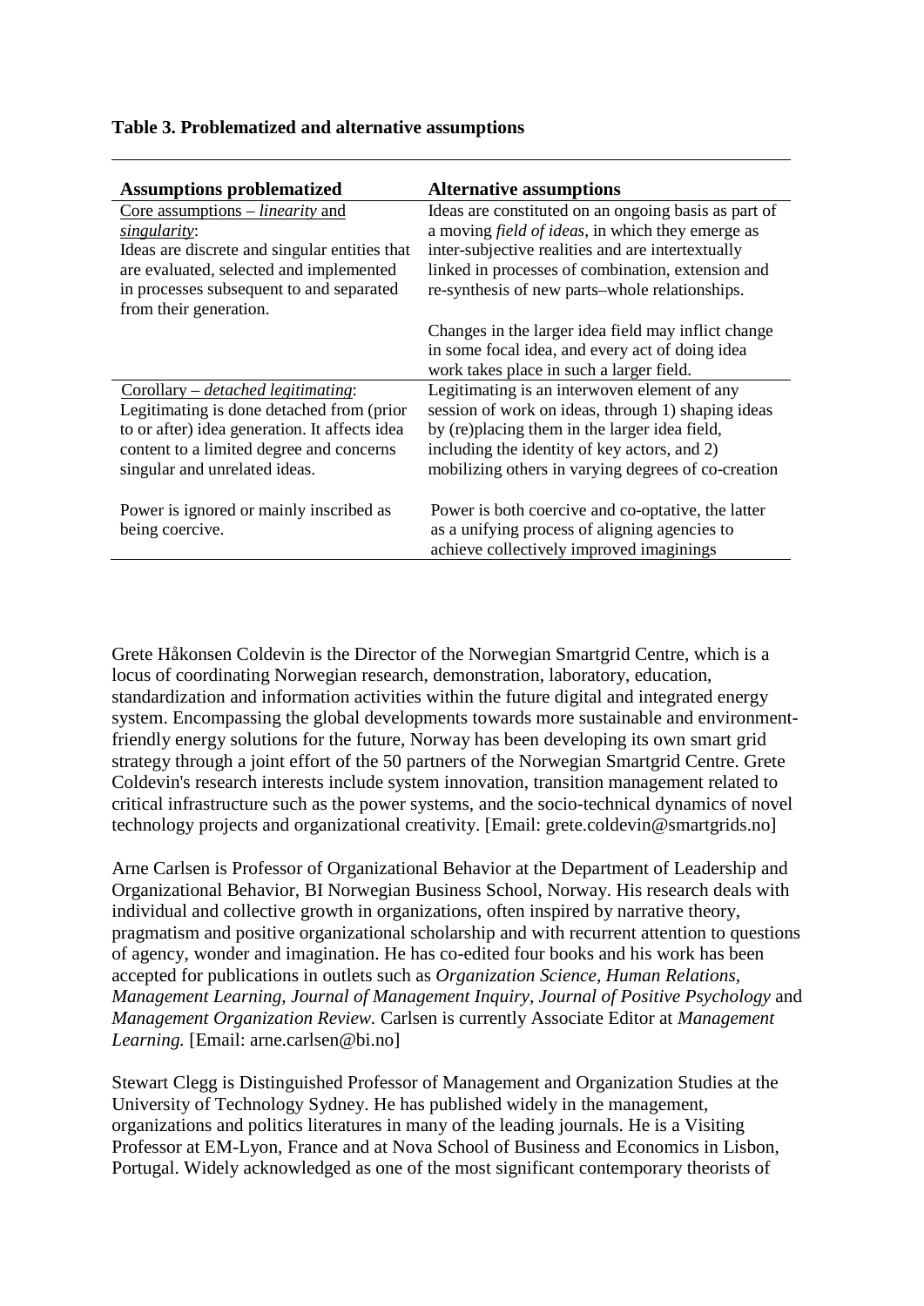**Table 3. Problematized and alternative assumptions**

| Assumptions problematized | Alternative assumptions |
|---|---|
| Core assumptions – *linearity* and *singularity*: Ideas are discrete and singular entities that are evaluated, selected and implemented in processes subsequent to and separated from their generation. | Ideas are constituted on an ongoing basis as part of a moving *field of ideas*, in which they emerge as inter-subjective realities and are intertextually linked in processes of combination, extension and re-synthesis of new parts–whole relationships. Changes in the larger idea field may inflict change in some focal idea, and every act of doing idea work takes place in such a larger field. |
| Corollary – *detached legitimating*: Legitimating is done detached from (prior to or after) idea generation. It affects idea content to a limited degree and concerns singular and unrelated ideas. Power is ignored or mainly inscribed as being coercive. | Legitimating is an interwoven element of any session of work on ideas, through 1) shaping ideas by (re)placing them in the larger idea field, including the identity of key actors, and 2) mobilizing others in varying degrees of co-creation. Power is both coercive and co-optative, the latter as a unifying process of aligning agencies to achieve collectively improved imaginings |

Grete Håkonsen Coldevin is the Director of the Norwegian Smartgrid Centre, which is a locus of coordinating Norwegian research, demonstration, laboratory, education, standardization and information activities within the future digital and integrated energy system. Encompassing the global developments towards more sustainable and environment-friendly energy solutions for the future, Norway has been developing its own smart grid strategy through a joint effort of the 50 partners of the Norwegian Smartgrid Centre. Grete Coldevin's research interests include system innovation, transition management related to critical infrastructure such as the power systems, and the socio-technical dynamics of novel technology projects and organizational creativity. [Email: grete.coldevin@smartgrids.no]

Arne Carlsen is Professor of Organizational Behavior at the Department of Leadership and Organizational Behavior, BI Norwegian Business School, Norway. His research deals with individual and collective growth in organizations, often inspired by narrative theory, pragmatism and positive organizational scholarship and with recurrent attention to questions of agency, wonder and imagination. He has co-edited four books and his work has been accepted for publications in outlets such as *Organization Science*, *Human Relations*, *Management Learning*, *Journal of Management Inquiry*, *Journal of Positive Psychology* and *Management Organization Review.* Carlsen is currently Associate Editor at *Management Learning.* [Email: arne.carlsen@bi.no]

Stewart Clegg is Distinguished Professor of Management and Organization Studies at the University of Technology Sydney. He has published widely in the management, organizations and politics literatures in many of the leading journals. He is a Visiting Professor at EM-Lyon, France and at Nova School of Business and Economics in Lisbon, Portugal. Widely acknowledged as one of the most significant contemporary theorists of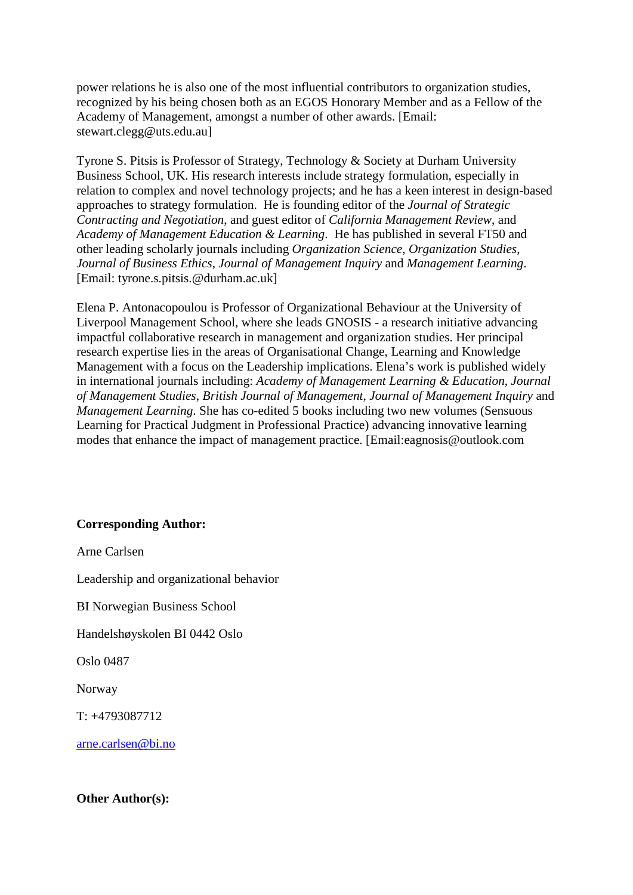power relations he is also one of the most influential contributors to organization studies, recognized by his being chosen both as an EGOS Honorary Member and as a Fellow of the Academy of Management, amongst a number of other awards. [Email: stewart.clegg@uts.edu.au]

Tyrone S. Pitsis is Professor of Strategy, Technology & Society at Durham University Business School, UK. His research interests include strategy formulation, especially in relation to complex and novel technology projects; and he has a keen interest in design-based approaches to strategy formulation. He is founding editor of the *Journal of Strategic Contracting and Negotiation*, and guest editor of *California Management Review*, and *Academy of Management Education & Learning*. He has published in several FT50 and other leading scholarly journals including *Organization Science*, *Organization Studies*, *Journal of Business Ethics*, *Journal of Management Inquiry* and *Management Learning*. [Email: tyrone.s.pitsis.@durham.ac.uk]

Elena P. Antonacopoulou is Professor of Organizational Behaviour at the University of Liverpool Management School, where she leads GNOSIS - a research initiative advancing impactful collaborative research in management and organization studies. Her principal research expertise lies in the areas of Organisational Change, Learning and Knowledge Management with a focus on the Leadership implications. Elena's work is published widely in international journals including: *Academy of Management Learning & Education*, *Journal of Management Studies*, *British Journal of Management*, *Journal of Management Inquiry* and *Management Learning*. She has co-edited 5 books including two new volumes (Sensuous Learning for Practical Judgment in Professional Practice) advancing innovative learning modes that enhance the impact of management practice. [Email:eagnosis@outlook.com

**Corresponding Author:**

Arne Carlsen

Leadership and organizational behavior

BI Norwegian Business School

Handelshøyskolen BI 0442 Oslo

Oslo 0487

Norway

T: +4793087712

arne.carlsen@bi.no

**Other Author(s):**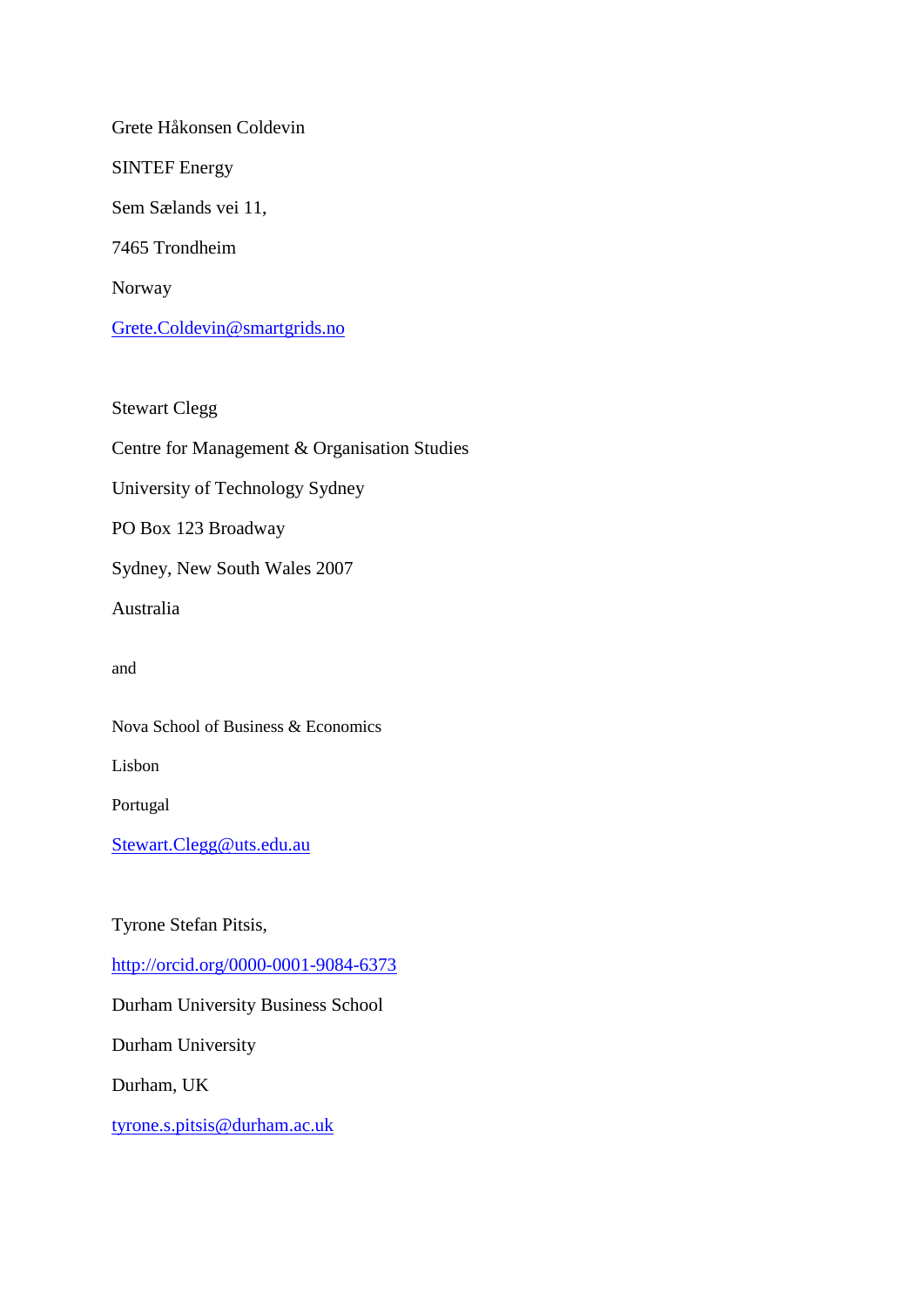Grete Håkonsen Coldevin

SINTEF Energy

Sem Sælands vei 11,

7465 Trondheim

Norway

Grete.Coldevin@smartgrids.no

Stewart Clegg

Centre for Management & Organisation Studies

University of Technology Sydney

PO Box 123 Broadway

Sydney, New South Wales 2007

Australia

and

Nova School of Business & Economics

Lisbon

Portugal

Stewart.Clegg@uts.edu.au

Tyrone Stefan Pitsis,

http://orcid.org/0000-0001-9084-6373

Durham University Business School

Durham University

Durham, UK

tyrone.s.pitsis@durham.ac.uk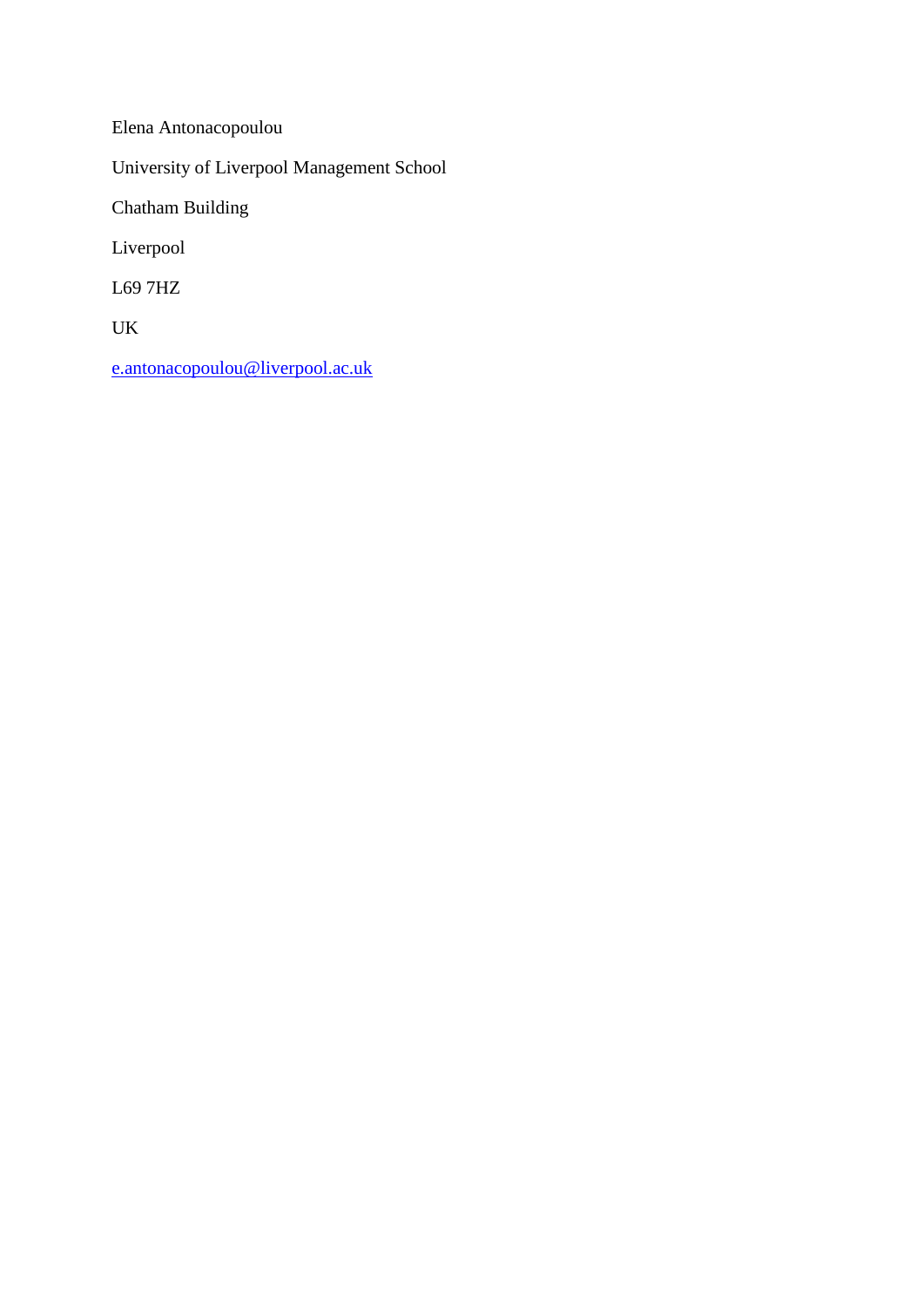Elena Antonacopoulou

University of Liverpool Management School

Chatham Building

Liverpool

L69 7HZ

UK

e.antonacopoulou@liverpool.ac.uk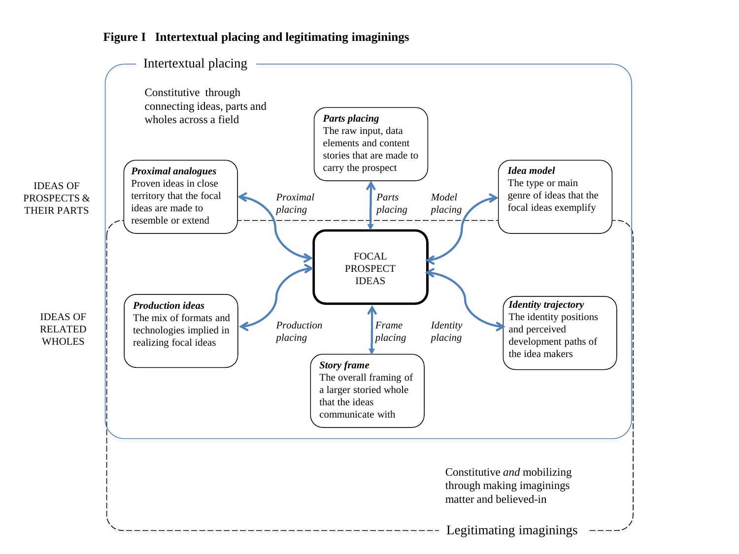**Figure I Intertextual placing and legitimating imaginings**

Intertextual placing

Constitutive through connecting ideas, parts and wholes across a field

IDEAS OF PROSPECTS & THEIR PARTS

IDEAS OF RELATED WHOLES

***Parts placing***
The raw input, data elements and content stories that are made to carry the prospect

***Proximal analogues***
Proven ideas in close territory that the focal ideas are made to resemble or extend

***Idea model***
The type or main genre of ideas that the focal ideas exemplify

*Proximal placing*

*Parts placing*

*Model placing*

FOCAL PROSPECT IDEAS

***Production ideas***
The mix of formats and technologies implied in realizing focal ideas

***Identity trajectory***
The identity positions and perceived development paths of the idea makers

*Production placing*

*Frame placing*

*Identity placing*

***Story frame***
The overall framing of a larger storied whole that the ideas communicate with

Constitutive *and* mobilizing through making imaginings matter and believed-in

Legitimating imaginings